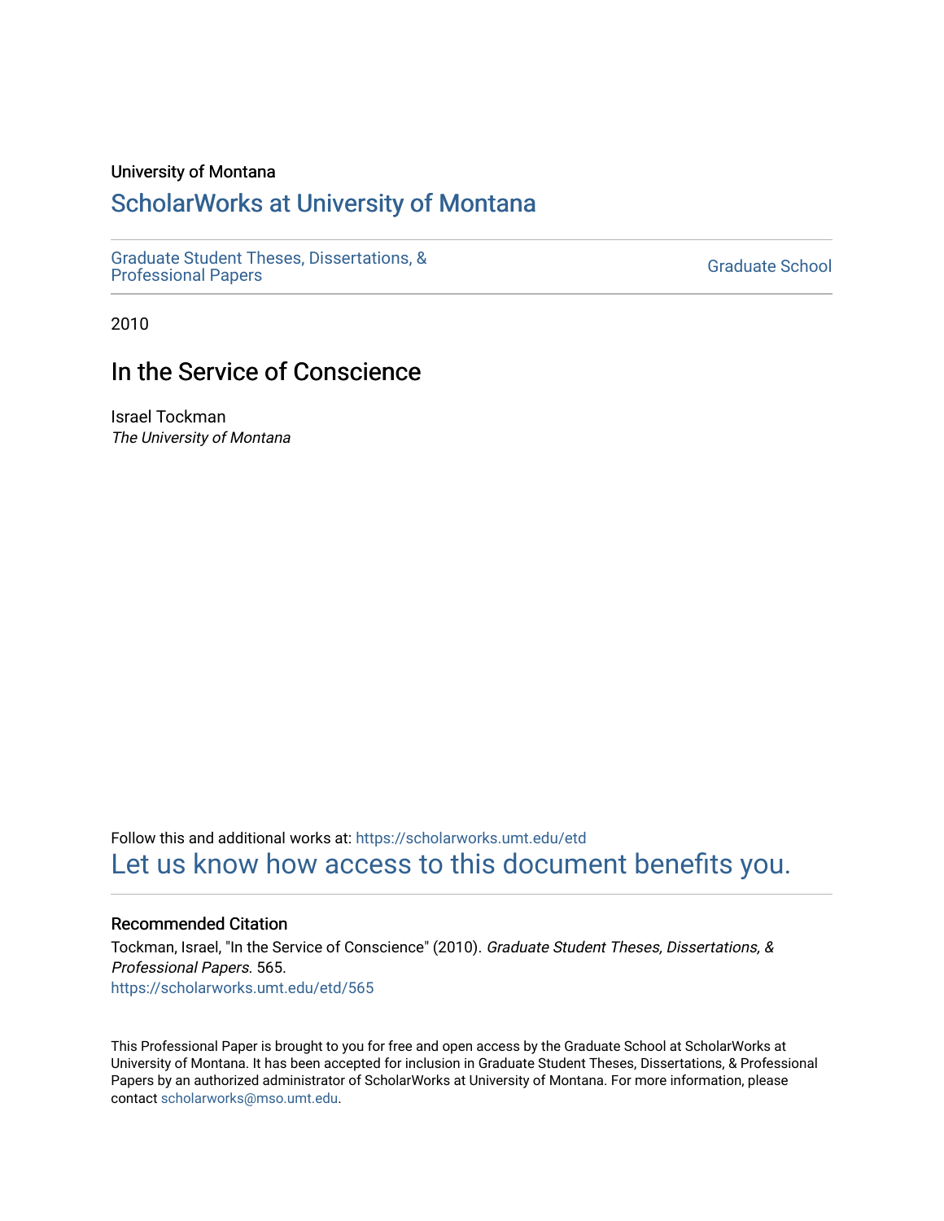University of Montana

# ScholarWorks at University of Montana

Graduate Student Theses, Dissertations, & Professional Papers

Graduate School

2010

## In the Service of Conscience

Israel Tockman
*The University of Montana*

Follow this and additional works at: https://scholarworks.umt.edu/etd

Let us know how access to this document benefits you.

### Recommended Citation

Tockman, Israel, "In the Service of Conscience" (2010). *Graduate Student Theses, Dissertations, & Professional Papers*. 565.
https://scholarworks.umt.edu/etd/565

This Professional Paper is brought to you for free and open access by the Graduate School at ScholarWorks at University of Montana. It has been accepted for inclusion in Graduate Student Theses, Dissertations, & Professional Papers by an authorized administrator of ScholarWorks at University of Montana. For more information, please contact scholarworks@mso.umt.edu.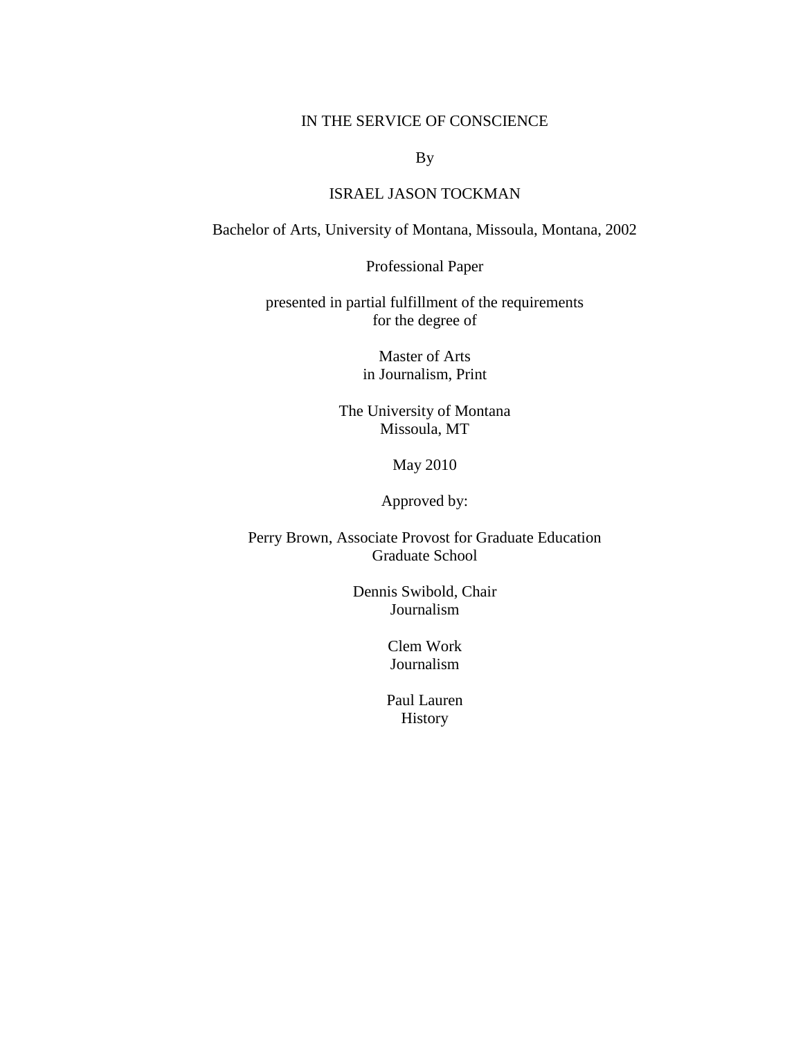IN THE SERVICE OF CONSCIENCE

By

ISRAEL JASON TOCKMAN

Bachelor of Arts, University of Montana, Missoula, Montana, 2002

Professional Paper

presented in partial fulfillment of the requirements
for the degree of

Master of Arts
in Journalism, Print

The University of Montana
Missoula, MT

May 2010

Approved by:

Perry Brown, Associate Provost for Graduate Education
Graduate School

Dennis Swibold, Chair
Journalism

Clem Work
Journalism

Paul Lauren
History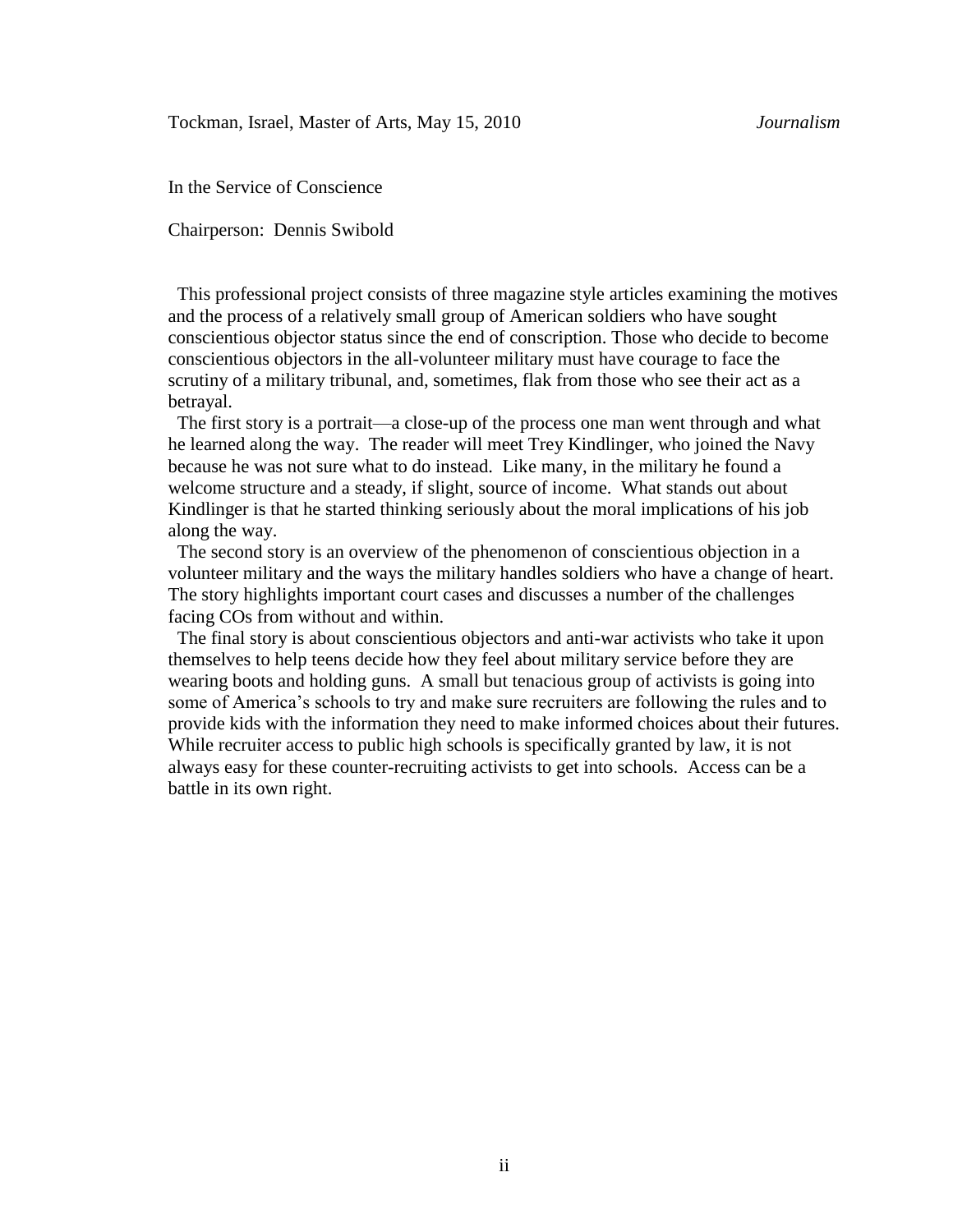Tockman, Israel, Master of Arts, May 15, 2010 *Journalism*

In the Service of Conscience

Chairperson: Dennis Swibold

This professional project consists of three magazine style articles examining the motives and the process of a relatively small group of American soldiers who have sought conscientious objector status since the end of conscription. Those who decide to become conscientious objectors in the all-volunteer military must have courage to face the scrutiny of a military tribunal, and, sometimes, flak from those who see their act as a betrayal.

The first story is a portrait—a close-up of the process one man went through and what he learned along the way. The reader will meet Trey Kindlinger, who joined the Navy because he was not sure what to do instead. Like many, in the military he found a welcome structure and a steady, if slight, source of income. What stands out about Kindlinger is that he started thinking seriously about the moral implications of his job along the way.

The second story is an overview of the phenomenon of conscientious objection in a volunteer military and the ways the military handles soldiers who have a change of heart. The story highlights important court cases and discusses a number of the challenges facing COs from without and within.

The final story is about conscientious objectors and anti-war activists who take it upon themselves to help teens decide how they feel about military service before they are wearing boots and holding guns. A small but tenacious group of activists is going into some of America's schools to try and make sure recruiters are following the rules and to provide kids with the information they need to make informed choices about their futures. While recruiter access to public high schools is specifically granted by law, it is not always easy for these counter-recruiting activists to get into schools. Access can be a battle in its own right.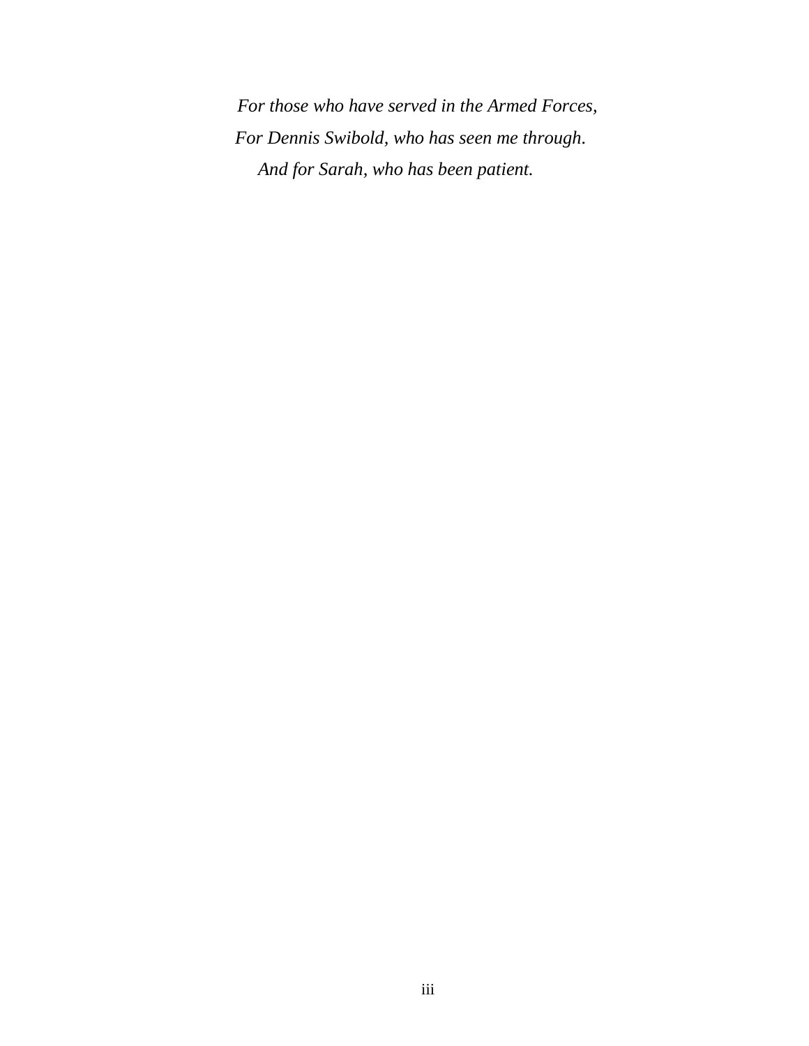*For those who have served in the Armed Forces,*

*For Dennis Swibold, who has seen me through.*

*And for Sarah, who has been patient.*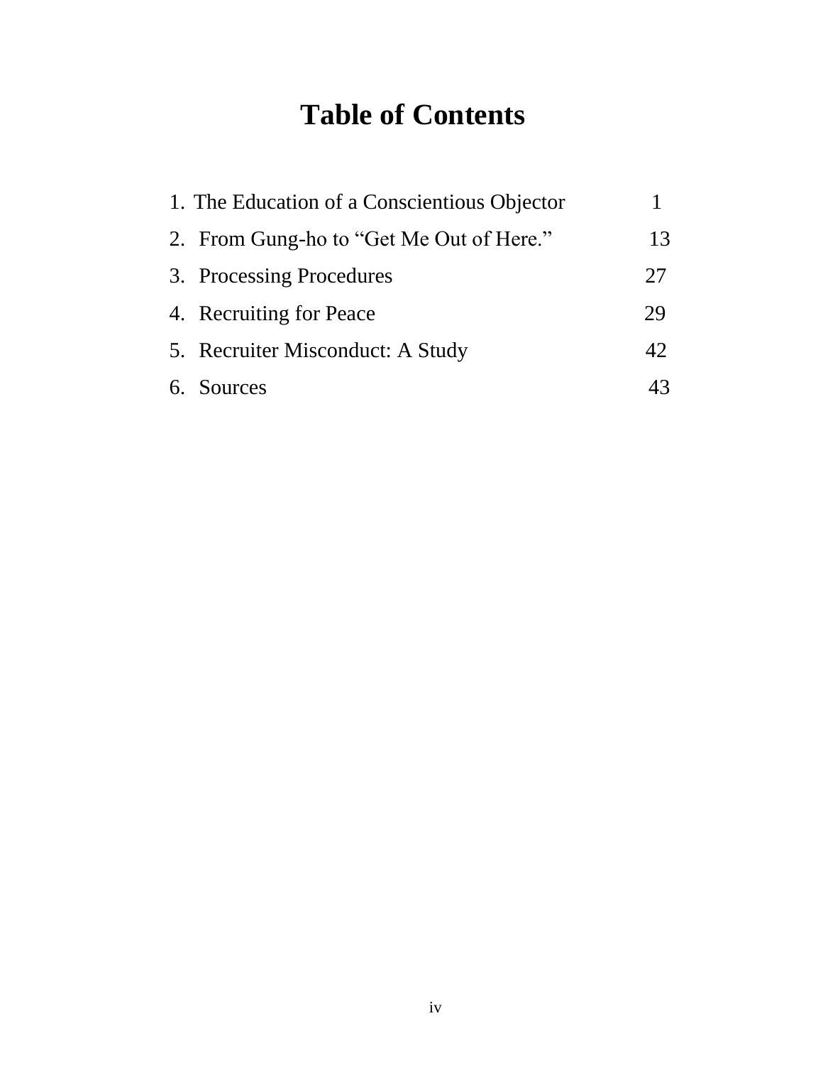# Table of Contents

| | |
|---|---|
| 1. The Education of a Conscientious Objector | 1 |
| 2. From Gung-ho to "Get Me Out of Here." | 13 |
| 3. Processing Procedures | 27 |
| 4. Recruiting for Peace | 29 |
| 5. Recruiter Misconduct: A Study | 42 |
| 6. Sources | 43 |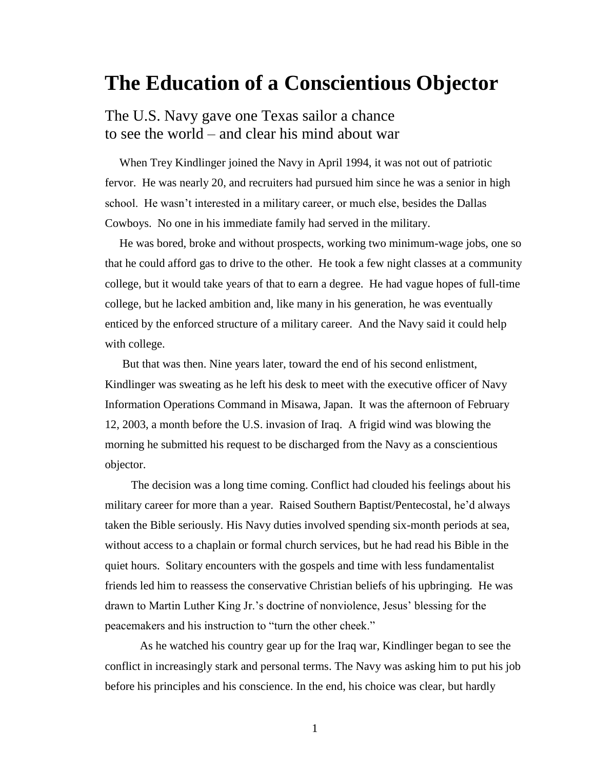# The Education of a Conscientious Objector

## The U.S. Navy gave one Texas sailor a chance to see the world – and clear his mind about war

When Trey Kindlinger joined the Navy in April 1994, it was not out of patriotic fervor. He was nearly 20, and recruiters had pursued him since he was a senior in high school. He wasn't interested in a military career, or much else, besides the Dallas Cowboys. No one in his immediate family had served in the military.

He was bored, broke and without prospects, working two minimum-wage jobs, one so that he could afford gas to drive to the other. He took a few night classes at a community college, but it would take years of that to earn a degree. He had vague hopes of full-time college, but he lacked ambition and, like many in his generation, he was eventually enticed by the enforced structure of a military career. And the Navy said it could help with college.

But that was then. Nine years later, toward the end of his second enlistment, Kindlinger was sweating as he left his desk to meet with the executive officer of Navy Information Operations Command in Misawa, Japan. It was the afternoon of February 12, 2003, a month before the U.S. invasion of Iraq. A frigid wind was blowing the morning he submitted his request to be discharged from the Navy as a conscientious objector.

The decision was a long time coming. Conflict had clouded his feelings about his military career for more than a year. Raised Southern Baptist/Pentecostal, he'd always taken the Bible seriously. His Navy duties involved spending six-month periods at sea, without access to a chaplain or formal church services, but he had read his Bible in the quiet hours. Solitary encounters with the gospels and time with less fundamentalist friends led him to reassess the conservative Christian beliefs of his upbringing. He was drawn to Martin Luther King Jr.'s doctrine of nonviolence, Jesus' blessing for the peacemakers and his instruction to "turn the other cheek."

As he watched his country gear up for the Iraq war, Kindlinger began to see the conflict in increasingly stark and personal terms. The Navy was asking him to put his job before his principles and his conscience. In the end, his choice was clear, but hardly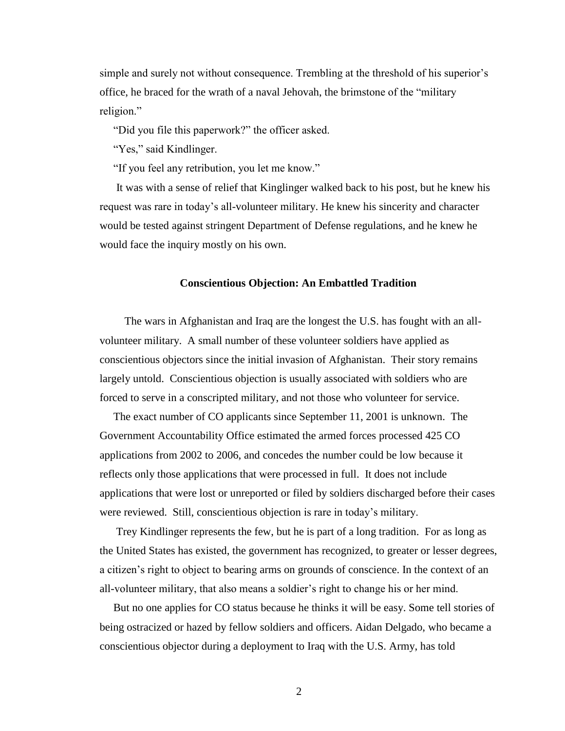simple and surely not without consequence. Trembling at the threshold of his superior's office, he braced for the wrath of a naval Jehovah, the brimstone of the "military religion."

"Did you file this paperwork?" the officer asked.

"Yes," said Kindlinger.

"If you feel any retribution, you let me know."

It was with a sense of relief that Kinglinger walked back to his post, but he knew his request was rare in today's all-volunteer military. He knew his sincerity and character would be tested against stringent Department of Defense regulations, and he knew he would face the inquiry mostly on his own.

## Conscientious Objection: An Embattled Tradition

The wars in Afghanistan and Iraq are the longest the U.S. has fought with an all-volunteer military. A small number of these volunteer soldiers have applied as conscientious objectors since the initial invasion of Afghanistan. Their story remains largely untold. Conscientious objection is usually associated with soldiers who are forced to serve in a conscripted military, and not those who volunteer for service.

The exact number of CO applicants since September 11, 2001 is unknown. The Government Accountability Office estimated the armed forces processed 425 CO applications from 2002 to 2006, and concedes the number could be low because it reflects only those applications that were processed in full. It does not include applications that were lost or unreported or filed by soldiers discharged before their cases were reviewed. Still, conscientious objection is rare in today's military.

Trey Kindlinger represents the few, but he is part of a long tradition. For as long as the United States has existed, the government has recognized, to greater or lesser degrees, a citizen's right to object to bearing arms on grounds of conscience. In the context of an all-volunteer military, that also means a soldier's right to change his or her mind.

But no one applies for CO status because he thinks it will be easy. Some tell stories of being ostracized or hazed by fellow soldiers and officers. Aidan Delgado, who became a conscientious objector during a deployment to Iraq with the U.S. Army, has told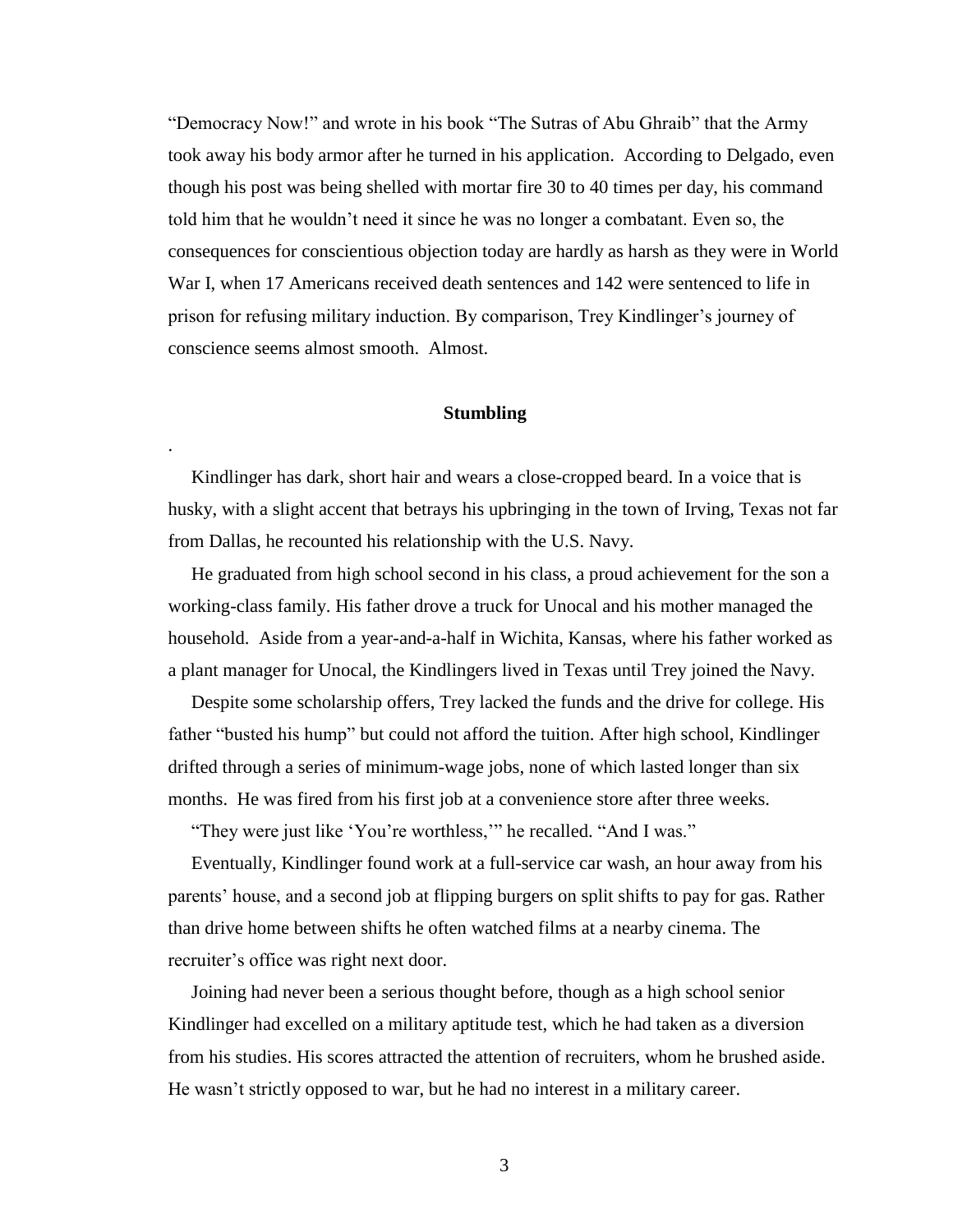"Democracy Now!" and wrote in his book "The Sutras of Abu Ghraib" that the Army took away his body armor after he turned in his application. According to Delgado, even though his post was being shelled with mortar fire 30 to 40 times per day, his command told him that he wouldn't need it since he was no longer a combatant. Even so, the consequences for conscientious objection today are hardly as harsh as they were in World War I, when 17 Americans received death sentences and 142 were sentenced to life in prison for refusing military induction. By comparison, Trey Kindlinger's journey of conscience seems almost smooth. Almost.

**Stumbling**

.

Kindlinger has dark, short hair and wears a close-cropped beard. In a voice that is husky, with a slight accent that betrays his upbringing in the town of Irving, Texas not far from Dallas, he recounted his relationship with the U.S. Navy.

He graduated from high school second in his class, a proud achievement for the son a working-class family. His father drove a truck for Unocal and his mother managed the household. Aside from a year-and-a-half in Wichita, Kansas, where his father worked as a plant manager for Unocal, the Kindlingers lived in Texas until Trey joined the Navy.

Despite some scholarship offers, Trey lacked the funds and the drive for college. His father "busted his hump" but could not afford the tuition. After high school, Kindlinger drifted through a series of minimum-wage jobs, none of which lasted longer than six months. He was fired from his first job at a convenience store after three weeks.

"They were just like 'You're worthless,'" he recalled. "And I was."

Eventually, Kindlinger found work at a full-service car wash, an hour away from his parents' house, and a second job at flipping burgers on split shifts to pay for gas. Rather than drive home between shifts he often watched films at a nearby cinema. The recruiter's office was right next door.

Joining had never been a serious thought before, though as a high school senior Kindlinger had excelled on a military aptitude test, which he had taken as a diversion from his studies. His scores attracted the attention of recruiters, whom he brushed aside. He wasn't strictly opposed to war, but he had no interest in a military career.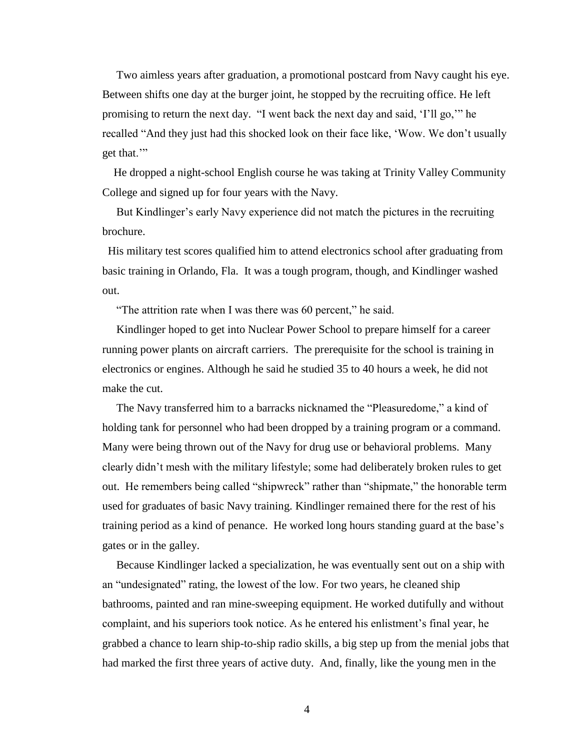Two aimless years after graduation, a promotional postcard from Navy caught his eye. Between shifts one day at the burger joint, he stopped by the recruiting office. He left promising to return the next day. "I went back the next day and said, 'I'll go,'" he recalled "And they just had this shocked look on their face like, 'Wow. We don't usually get that.'"

He dropped a night-school English course he was taking at Trinity Valley Community College and signed up for four years with the Navy.

But Kindlinger's early Navy experience did not match the pictures in the recruiting brochure.

His military test scores qualified him to attend electronics school after graduating from basic training in Orlando, Fla. It was a tough program, though, and Kindlinger washed out.

"The attrition rate when I was there was 60 percent," he said.

Kindlinger hoped to get into Nuclear Power School to prepare himself for a career running power plants on aircraft carriers. The prerequisite for the school is training in electronics or engines. Although he said he studied 35 to 40 hours a week, he did not make the cut.

The Navy transferred him to a barracks nicknamed the "Pleasuredome," a kind of holding tank for personnel who had been dropped by a training program or a command. Many were being thrown out of the Navy for drug use or behavioral problems. Many clearly didn't mesh with the military lifestyle; some had deliberately broken rules to get out. He remembers being called "shipwreck" rather than "shipmate," the honorable term used for graduates of basic Navy training. Kindlinger remained there for the rest of his training period as a kind of penance. He worked long hours standing guard at the base's gates or in the galley.

Because Kindlinger lacked a specialization, he was eventually sent out on a ship with an "undesignated" rating, the lowest of the low. For two years, he cleaned ship bathrooms, painted and ran mine-sweeping equipment. He worked dutifully and without complaint, and his superiors took notice. As he entered his enlistment's final year, he grabbed a chance to learn ship-to-ship radio skills, a big step up from the menial jobs that had marked the first three years of active duty. And, finally, like the young men in the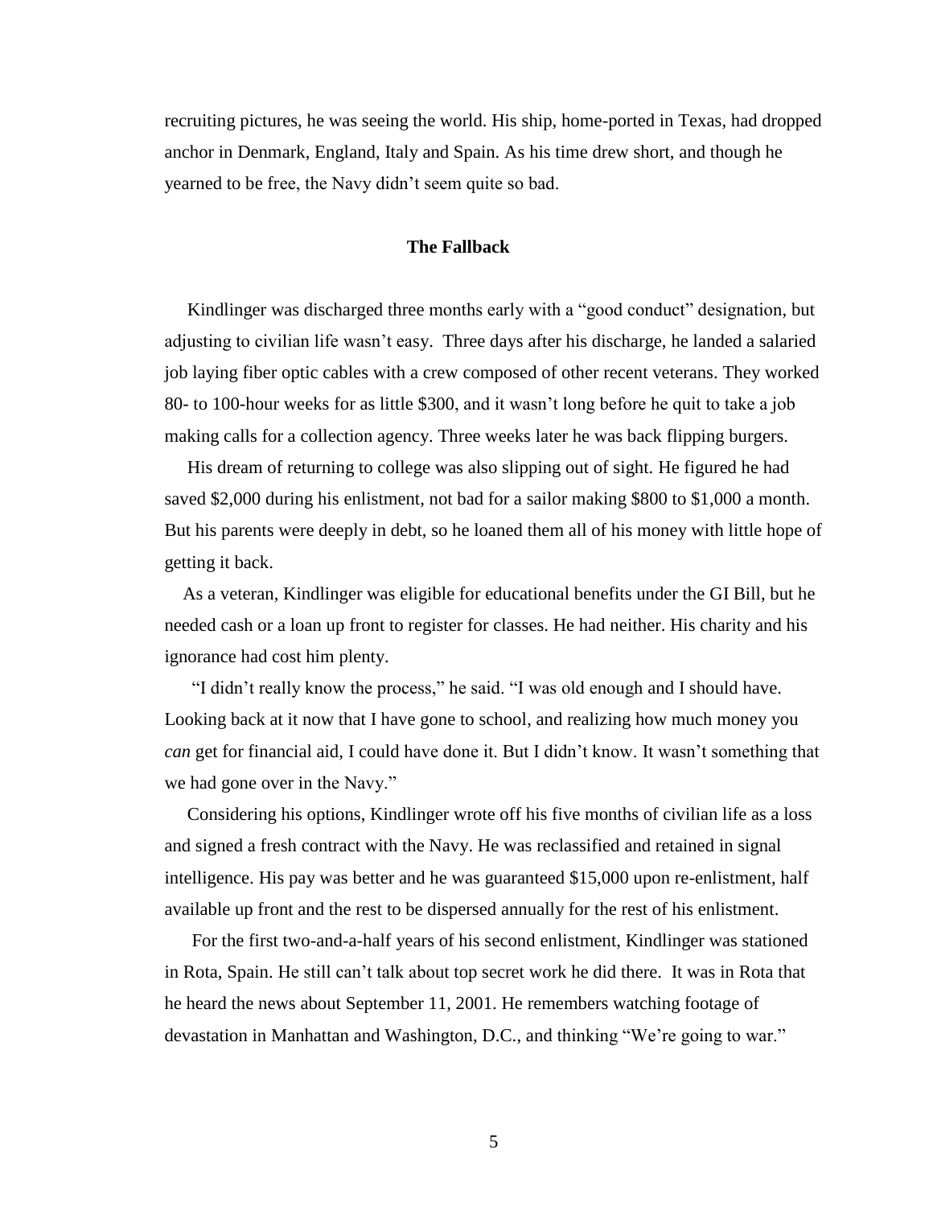recruiting pictures, he was seeing the world. His ship, home-ported in Texas, had dropped anchor in Denmark, England, Italy and Spain. As his time drew short, and though he yearned to be free, the Navy didn't seem quite so bad.

**The Fallback**

Kindlinger was discharged three months early with a "good conduct" designation, but adjusting to civilian life wasn't easy. Three days after his discharge, he landed a salaried job laying fiber optic cables with a crew composed of other recent veterans. They worked 80- to 100-hour weeks for as little $300, and it wasn't long before he quit to take a job making calls for a collection agency. Three weeks later he was back flipping burgers.

His dream of returning to college was also slipping out of sight. He figured he had saved $2,000 during his enlistment, not bad for a sailor making $800 to $1,000 a month. But his parents were deeply in debt, so he loaned them all of his money with little hope of getting it back.

As a veteran, Kindlinger was eligible for educational benefits under the GI Bill, but he needed cash or a loan up front to register for classes. He had neither. His charity and his ignorance had cost him plenty.

"I didn't really know the process," he said. "I was old enough and I should have. Looking back at it now that I have gone to school, and realizing how much money you *can* get for financial aid, I could have done it. But I didn't know. It wasn't something that we had gone over in the Navy."

Considering his options, Kindlinger wrote off his five months of civilian life as a loss and signed a fresh contract with the Navy. He was reclassified and retained in signal intelligence. His pay was better and he was guaranteed $15,000 upon re-enlistment, half available up front and the rest to be dispersed annually for the rest of his enlistment.

For the first two-and-a-half years of his second enlistment, Kindlinger was stationed in Rota, Spain. He still can't talk about top secret work he did there. It was in Rota that he heard the news about September 11, 2001. He remembers watching footage of devastation in Manhattan and Washington, D.C., and thinking "We're going to war."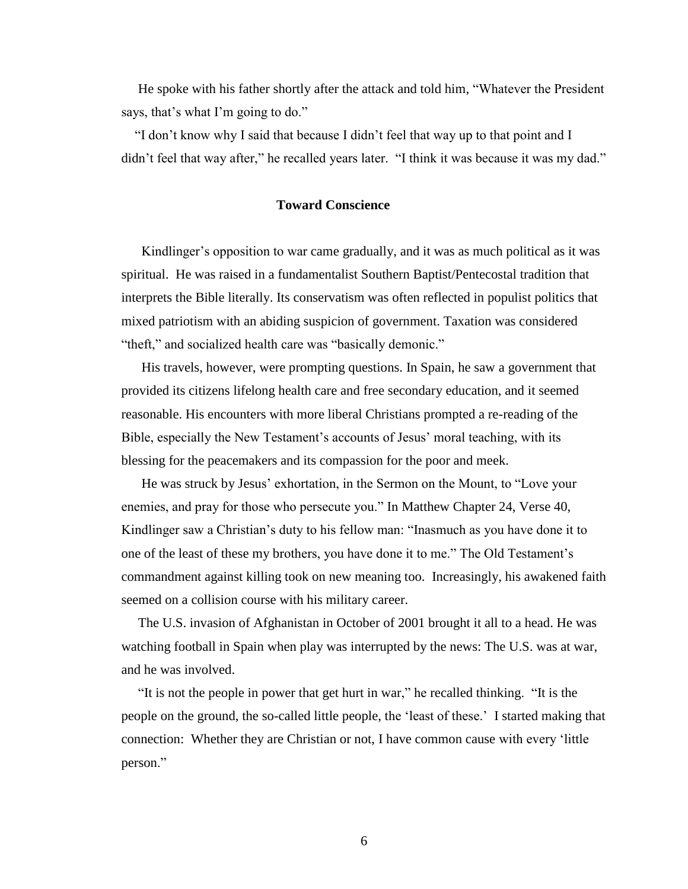He spoke with his father shortly after the attack and told him, "Whatever the President says, that's what I'm going to do."

"I don't know why I said that because I didn't feel that way up to that point and I didn't feel that way after," he recalled years later. "I think it was because it was my dad."

### Toward Conscience

Kindlinger's opposition to war came gradually, and it was as much political as it was spiritual. He was raised in a fundamentalist Southern Baptist/Pentecostal tradition that interprets the Bible literally. Its conservatism was often reflected in populist politics that mixed patriotism with an abiding suspicion of government. Taxation was considered "theft," and socialized health care was "basically demonic."

His travels, however, were prompting questions. In Spain, he saw a government that provided its citizens lifelong health care and free secondary education, and it seemed reasonable. His encounters with more liberal Christians prompted a re-reading of the Bible, especially the New Testament's accounts of Jesus' moral teaching, with its blessing for the peacemakers and its compassion for the poor and meek.

He was struck by Jesus' exhortation, in the Sermon on the Mount, to "Love your enemies, and pray for those who persecute you." In Matthew Chapter 24, Verse 40, Kindlinger saw a Christian's duty to his fellow man: "Inasmuch as you have done it to one of the least of these my brothers, you have done it to me." The Old Testament's commandment against killing took on new meaning too. Increasingly, his awakened faith seemed on a collision course with his military career.

The U.S. invasion of Afghanistan in October of 2001 brought it all to a head. He was watching football in Spain when play was interrupted by the news: The U.S. was at war, and he was involved.

"It is not the people in power that get hurt in war," he recalled thinking. "It is the people on the ground, the so-called little people, the 'least of these.' I started making that connection: Whether they are Christian or not, I have common cause with every 'little person."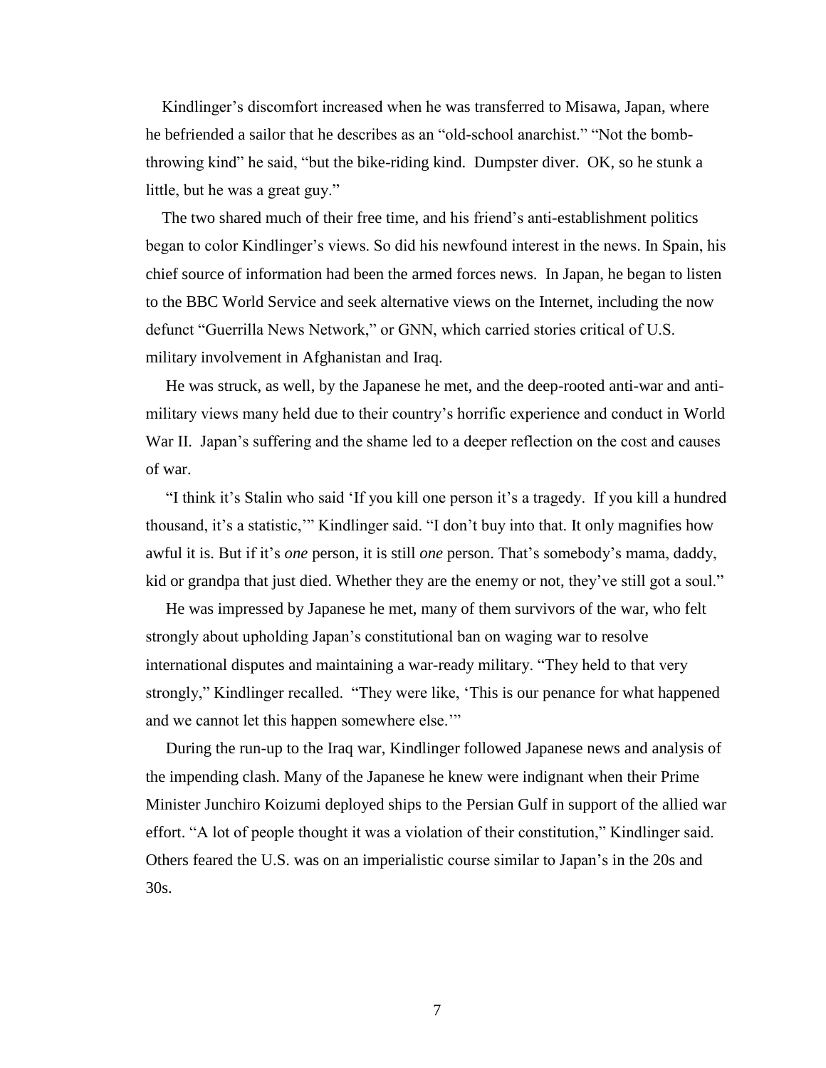Kindlinger's discomfort increased when he was transferred to Misawa, Japan, where he befriended a sailor that he describes as an "old-school anarchist." "Not the bomb-throwing kind" he said, "but the bike-riding kind. Dumpster diver. OK, so he stunk a little, but he was a great guy."

The two shared much of their free time, and his friend's anti-establishment politics began to color Kindlinger's views. So did his newfound interest in the news. In Spain, his chief source of information had been the armed forces news. In Japan, he began to listen to the BBC World Service and seek alternative views on the Internet, including the now defunct "Guerrilla News Network," or GNN, which carried stories critical of U.S. military involvement in Afghanistan and Iraq.

He was struck, as well, by the Japanese he met, and the deep-rooted anti-war and anti-military views many held due to their country's horrific experience and conduct in World War II. Japan's suffering and the shame led to a deeper reflection on the cost and causes of war.

"I think it's Stalin who said 'If you kill one person it's a tragedy. If you kill a hundred thousand, it's a statistic,'" Kindlinger said. "I don't buy into that. It only magnifies how awful it is. But if it's *one* person, it is still *one* person. That's somebody's mama, daddy, kid or grandpa that just died. Whether they are the enemy or not, they've still got a soul."

He was impressed by Japanese he met, many of them survivors of the war, who felt strongly about upholding Japan's constitutional ban on waging war to resolve international disputes and maintaining a war-ready military. "They held to that very strongly," Kindlinger recalled. "They were like, 'This is our penance for what happened and we cannot let this happen somewhere else.'"

During the run-up to the Iraq war, Kindlinger followed Japanese news and analysis of the impending clash. Many of the Japanese he knew were indignant when their Prime Minister Junchiro Koizumi deployed ships to the Persian Gulf in support of the allied war effort. "A lot of people thought it was a violation of their constitution," Kindlinger said. Others feared the U.S. was on an imperialistic course similar to Japan's in the 20s and 30s.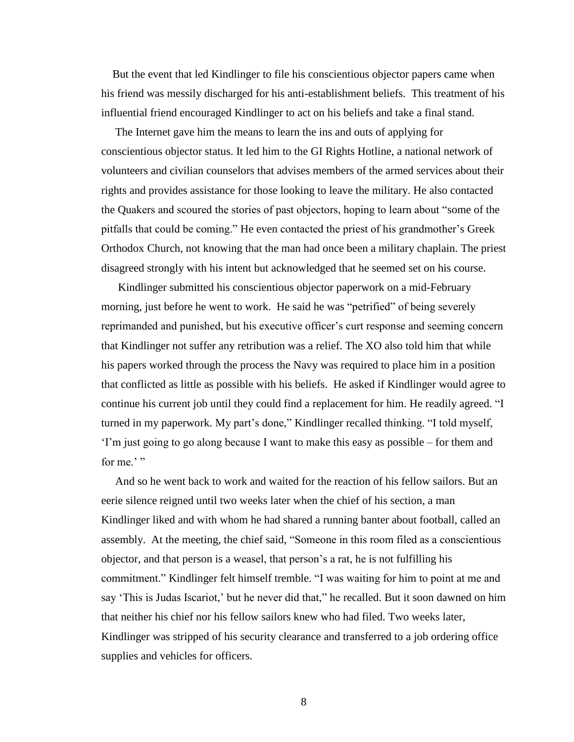But the event that led Kindlinger to file his conscientious objector papers came when his friend was messily discharged for his anti-establishment beliefs. This treatment of his influential friend encouraged Kindlinger to act on his beliefs and take a final stand.

The Internet gave him the means to learn the ins and outs of applying for conscientious objector status. It led him to the GI Rights Hotline, a national network of volunteers and civilian counselors that advises members of the armed services about their rights and provides assistance for those looking to leave the military. He also contacted the Quakers and scoured the stories of past objectors, hoping to learn about "some of the pitfalls that could be coming." He even contacted the priest of his grandmother's Greek Orthodox Church, not knowing that the man had once been a military chaplain. The priest disagreed strongly with his intent but acknowledged that he seemed set on his course.

Kindlinger submitted his conscientious objector paperwork on a mid-February morning, just before he went to work. He said he was "petrified" of being severely reprimanded and punished, but his executive officer's curt response and seeming concern that Kindlinger not suffer any retribution was a relief. The XO also told him that while his papers worked through the process the Navy was required to place him in a position that conflicted as little as possible with his beliefs. He asked if Kindlinger would agree to continue his current job until they could find a replacement for him. He readily agreed. "I turned in my paperwork. My part's done," Kindlinger recalled thinking. "I told myself, 'I'm just going to go along because I want to make this easy as possible – for them and for me.' "

And so he went back to work and waited for the reaction of his fellow sailors. But an eerie silence reigned until two weeks later when the chief of his section, a man Kindlinger liked and with whom he had shared a running banter about football, called an assembly. At the meeting, the chief said, "Someone in this room filed as a conscientious objector, and that person is a weasel, that person's a rat, he is not fulfilling his commitment." Kindlinger felt himself tremble. "I was waiting for him to point at me and say 'This is Judas Iscariot,' but he never did that," he recalled. But it soon dawned on him that neither his chief nor his fellow sailors knew who had filed. Two weeks later, Kindlinger was stripped of his security clearance and transferred to a job ordering office supplies and vehicles for officers.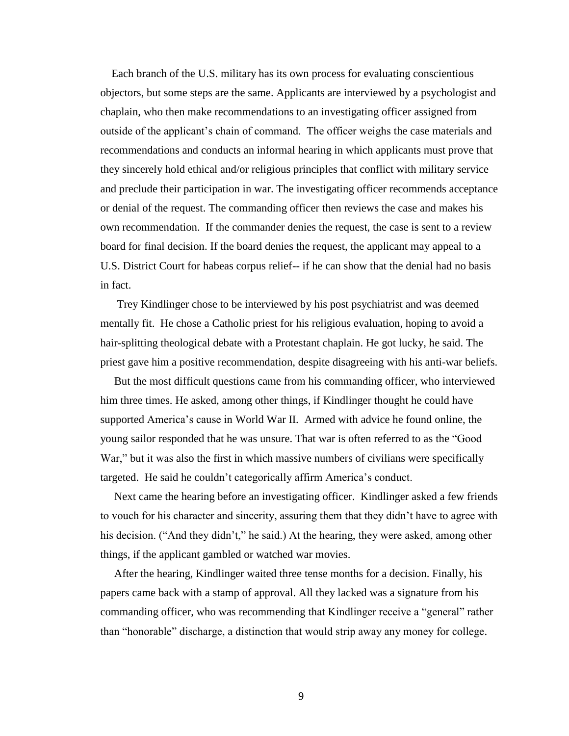Each branch of the U.S. military has its own process for evaluating conscientious objectors, but some steps are the same. Applicants are interviewed by a psychologist and chaplain, who then make recommendations to an investigating officer assigned from outside of the applicant's chain of command. The officer weighs the case materials and recommendations and conducts an informal hearing in which applicants must prove that they sincerely hold ethical and/or religious principles that conflict with military service and preclude their participation in war. The investigating officer recommends acceptance or denial of the request. The commanding officer then reviews the case and makes his own recommendation. If the commander denies the request, the case is sent to a review board for final decision. If the board denies the request, the applicant may appeal to a U.S. District Court for habeas corpus relief-- if he can show that the denial had no basis in fact.

Trey Kindlinger chose to be interviewed by his post psychiatrist and was deemed mentally fit. He chose a Catholic priest for his religious evaluation, hoping to avoid a hair-splitting theological debate with a Protestant chaplain. He got lucky, he said. The priest gave him a positive recommendation, despite disagreeing with his anti-war beliefs.

But the most difficult questions came from his commanding officer, who interviewed him three times. He asked, among other things, if Kindlinger thought he could have supported America's cause in World War II. Armed with advice he found online, the young sailor responded that he was unsure. That war is often referred to as the "Good War," but it was also the first in which massive numbers of civilians were specifically targeted. He said he couldn't categorically affirm America's conduct.

Next came the hearing before an investigating officer. Kindlinger asked a few friends to vouch for his character and sincerity, assuring them that they didn't have to agree with his decision. ("And they didn't," he said.) At the hearing, they were asked, among other things, if the applicant gambled or watched war movies.

After the hearing, Kindlinger waited three tense months for a decision. Finally, his papers came back with a stamp of approval. All they lacked was a signature from his commanding officer, who was recommending that Kindlinger receive a "general" rather than "honorable" discharge, a distinction that would strip away any money for college.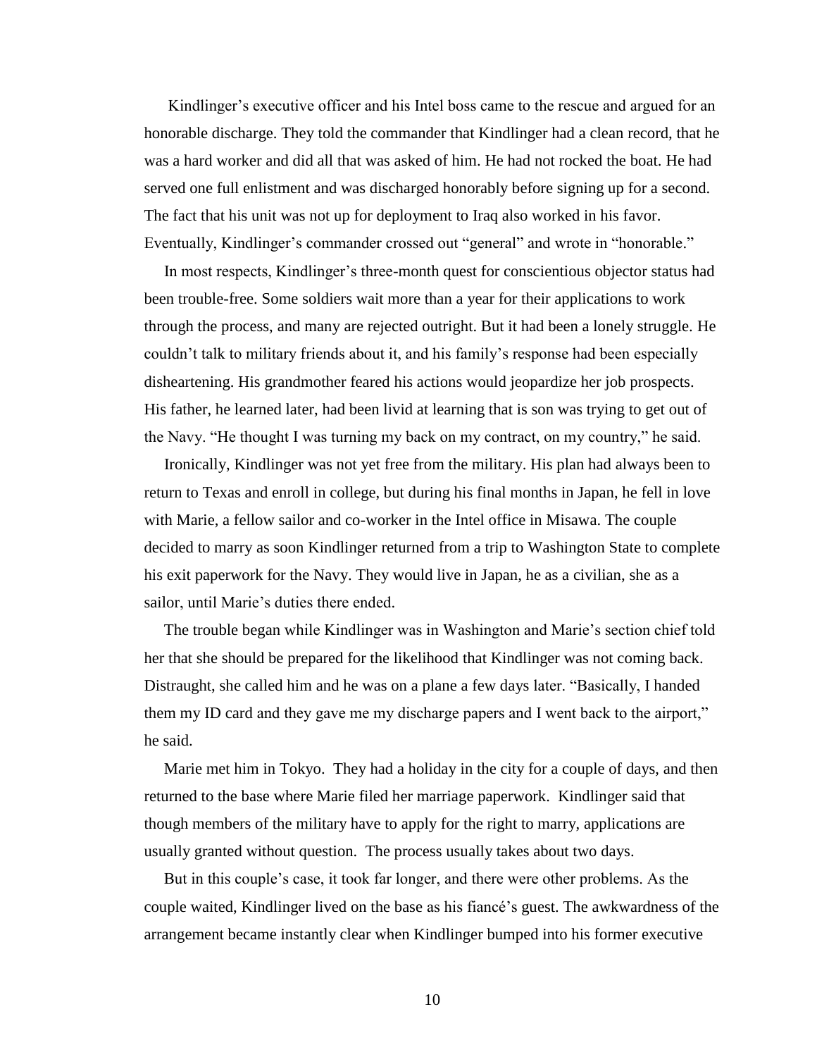Kindlinger's executive officer and his Intel boss came to the rescue and argued for an honorable discharge. They told the commander that Kindlinger had a clean record, that he was a hard worker and did all that was asked of him. He had not rocked the boat. He had served one full enlistment and was discharged honorably before signing up for a second. The fact that his unit was not up for deployment to Iraq also worked in his favor. Eventually, Kindlinger's commander crossed out "general" and wrote in "honorable."

In most respects, Kindlinger's three-month quest for conscientious objector status had been trouble-free. Some soldiers wait more than a year for their applications to work through the process, and many are rejected outright. But it had been a lonely struggle. He couldn't talk to military friends about it, and his family's response had been especially disheartening. His grandmother feared his actions would jeopardize her job prospects. His father, he learned later, had been livid at learning that is son was trying to get out of the Navy. "He thought I was turning my back on my contract, on my country," he said.

Ironically, Kindlinger was not yet free from the military. His plan had always been to return to Texas and enroll in college, but during his final months in Japan, he fell in love with Marie, a fellow sailor and co-worker in the Intel office in Misawa. The couple decided to marry as soon Kindlinger returned from a trip to Washington State to complete his exit paperwork for the Navy. They would live in Japan, he as a civilian, she as a sailor, until Marie's duties there ended.

The trouble began while Kindlinger was in Washington and Marie's section chief told her that she should be prepared for the likelihood that Kindlinger was not coming back. Distraught, she called him and he was on a plane a few days later. "Basically, I handed them my ID card and they gave me my discharge papers and I went back to the airport," he said.

Marie met him in Tokyo. They had a holiday in the city for a couple of days, and then returned to the base where Marie filed her marriage paperwork. Kindlinger said that though members of the military have to apply for the right to marry, applications are usually granted without question. The process usually takes about two days.

But in this couple's case, it took far longer, and there were other problems. As the couple waited, Kindlinger lived on the base as his fiancé's guest. The awkwardness of the arrangement became instantly clear when Kindlinger bumped into his former executive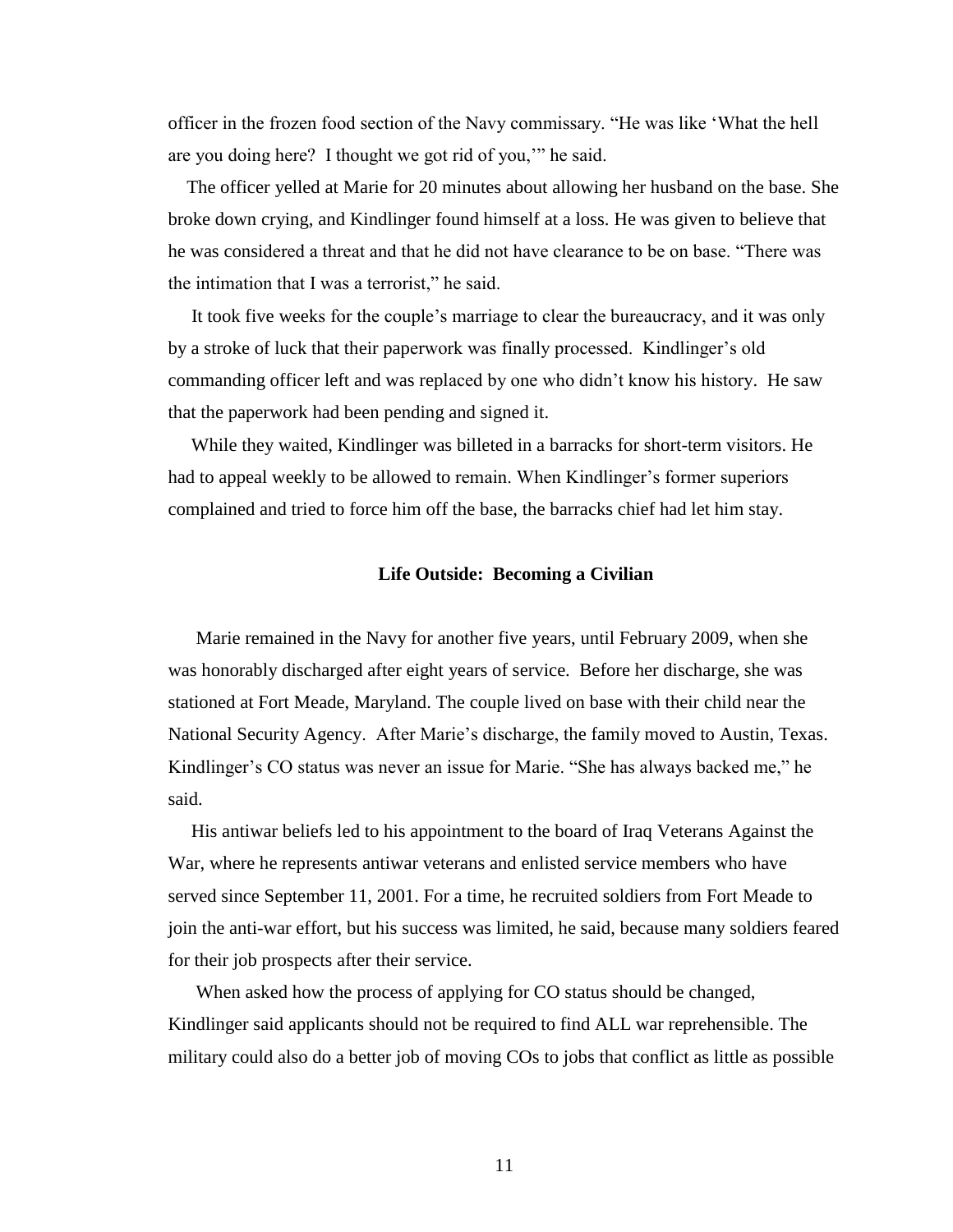officer in the frozen food section of the Navy commissary. "He was like 'What the hell are you doing here? I thought we got rid of you,'" he said.

The officer yelled at Marie for 20 minutes about allowing her husband on the base. She broke down crying, and Kindlinger found himself at a loss. He was given to believe that he was considered a threat and that he did not have clearance to be on base. "There was the intimation that I was a terrorist," he said.

It took five weeks for the couple's marriage to clear the bureaucracy, and it was only by a stroke of luck that their paperwork was finally processed. Kindlinger's old commanding officer left and was replaced by one who didn't know his history. He saw that the paperwork had been pending and signed it.

While they waited, Kindlinger was billeted in a barracks for short-term visitors. He had to appeal weekly to be allowed to remain. When Kindlinger's former superiors complained and tried to force him off the base, the barracks chief had let him stay.

**Life Outside: Becoming a Civilian**

Marie remained in the Navy for another five years, until February 2009, when she was honorably discharged after eight years of service. Before her discharge, she was stationed at Fort Meade, Maryland. The couple lived on base with their child near the National Security Agency. After Marie's discharge, the family moved to Austin, Texas. Kindlinger's CO status was never an issue for Marie. "She has always backed me," he said.

His antiwar beliefs led to his appointment to the board of Iraq Veterans Against the War, where he represents antiwar veterans and enlisted service members who have served since September 11, 2001. For a time, he recruited soldiers from Fort Meade to join the anti-war effort, but his success was limited, he said, because many soldiers feared for their job prospects after their service.

When asked how the process of applying for CO status should be changed, Kindlinger said applicants should not be required to find ALL war reprehensible. The military could also do a better job of moving COs to jobs that conflict as little as possible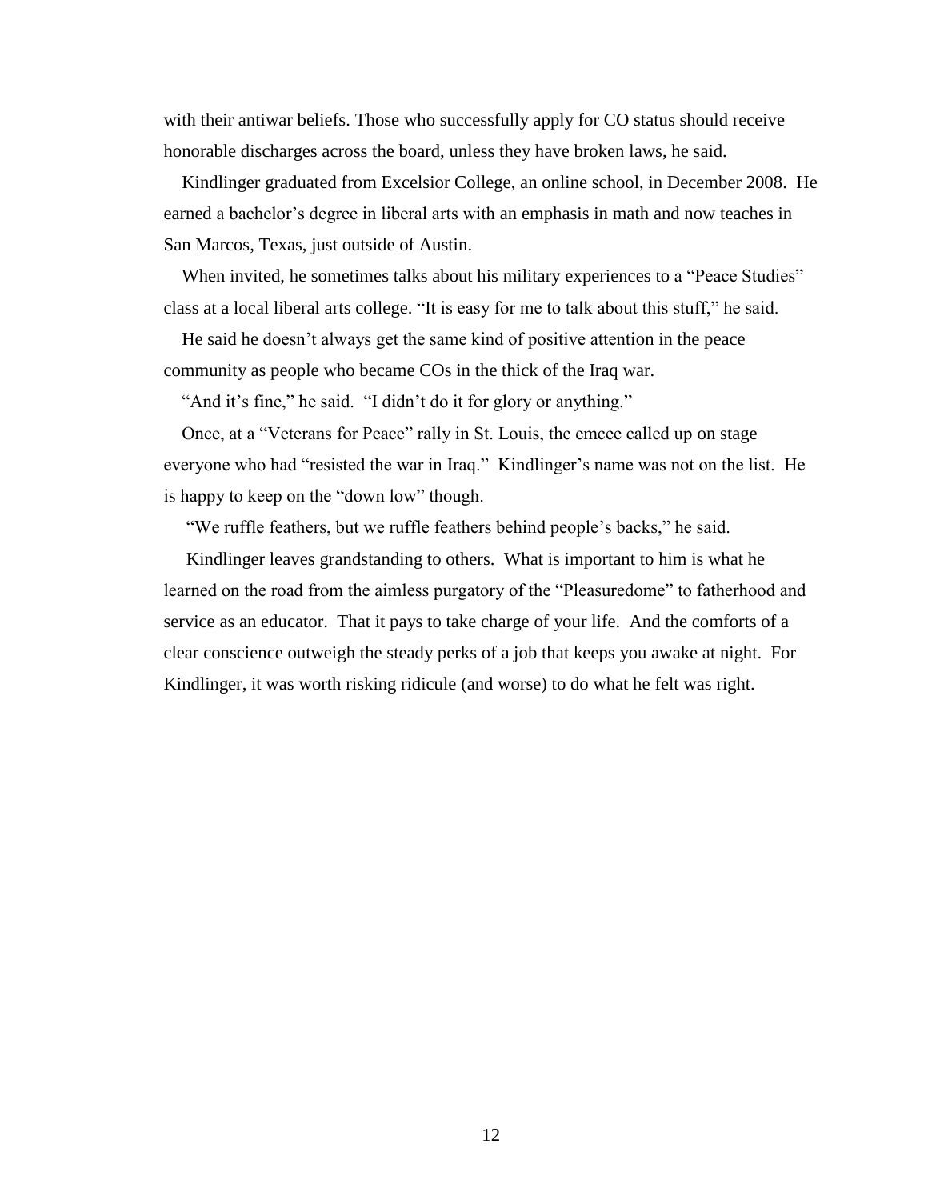with their antiwar beliefs. Those who successfully apply for CO status should receive honorable discharges across the board, unless they have broken laws, he said.

Kindlinger graduated from Excelsior College, an online school, in December 2008. He earned a bachelor's degree in liberal arts with an emphasis in math and now teaches in San Marcos, Texas, just outside of Austin.

When invited, he sometimes talks about his military experiences to a "Peace Studies" class at a local liberal arts college. "It is easy for me to talk about this stuff," he said.

He said he doesn't always get the same kind of positive attention in the peace community as people who became COs in the thick of the Iraq war.

"And it's fine," he said. "I didn't do it for glory or anything."

Once, at a "Veterans for Peace" rally in St. Louis, the emcee called up on stage everyone who had "resisted the war in Iraq." Kindlinger's name was not on the list. He is happy to keep on the "down low" though.

"We ruffle feathers, but we ruffle feathers behind people's backs," he said.

Kindlinger leaves grandstanding to others. What is important to him is what he learned on the road from the aimless purgatory of the "Pleasuredome" to fatherhood and service as an educator. That it pays to take charge of your life. And the comforts of a clear conscience outweigh the steady perks of a job that keeps you awake at night. For Kindlinger, it was worth risking ridicule (and worse) to do what he felt was right.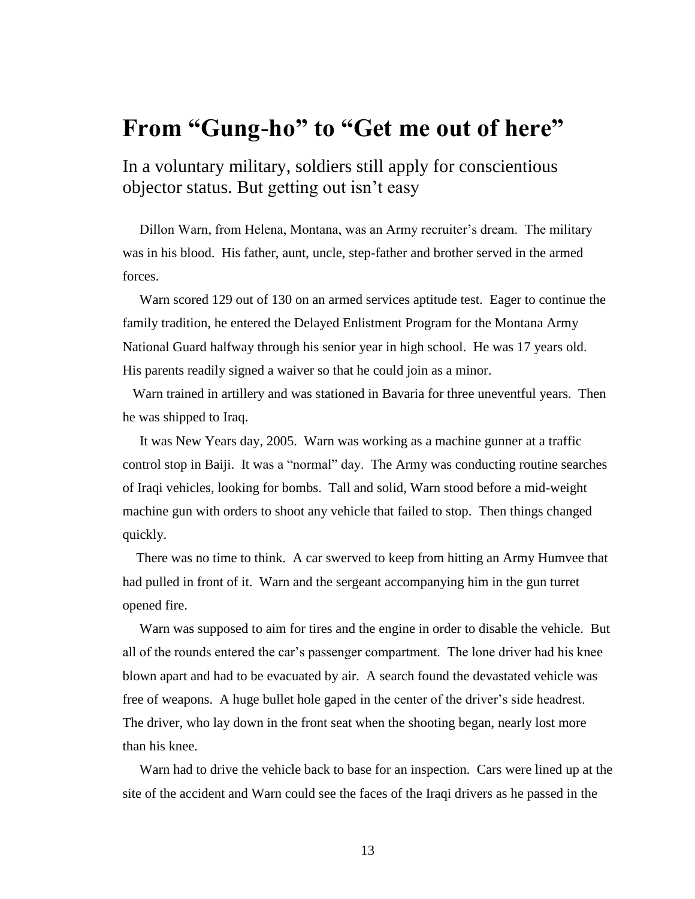# From "Gung-ho" to "Get me out of here"

In a voluntary military, soldiers still apply for conscientious objector status. But getting out isn't easy

Dillon Warn, from Helena, Montana, was an Army recruiter's dream. The military was in his blood. His father, aunt, uncle, step-father and brother served in the armed forces.

Warn scored 129 out of 130 on an armed services aptitude test. Eager to continue the family tradition, he entered the Delayed Enlistment Program for the Montana Army National Guard halfway through his senior year in high school. He was 17 years old. His parents readily signed a waiver so that he could join as a minor.

Warn trained in artillery and was stationed in Bavaria for three uneventful years. Then he was shipped to Iraq.

It was New Years day, 2005. Warn was working as a machine gunner at a traffic control stop in Baiji. It was a "normal" day. The Army was conducting routine searches of Iraqi vehicles, looking for bombs. Tall and solid, Warn stood before a mid-weight machine gun with orders to shoot any vehicle that failed to stop. Then things changed quickly.

There was no time to think. A car swerved to keep from hitting an Army Humvee that had pulled in front of it. Warn and the sergeant accompanying him in the gun turret opened fire.

Warn was supposed to aim for tires and the engine in order to disable the vehicle. But all of the rounds entered the car's passenger compartment. The lone driver had his knee blown apart and had to be evacuated by air. A search found the devastated vehicle was free of weapons. A huge bullet hole gaped in the center of the driver's side headrest. The driver, who lay down in the front seat when the shooting began, nearly lost more than his knee.

Warn had to drive the vehicle back to base for an inspection. Cars were lined up at the site of the accident and Warn could see the faces of the Iraqi drivers as he passed in the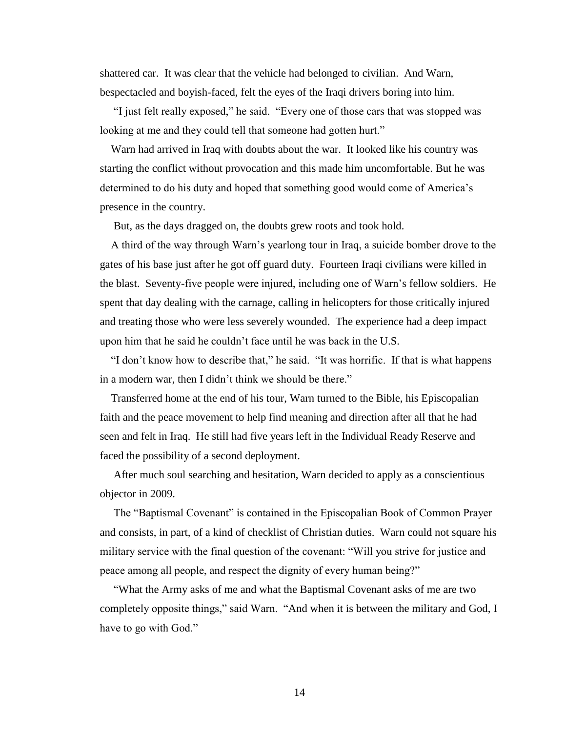shattered car. It was clear that the vehicle had belonged to civilian. And Warn, bespectacled and boyish-faced, felt the eyes of the Iraqi drivers boring into him.

"I just felt really exposed," he said. "Every one of those cars that was stopped was looking at me and they could tell that someone had gotten hurt."

Warn had arrived in Iraq with doubts about the war. It looked like his country was starting the conflict without provocation and this made him uncomfortable. But he was determined to do his duty and hoped that something good would come of America's presence in the country.

But, as the days dragged on, the doubts grew roots and took hold.

A third of the way through Warn's yearlong tour in Iraq, a suicide bomber drove to the gates of his base just after he got off guard duty. Fourteen Iraqi civilians were killed in the blast. Seventy-five people were injured, including one of Warn's fellow soldiers. He spent that day dealing with the carnage, calling in helicopters for those critically injured and treating those who were less severely wounded. The experience had a deep impact upon him that he said he couldn't face until he was back in the U.S.

"I don't know how to describe that," he said. "It was horrific. If that is what happens in a modern war, then I didn't think we should be there."

Transferred home at the end of his tour, Warn turned to the Bible, his Episcopalian faith and the peace movement to help find meaning and direction after all that he had seen and felt in Iraq. He still had five years left in the Individual Ready Reserve and faced the possibility of a second deployment.

After much soul searching and hesitation, Warn decided to apply as a conscientious objector in 2009.

The "Baptismal Covenant" is contained in the Episcopalian Book of Common Prayer and consists, in part, of a kind of checklist of Christian duties. Warn could not square his military service with the final question of the covenant: "Will you strive for justice and peace among all people, and respect the dignity of every human being?"

"What the Army asks of me and what the Baptismal Covenant asks of me are two completely opposite things," said Warn. "And when it is between the military and God, I have to go with God."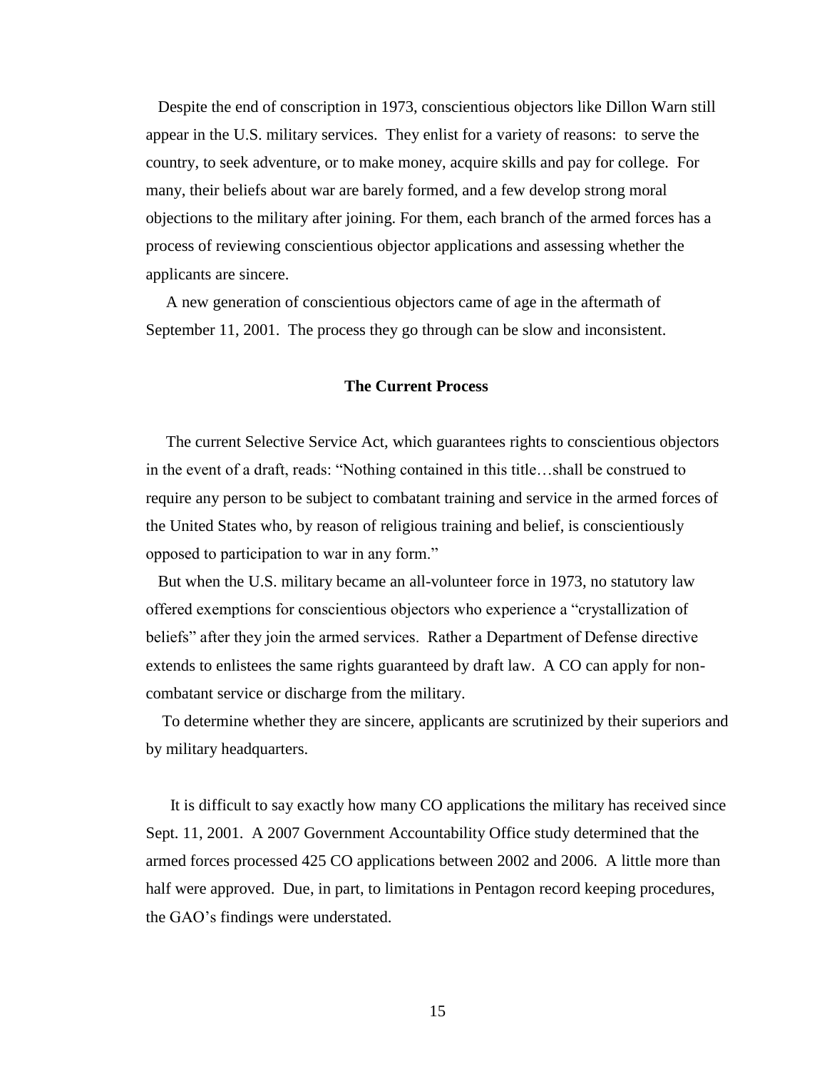Despite the end of conscription in 1973, conscientious objectors like Dillon Warn still appear in the U.S. military services. They enlist for a variety of reasons: to serve the country, to seek adventure, or to make money, acquire skills and pay for college. For many, their beliefs about war are barely formed, and a few develop strong moral objections to the military after joining. For them, each branch of the armed forces has a process of reviewing conscientious objector applications and assessing whether the applicants are sincere.

A new generation of conscientious objectors came of age in the aftermath of September 11, 2001. The process they go through can be slow and inconsistent.

**The Current Process**

The current Selective Service Act, which guarantees rights to conscientious objectors in the event of a draft, reads: "Nothing contained in this title…shall be construed to require any person to be subject to combatant training and service in the armed forces of the United States who, by reason of religious training and belief, is conscientiously opposed to participation to war in any form."

But when the U.S. military became an all-volunteer force in 1973, no statutory law offered exemptions for conscientious objectors who experience a "crystallization of beliefs" after they join the armed services. Rather a Department of Defense directive extends to enlistees the same rights guaranteed by draft law. A CO can apply for non-combatant service or discharge from the military.

To determine whether they are sincere, applicants are scrutinized by their superiors and by military headquarters.

It is difficult to say exactly how many CO applications the military has received since Sept. 11, 2001. A 2007 Government Accountability Office study determined that the armed forces processed 425 CO applications between 2002 and 2006. A little more than half were approved. Due, in part, to limitations in Pentagon record keeping procedures, the GAO's findings were understated.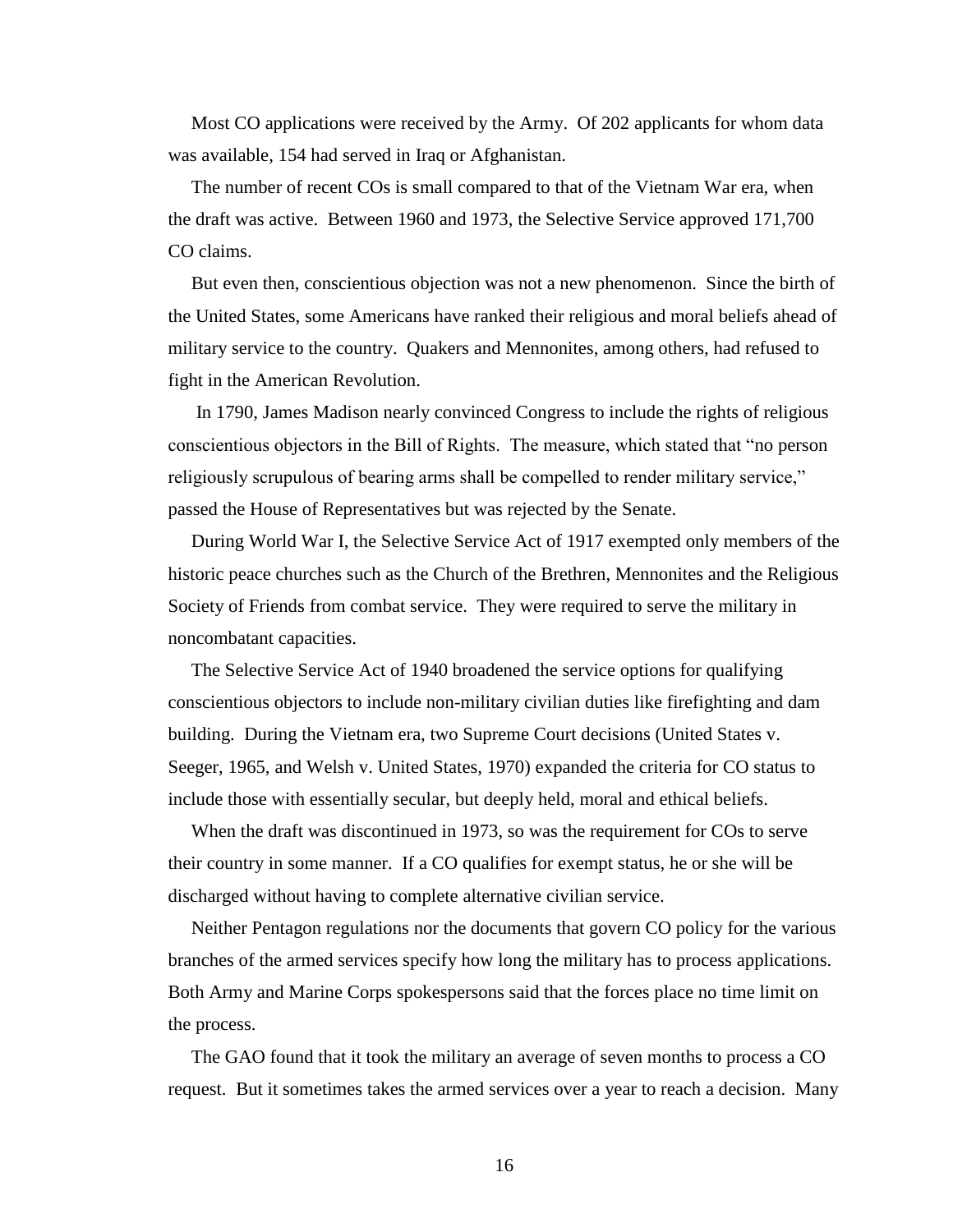Most CO applications were received by the Army. Of 202 applicants for whom data was available, 154 had served in Iraq or Afghanistan.

The number of recent COs is small compared to that of the Vietnam War era, when the draft was active. Between 1960 and 1973, the Selective Service approved 171,700 CO claims.

But even then, conscientious objection was not a new phenomenon. Since the birth of the United States, some Americans have ranked their religious and moral beliefs ahead of military service to the country. Quakers and Mennonites, among others, had refused to fight in the American Revolution.

In 1790, James Madison nearly convinced Congress to include the rights of religious conscientious objectors in the Bill of Rights. The measure, which stated that "no person religiously scrupulous of bearing arms shall be compelled to render military service," passed the House of Representatives but was rejected by the Senate.

During World War I, the Selective Service Act of 1917 exempted only members of the historic peace churches such as the Church of the Brethren, Mennonites and the Religious Society of Friends from combat service. They were required to serve the military in noncombatant capacities.

The Selective Service Act of 1940 broadened the service options for qualifying conscientious objectors to include non-military civilian duties like firefighting and dam building. During the Vietnam era, two Supreme Court decisions (United States v. Seeger, 1965, and Welsh v. United States, 1970) expanded the criteria for CO status to include those with essentially secular, but deeply held, moral and ethical beliefs.

When the draft was discontinued in 1973, so was the requirement for COs to serve their country in some manner. If a CO qualifies for exempt status, he or she will be discharged without having to complete alternative civilian service.

Neither Pentagon regulations nor the documents that govern CO policy for the various branches of the armed services specify how long the military has to process applications. Both Army and Marine Corps spokespersons said that the forces place no time limit on the process.

The GAO found that it took the military an average of seven months to process a CO request. But it sometimes takes the armed services over a year to reach a decision. Many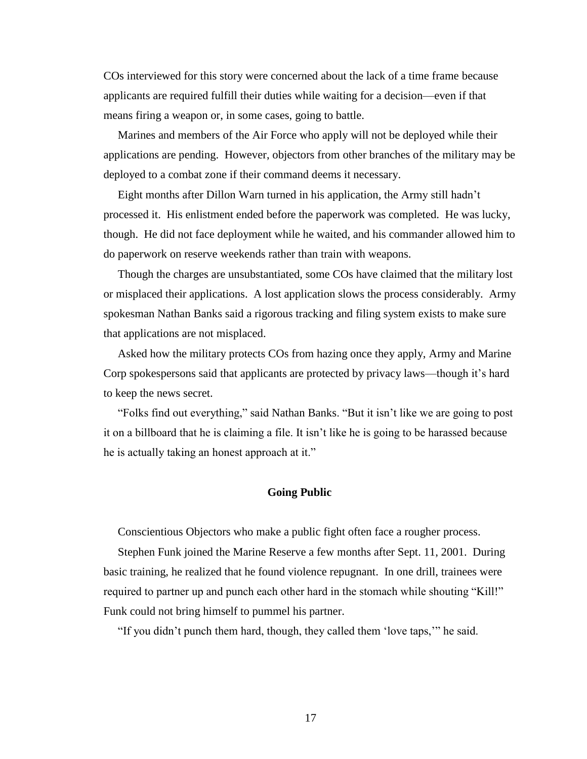COs interviewed for this story were concerned about the lack of a time frame because applicants are required fulfill their duties while waiting for a decision—even if that means firing a weapon or, in some cases, going to battle.

Marines and members of the Air Force who apply will not be deployed while their applications are pending. However, objectors from other branches of the military may be deployed to a combat zone if their command deems it necessary.

Eight months after Dillon Warn turned in his application, the Army still hadn't processed it. His enlistment ended before the paperwork was completed. He was lucky, though. He did not face deployment while he waited, and his commander allowed him to do paperwork on reserve weekends rather than train with weapons.

Though the charges are unsubstantiated, some COs have claimed that the military lost or misplaced their applications. A lost application slows the process considerably. Army spokesman Nathan Banks said a rigorous tracking and filing system exists to make sure that applications are not misplaced.

Asked how the military protects COs from hazing once they apply, Army and Marine Corp spokespersons said that applicants are protected by privacy laws—though it's hard to keep the news secret.

"Folks find out everything," said Nathan Banks. "But it isn't like we are going to post it on a billboard that he is claiming a file. It isn't like he is going to be harassed because he is actually taking an honest approach at it."

## Going Public

Conscientious Objectors who make a public fight often face a rougher process.

Stephen Funk joined the Marine Reserve a few months after Sept. 11, 2001. During basic training, he realized that he found violence repugnant. In one drill, trainees were required to partner up and punch each other hard in the stomach while shouting "Kill!" Funk could not bring himself to pummel his partner.

"If you didn't punch them hard, though, they called them 'love taps,'" he said.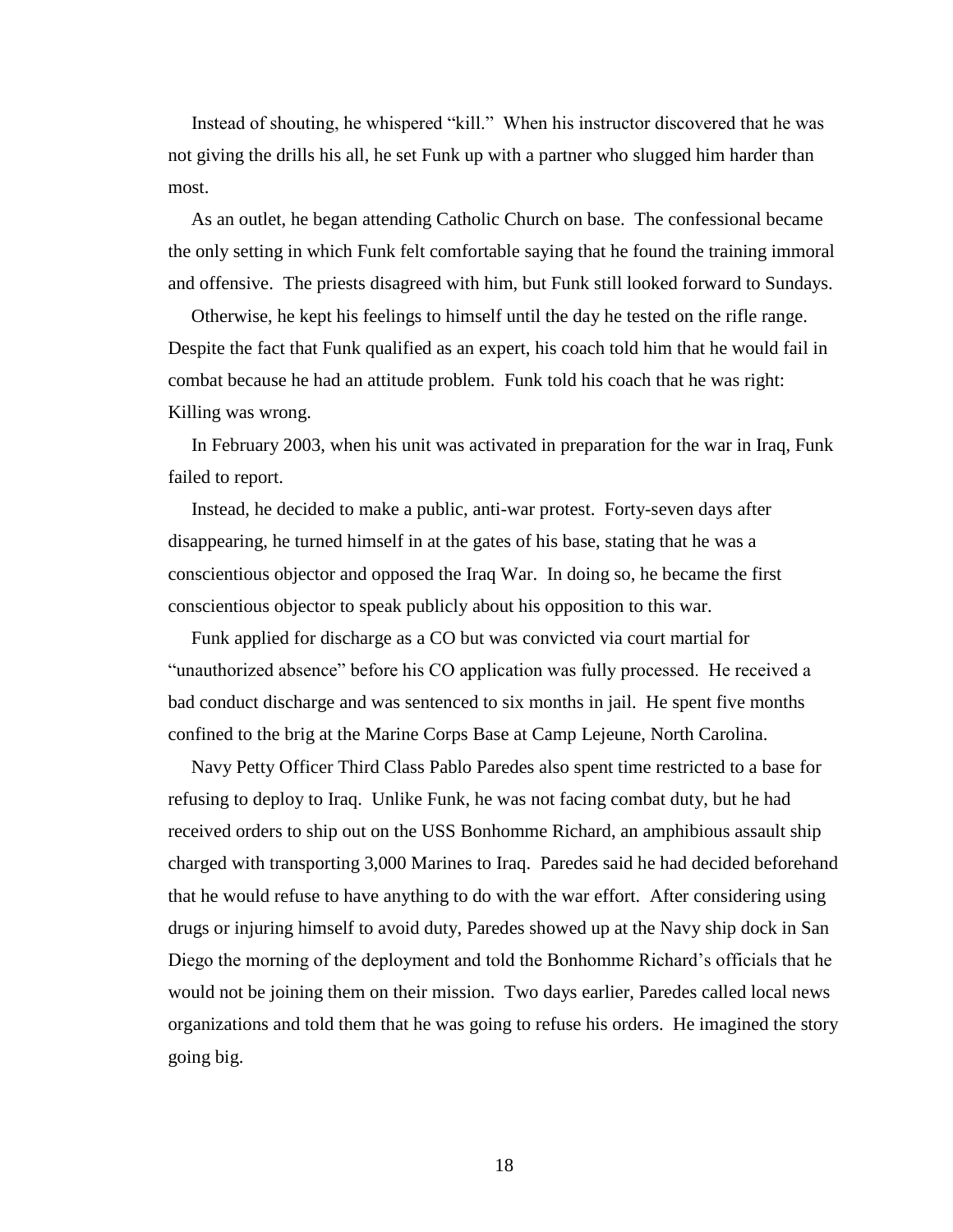Instead of shouting, he whispered "kill." When his instructor discovered that he was not giving the drills his all, he set Funk up with a partner who slugged him harder than most.

As an outlet, he began attending Catholic Church on base. The confessional became the only setting in which Funk felt comfortable saying that he found the training immoral and offensive. The priests disagreed with him, but Funk still looked forward to Sundays.

Otherwise, he kept his feelings to himself until the day he tested on the rifle range. Despite the fact that Funk qualified as an expert, his coach told him that he would fail in combat because he had an attitude problem. Funk told his coach that he was right: Killing was wrong.

In February 2003, when his unit was activated in preparation for the war in Iraq, Funk failed to report.

Instead, he decided to make a public, anti-war protest. Forty-seven days after disappearing, he turned himself in at the gates of his base, stating that he was a conscientious objector and opposed the Iraq War. In doing so, he became the first conscientious objector to speak publicly about his opposition to this war.

Funk applied for discharge as a CO but was convicted via court martial for "unauthorized absence" before his CO application was fully processed. He received a bad conduct discharge and was sentenced to six months in jail. He spent five months confined to the brig at the Marine Corps Base at Camp Lejeune, North Carolina.

Navy Petty Officer Third Class Pablo Paredes also spent time restricted to a base for refusing to deploy to Iraq. Unlike Funk, he was not facing combat duty, but he had received orders to ship out on the USS Bonhomme Richard, an amphibious assault ship charged with transporting 3,000 Marines to Iraq. Paredes said he had decided beforehand that he would refuse to have anything to do with the war effort. After considering using drugs or injuring himself to avoid duty, Paredes showed up at the Navy ship dock in San Diego the morning of the deployment and told the Bonhomme Richard's officials that he would not be joining them on their mission. Two days earlier, Paredes called local news organizations and told them that he was going to refuse his orders. He imagined the story going big.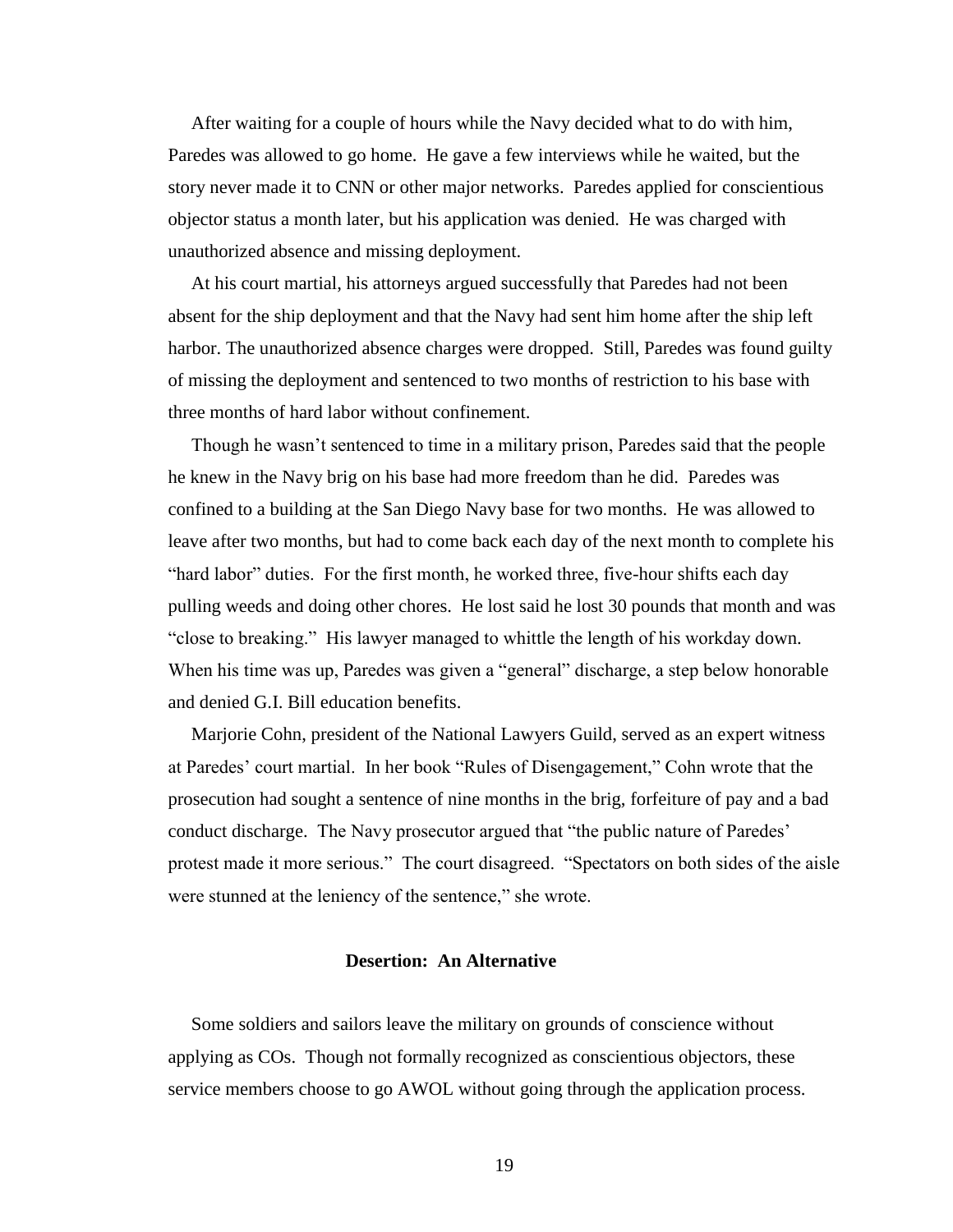After waiting for a couple of hours while the Navy decided what to do with him, Paredes was allowed to go home. He gave a few interviews while he waited, but the story never made it to CNN or other major networks. Paredes applied for conscientious objector status a month later, but his application was denied. He was charged with unauthorized absence and missing deployment.

At his court martial, his attorneys argued successfully that Paredes had not been absent for the ship deployment and that the Navy had sent him home after the ship left harbor. The unauthorized absence charges were dropped. Still, Paredes was found guilty of missing the deployment and sentenced to two months of restriction to his base with three months of hard labor without confinement.

Though he wasn't sentenced to time in a military prison, Paredes said that the people he knew in the Navy brig on his base had more freedom than he did. Paredes was confined to a building at the San Diego Navy base for two months. He was allowed to leave after two months, but had to come back each day of the next month to complete his "hard labor" duties. For the first month, he worked three, five-hour shifts each day pulling weeds and doing other chores. He lost said he lost 30 pounds that month and was "close to breaking." His lawyer managed to whittle the length of his workday down. When his time was up, Paredes was given a "general" discharge, a step below honorable and denied G.I. Bill education benefits.

Marjorie Cohn, president of the National Lawyers Guild, served as an expert witness at Paredes' court martial. In her book "Rules of Disengagement," Cohn wrote that the prosecution had sought a sentence of nine months in the brig, forfeiture of pay and a bad conduct discharge. The Navy prosecutor argued that "the public nature of Paredes' protest made it more serious." The court disagreed. "Spectators on both sides of the aisle were stunned at the leniency of the sentence," she wrote.

### Desertion: An Alternative

Some soldiers and sailors leave the military on grounds of conscience without applying as COs. Though not formally recognized as conscientious objectors, these service members choose to go AWOL without going through the application process.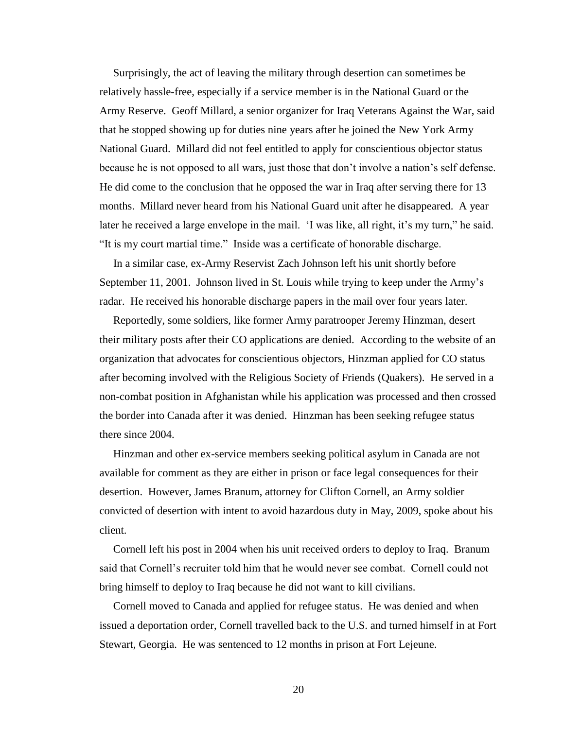Surprisingly, the act of leaving the military through desertion can sometimes be relatively hassle-free, especially if a service member is in the National Guard or the Army Reserve. Geoff Millard, a senior organizer for Iraq Veterans Against the War, said that he stopped showing up for duties nine years after he joined the New York Army National Guard. Millard did not feel entitled to apply for conscientious objector status because he is not opposed to all wars, just those that don't involve a nation's self defense. He did come to the conclusion that he opposed the war in Iraq after serving there for 13 months. Millard never heard from his National Guard unit after he disappeared. A year later he received a large envelope in the mail. 'I was like, all right, it's my turn," he said. "It is my court martial time." Inside was a certificate of honorable discharge.

In a similar case, ex-Army Reservist Zach Johnson left his unit shortly before September 11, 2001. Johnson lived in St. Louis while trying to keep under the Army's radar. He received his honorable discharge papers in the mail over four years later.

Reportedly, some soldiers, like former Army paratrooper Jeremy Hinzman, desert their military posts after their CO applications are denied. According to the website of an organization that advocates for conscientious objectors, Hinzman applied for CO status after becoming involved with the Religious Society of Friends (Quakers). He served in a non-combat position in Afghanistan while his application was processed and then crossed the border into Canada after it was denied. Hinzman has been seeking refugee status there since 2004.

Hinzman and other ex-service members seeking political asylum in Canada are not available for comment as they are either in prison or face legal consequences for their desertion. However, James Branum, attorney for Clifton Cornell, an Army soldier convicted of desertion with intent to avoid hazardous duty in May, 2009, spoke about his client.

Cornell left his post in 2004 when his unit received orders to deploy to Iraq. Branum said that Cornell's recruiter told him that he would never see combat. Cornell could not bring himself to deploy to Iraq because he did not want to kill civilians.

Cornell moved to Canada and applied for refugee status. He was denied and when issued a deportation order, Cornell travelled back to the U.S. and turned himself in at Fort Stewart, Georgia. He was sentenced to 12 months in prison at Fort Lejeune.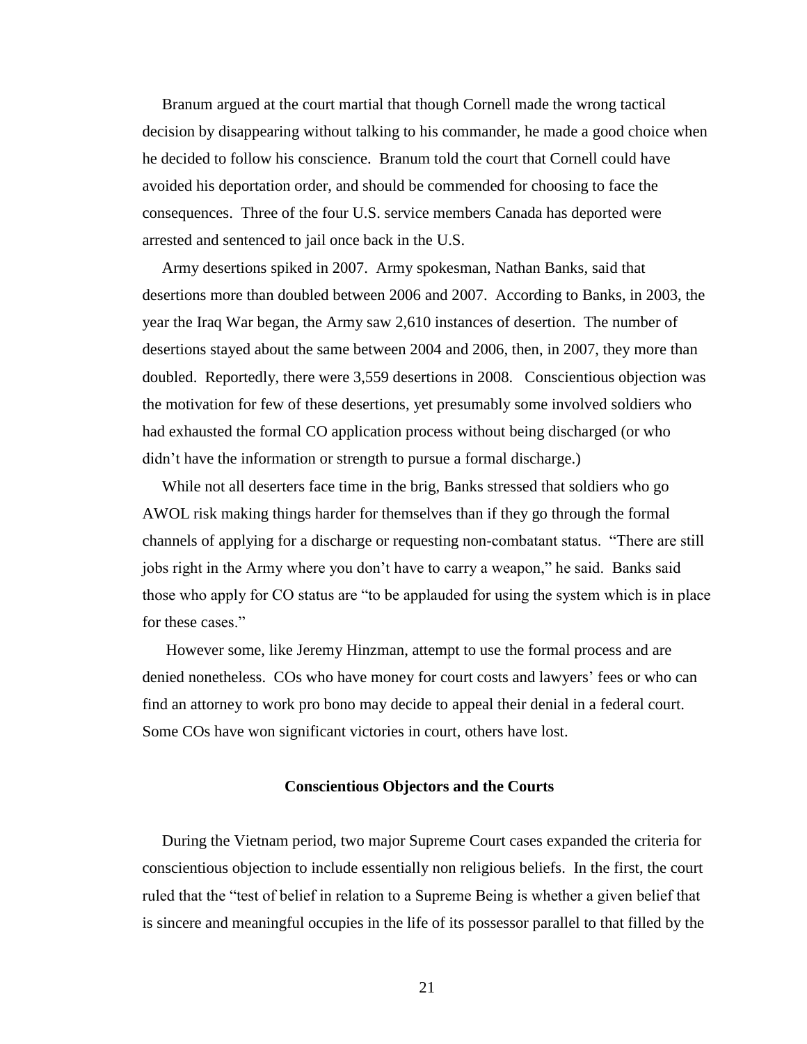Branum argued at the court martial that though Cornell made the wrong tactical decision by disappearing without talking to his commander, he made a good choice when he decided to follow his conscience. Branum told the court that Cornell could have avoided his deportation order, and should be commended for choosing to face the consequences. Three of the four U.S. service members Canada has deported were arrested and sentenced to jail once back in the U.S.

Army desertions spiked in 2007. Army spokesman, Nathan Banks, said that desertions more than doubled between 2006 and 2007. According to Banks, in 2003, the year the Iraq War began, the Army saw 2,610 instances of desertion. The number of desertions stayed about the same between 2004 and 2006, then, in 2007, they more than doubled. Reportedly, there were 3,559 desertions in 2008. Conscientious objection was the motivation for few of these desertions, yet presumably some involved soldiers who had exhausted the formal CO application process without being discharged (or who didn't have the information or strength to pursue a formal discharge.)

While not all deserters face time in the brig, Banks stressed that soldiers who go AWOL risk making things harder for themselves than if they go through the formal channels of applying for a discharge or requesting non-combatant status. "There are still jobs right in the Army where you don't have to carry a weapon," he said. Banks said those who apply for CO status are "to be applauded for using the system which is in place for these cases."

However some, like Jeremy Hinzman, attempt to use the formal process and are denied nonetheless. COs who have money for court costs and lawyers' fees or who can find an attorney to work pro bono may decide to appeal their denial in a federal court. Some COs have won significant victories in court, others have lost.

## Conscientious Objectors and the Courts

During the Vietnam period, two major Supreme Court cases expanded the criteria for conscientious objection to include essentially non religious beliefs. In the first, the court ruled that the "test of belief in relation to a Supreme Being is whether a given belief that is sincere and meaningful occupies in the life of its possessor parallel to that filled by the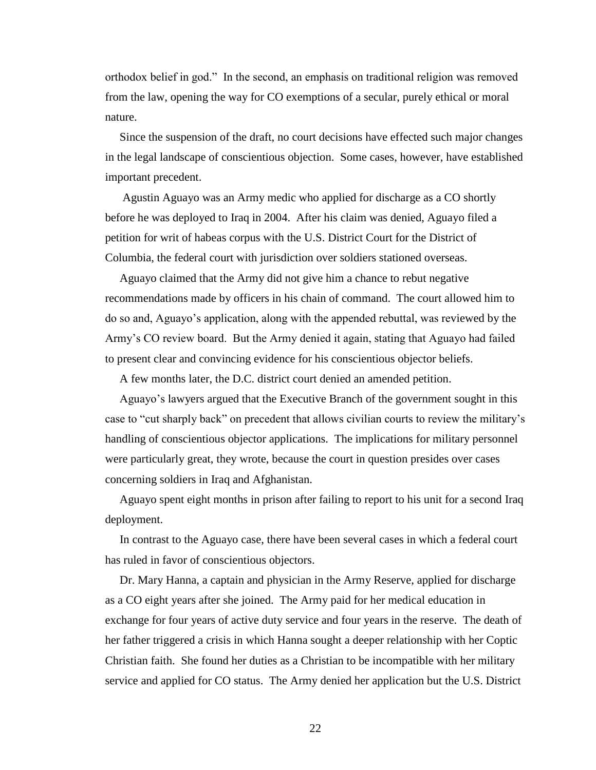orthodox belief in god." In the second, an emphasis on traditional religion was removed from the law, opening the way for CO exemptions of a secular, purely ethical or moral nature.

Since the suspension of the draft, no court decisions have effected such major changes in the legal landscape of conscientious objection. Some cases, however, have established important precedent.

Agustin Aguayo was an Army medic who applied for discharge as a CO shortly before he was deployed to Iraq in 2004. After his claim was denied, Aguayo filed a petition for writ of habeas corpus with the U.S. District Court for the District of Columbia, the federal court with jurisdiction over soldiers stationed overseas.

Aguayo claimed that the Army did not give him a chance to rebut negative recommendations made by officers in his chain of command. The court allowed him to do so and, Aguayo's application, along with the appended rebuttal, was reviewed by the Army's CO review board. But the Army denied it again, stating that Aguayo had failed to present clear and convincing evidence for his conscientious objector beliefs.

A few months later, the D.C. district court denied an amended petition.

Aguayo's lawyers argued that the Executive Branch of the government sought in this case to "cut sharply back" on precedent that allows civilian courts to review the military's handling of conscientious objector applications. The implications for military personnel were particularly great, they wrote, because the court in question presides over cases concerning soldiers in Iraq and Afghanistan.

Aguayo spent eight months in prison after failing to report to his unit for a second Iraq deployment.

In contrast to the Aguayo case, there have been several cases in which a federal court has ruled in favor of conscientious objectors.

Dr. Mary Hanna, a captain and physician in the Army Reserve, applied for discharge as a CO eight years after she joined. The Army paid for her medical education in exchange for four years of active duty service and four years in the reserve. The death of her father triggered a crisis in which Hanna sought a deeper relationship with her Coptic Christian faith. She found her duties as a Christian to be incompatible with her military service and applied for CO status. The Army denied her application but the U.S. District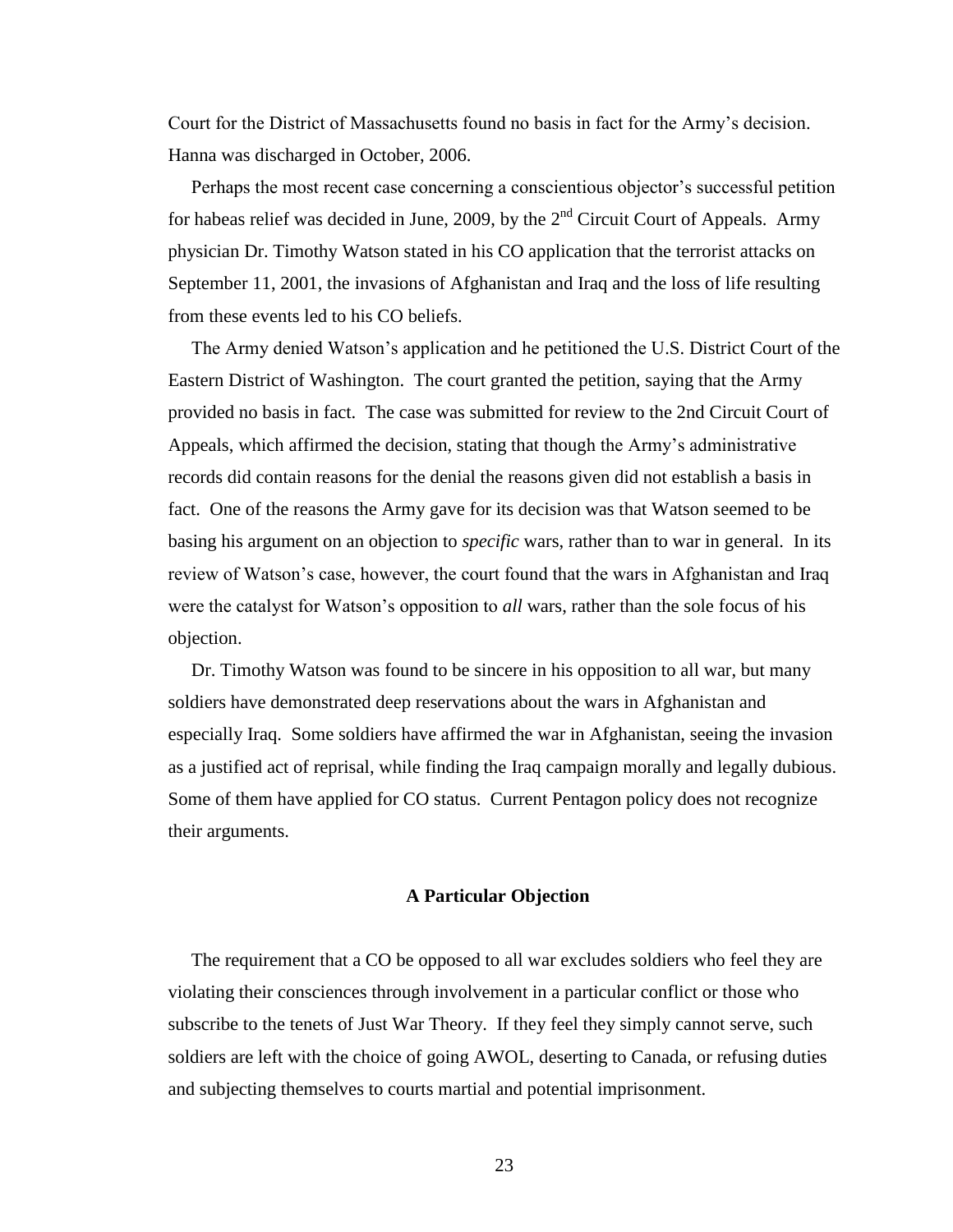Court for the District of Massachusetts found no basis in fact for the Army's decision. Hanna was discharged in October, 2006.

Perhaps the most recent case concerning a conscientious objector's successful petition for habeas relief was decided in June, 2009, by the 2nd Circuit Court of Appeals. Army physician Dr. Timothy Watson stated in his CO application that the terrorist attacks on September 11, 2001, the invasions of Afghanistan and Iraq and the loss of life resulting from these events led to his CO beliefs.

The Army denied Watson's application and he petitioned the U.S. District Court of the Eastern District of Washington. The court granted the petition, saying that the Army provided no basis in fact. The case was submitted for review to the 2nd Circuit Court of Appeals, which affirmed the decision, stating that though the Army's administrative records did contain reasons for the denial the reasons given did not establish a basis in fact. One of the reasons the Army gave for its decision was that Watson seemed to be basing his argument on an objection to *specific* wars, rather than to war in general. In its review of Watson's case, however, the court found that the wars in Afghanistan and Iraq were the catalyst for Watson's opposition to *all* wars, rather than the sole focus of his objection.

Dr. Timothy Watson was found to be sincere in his opposition to all war, but many soldiers have demonstrated deep reservations about the wars in Afghanistan and especially Iraq. Some soldiers have affirmed the war in Afghanistan, seeing the invasion as a justified act of reprisal, while finding the Iraq campaign morally and legally dubious. Some of them have applied for CO status. Current Pentagon policy does not recognize their arguments.

## A Particular Objection

The requirement that a CO be opposed to all war excludes soldiers who feel they are violating their consciences through involvement in a particular conflict or those who subscribe to the tenets of Just War Theory. If they feel they simply cannot serve, such soldiers are left with the choice of going AWOL, deserting to Canada, or refusing duties and subjecting themselves to courts martial and potential imprisonment.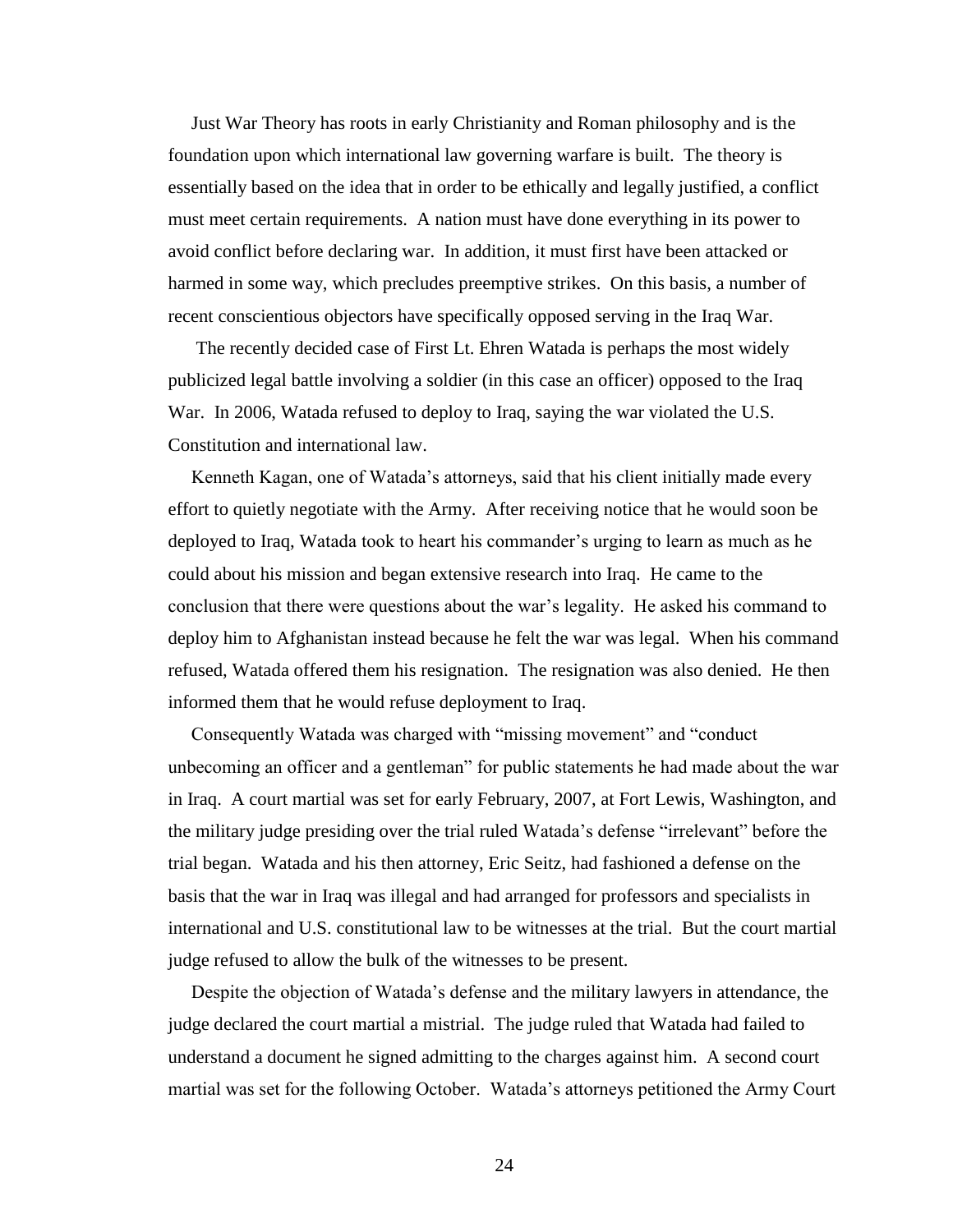Just War Theory has roots in early Christianity and Roman philosophy and is the foundation upon which international law governing warfare is built. The theory is essentially based on the idea that in order to be ethically and legally justified, a conflict must meet certain requirements. A nation must have done everything in its power to avoid conflict before declaring war. In addition, it must first have been attacked or harmed in some way, which precludes preemptive strikes. On this basis, a number of recent conscientious objectors have specifically opposed serving in the Iraq War.

The recently decided case of First Lt. Ehren Watada is perhaps the most widely publicized legal battle involving a soldier (in this case an officer) opposed to the Iraq War. In 2006, Watada refused to deploy to Iraq, saying the war violated the U.S. Constitution and international law.

Kenneth Kagan, one of Watada's attorneys, said that his client initially made every effort to quietly negotiate with the Army. After receiving notice that he would soon be deployed to Iraq, Watada took to heart his commander's urging to learn as much as he could about his mission and began extensive research into Iraq. He came to the conclusion that there were questions about the war's legality. He asked his command to deploy him to Afghanistan instead because he felt the war was legal. When his command refused, Watada offered them his resignation. The resignation was also denied. He then informed them that he would refuse deployment to Iraq.

Consequently Watada was charged with "missing movement" and "conduct unbecoming an officer and a gentleman" for public statements he had made about the war in Iraq. A court martial was set for early February, 2007, at Fort Lewis, Washington, and the military judge presiding over the trial ruled Watada's defense "irrelevant" before the trial began. Watada and his then attorney, Eric Seitz, had fashioned a defense on the basis that the war in Iraq was illegal and had arranged for professors and specialists in international and U.S. constitutional law to be witnesses at the trial. But the court martial judge refused to allow the bulk of the witnesses to be present.

Despite the objection of Watada's defense and the military lawyers in attendance, the judge declared the court martial a mistrial. The judge ruled that Watada had failed to understand a document he signed admitting to the charges against him. A second court martial was set for the following October. Watada's attorneys petitioned the Army Court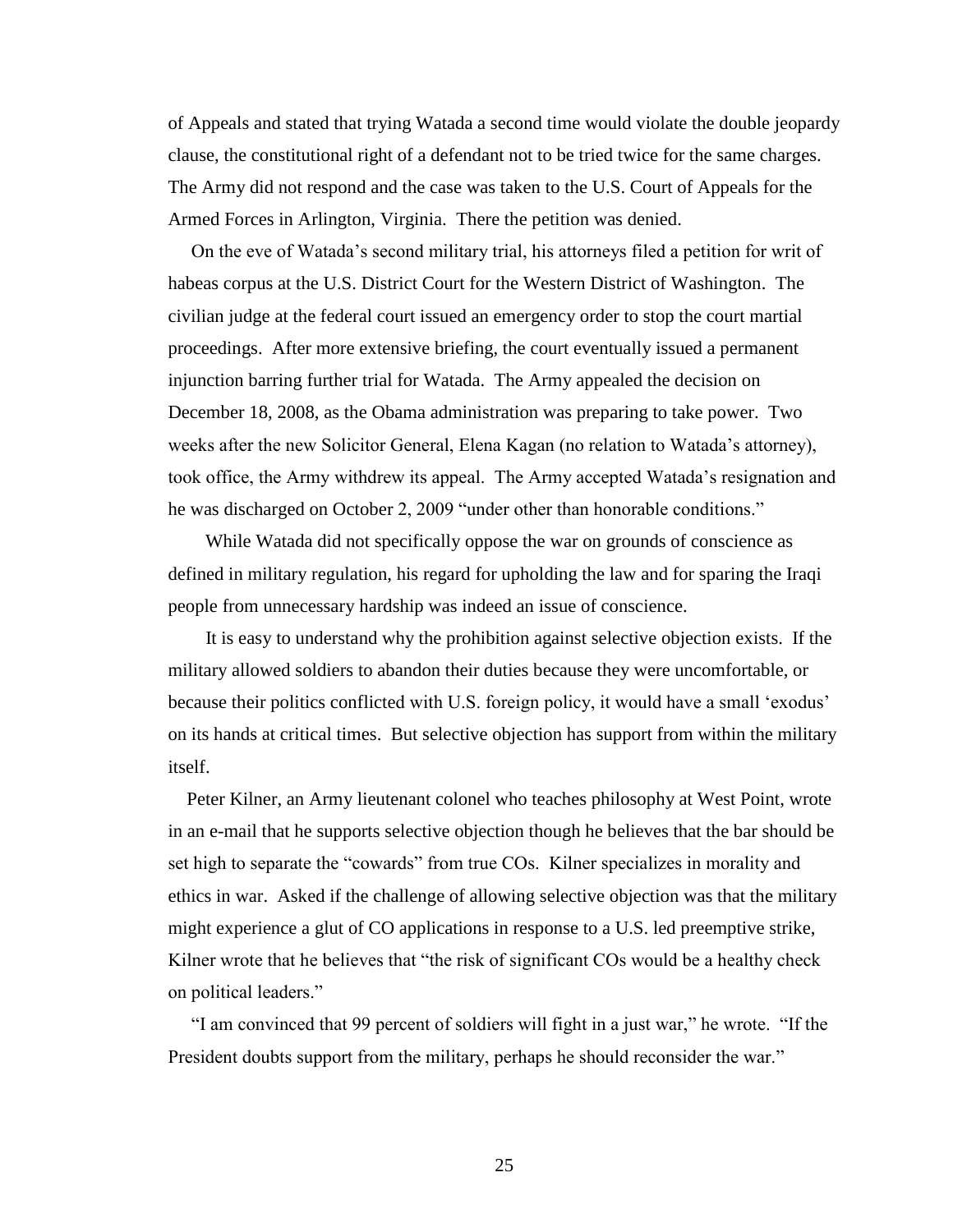of Appeals and stated that trying Watada a second time would violate the double jeopardy clause, the constitutional right of a defendant not to be tried twice for the same charges. The Army did not respond and the case was taken to the U.S. Court of Appeals for the Armed Forces in Arlington, Virginia. There the petition was denied.

On the eve of Watada's second military trial, his attorneys filed a petition for writ of habeas corpus at the U.S. District Court for the Western District of Washington. The civilian judge at the federal court issued an emergency order to stop the court martial proceedings. After more extensive briefing, the court eventually issued a permanent injunction barring further trial for Watada. The Army appealed the decision on December 18, 2008, as the Obama administration was preparing to take power. Two weeks after the new Solicitor General, Elena Kagan (no relation to Watada's attorney), took office, the Army withdrew its appeal. The Army accepted Watada's resignation and he was discharged on October 2, 2009 "under other than honorable conditions."

While Watada did not specifically oppose the war on grounds of conscience as defined in military regulation, his regard for upholding the law and for sparing the Iraqi people from unnecessary hardship was indeed an issue of conscience.

It is easy to understand why the prohibition against selective objection exists. If the military allowed soldiers to abandon their duties because they were uncomfortable, or because their politics conflicted with U.S. foreign policy, it would have a small 'exodus' on its hands at critical times. But selective objection has support from within the military itself.

Peter Kilner, an Army lieutenant colonel who teaches philosophy at West Point, wrote in an e-mail that he supports selective objection though he believes that the bar should be set high to separate the "cowards" from true COs. Kilner specializes in morality and ethics in war. Asked if the challenge of allowing selective objection was that the military might experience a glut of CO applications in response to a U.S. led preemptive strike, Kilner wrote that he believes that "the risk of significant COs would be a healthy check on political leaders."

"I am convinced that 99 percent of soldiers will fight in a just war," he wrote. "If the President doubts support from the military, perhaps he should reconsider the war."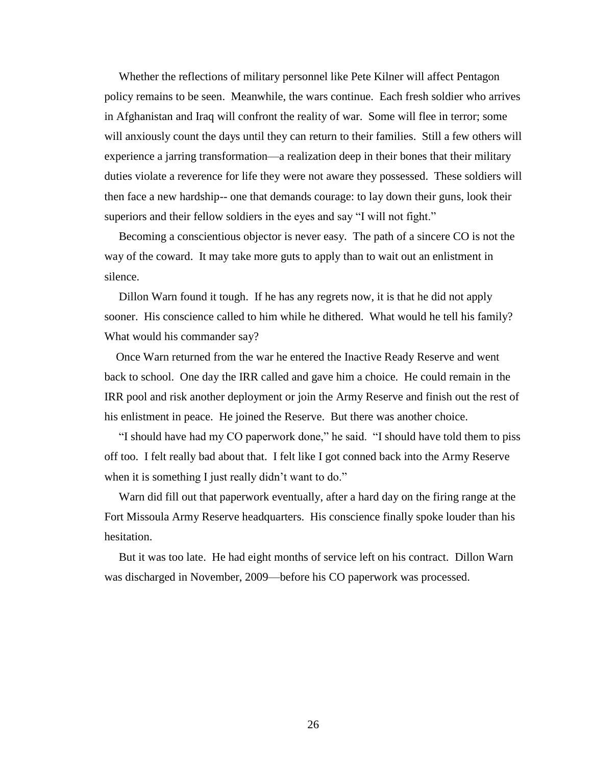Whether the reflections of military personnel like Pete Kilner will affect Pentagon policy remains to be seen. Meanwhile, the wars continue. Each fresh soldier who arrives in Afghanistan and Iraq will confront the reality of war. Some will flee in terror; some will anxiously count the days until they can return to their families. Still a few others will experience a jarring transformation—a realization deep in their bones that their military duties violate a reverence for life they were not aware they possessed. These soldiers will then face a new hardship-- one that demands courage: to lay down their guns, look their superiors and their fellow soldiers in the eyes and say "I will not fight."

Becoming a conscientious objector is never easy. The path of a sincere CO is not the way of the coward. It may take more guts to apply than to wait out an enlistment in silence.

Dillon Warn found it tough. If he has any regrets now, it is that he did not apply sooner. His conscience called to him while he dithered. What would he tell his family? What would his commander say?

Once Warn returned from the war he entered the Inactive Ready Reserve and went back to school. One day the IRR called and gave him a choice. He could remain in the IRR pool and risk another deployment or join the Army Reserve and finish out the rest of his enlistment in peace. He joined the Reserve. But there was another choice.

"I should have had my CO paperwork done," he said. "I should have told them to piss off too. I felt really bad about that. I felt like I got conned back into the Army Reserve when it is something I just really didn't want to do."

Warn did fill out that paperwork eventually, after a hard day on the firing range at the Fort Missoula Army Reserve headquarters. His conscience finally spoke louder than his hesitation.

But it was too late. He had eight months of service left on his contract. Dillon Warn was discharged in November, 2009—before his CO paperwork was processed.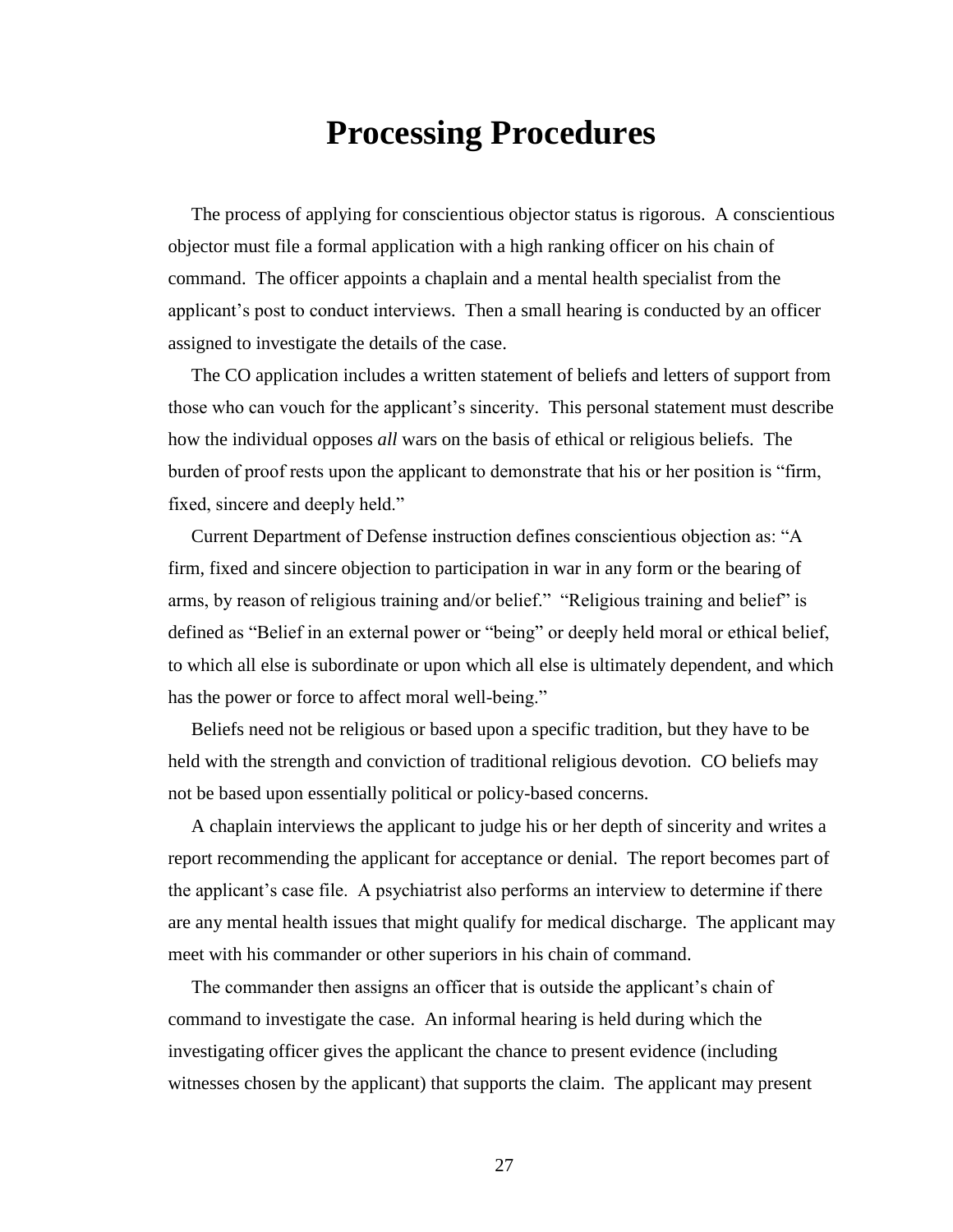# Processing Procedures

The process of applying for conscientious objector status is rigorous. A conscientious objector must file a formal application with a high ranking officer on his chain of command. The officer appoints a chaplain and a mental health specialist from the applicant's post to conduct interviews. Then a small hearing is conducted by an officer assigned to investigate the details of the case.

The CO application includes a written statement of beliefs and letters of support from those who can vouch for the applicant's sincerity. This personal statement must describe how the individual opposes *all* wars on the basis of ethical or religious beliefs. The burden of proof rests upon the applicant to demonstrate that his or her position is "firm, fixed, sincere and deeply held."

Current Department of Defense instruction defines conscientious objection as: "A firm, fixed and sincere objection to participation in war in any form or the bearing of arms, by reason of religious training and/or belief." "Religious training and belief" is defined as "Belief in an external power or "being" or deeply held moral or ethical belief, to which all else is subordinate or upon which all else is ultimately dependent, and which has the power or force to affect moral well-being."

Beliefs need not be religious or based upon a specific tradition, but they have to be held with the strength and conviction of traditional religious devotion. CO beliefs may not be based upon essentially political or policy-based concerns.

A chaplain interviews the applicant to judge his or her depth of sincerity and writes a report recommending the applicant for acceptance or denial. The report becomes part of the applicant's case file. A psychiatrist also performs an interview to determine if there are any mental health issues that might qualify for medical discharge. The applicant may meet with his commander or other superiors in his chain of command.

The commander then assigns an officer that is outside the applicant's chain of command to investigate the case. An informal hearing is held during which the investigating officer gives the applicant the chance to present evidence (including witnesses chosen by the applicant) that supports the claim. The applicant may present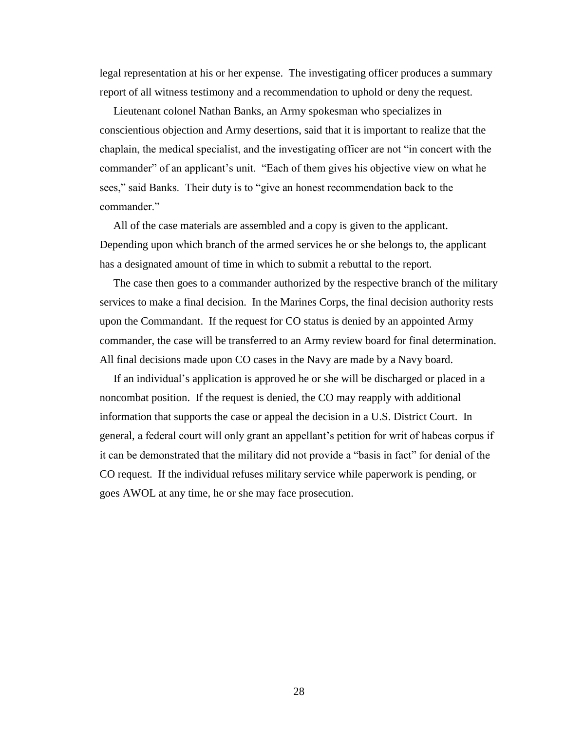legal representation at his or her expense. The investigating officer produces a summary report of all witness testimony and a recommendation to uphold or deny the request.

Lieutenant colonel Nathan Banks, an Army spokesman who specializes in conscientious objection and Army desertions, said that it is important to realize that the chaplain, the medical specialist, and the investigating officer are not "in concert with the commander" of an applicant's unit. "Each of them gives his objective view on what he sees," said Banks. Their duty is to "give an honest recommendation back to the commander."

All of the case materials are assembled and a copy is given to the applicant. Depending upon which branch of the armed services he or she belongs to, the applicant has a designated amount of time in which to submit a rebuttal to the report.

The case then goes to a commander authorized by the respective branch of the military services to make a final decision. In the Marines Corps, the final decision authority rests upon the Commandant. If the request for CO status is denied by an appointed Army commander, the case will be transferred to an Army review board for final determination. All final decisions made upon CO cases in the Navy are made by a Navy board.

If an individual's application is approved he or she will be discharged or placed in a noncombat position. If the request is denied, the CO may reapply with additional information that supports the case or appeal the decision in a U.S. District Court. In general, a federal court will only grant an appellant's petition for writ of habeas corpus if it can be demonstrated that the military did not provide a "basis in fact" for denial of the CO request. If the individual refuses military service while paperwork is pending, or goes AWOL at any time, he or she may face prosecution.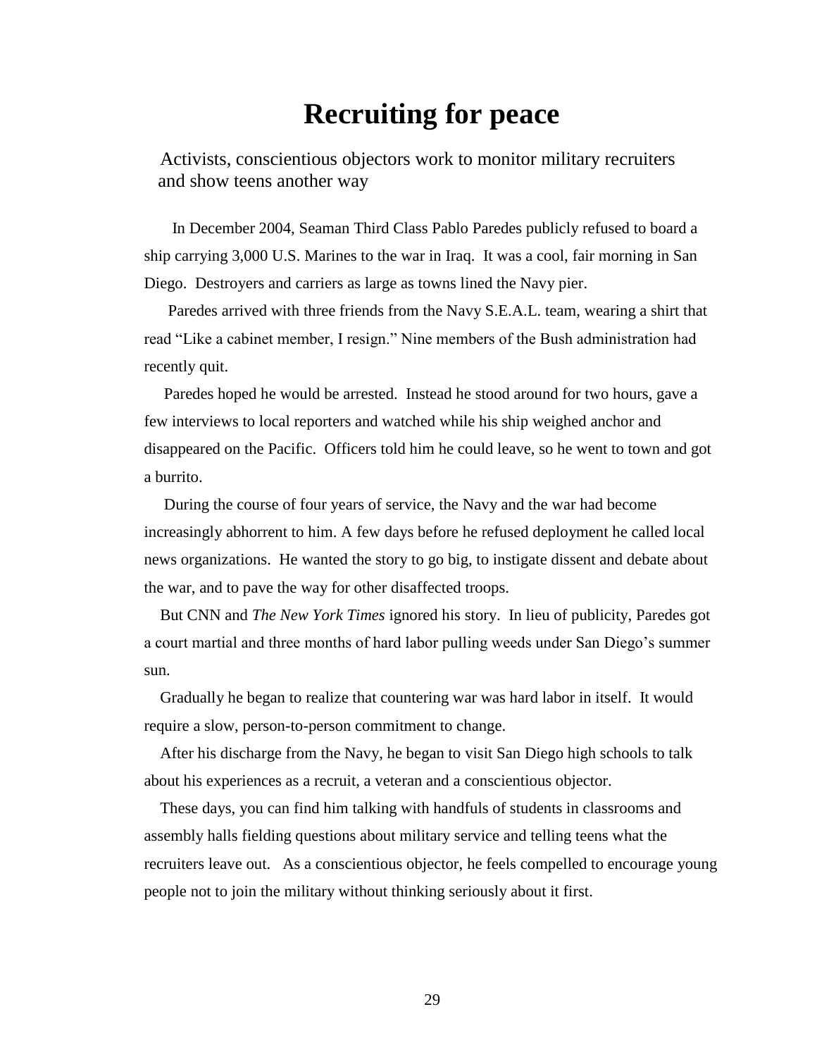# Recruiting for peace

Activists, conscientious objectors work to monitor military recruiters and show teens another way

In December 2004, Seaman Third Class Pablo Paredes publicly refused to board a ship carrying 3,000 U.S. Marines to the war in Iraq. It was a cool, fair morning in San Diego. Destroyers and carriers as large as towns lined the Navy pier.

Paredes arrived with three friends from the Navy S.E.A.L. team, wearing a shirt that read "Like a cabinet member, I resign." Nine members of the Bush administration had recently quit.

Paredes hoped he would be arrested. Instead he stood around for two hours, gave a few interviews to local reporters and watched while his ship weighed anchor and disappeared on the Pacific. Officers told him he could leave, so he went to town and got a burrito.

During the course of four years of service, the Navy and the war had become increasingly abhorrent to him. A few days before he refused deployment he called local news organizations. He wanted the story to go big, to instigate dissent and debate about the war, and to pave the way for other disaffected troops.

But CNN and *The New York Times* ignored his story. In lieu of publicity, Paredes got a court martial and three months of hard labor pulling weeds under San Diego's summer sun.

Gradually he began to realize that countering war was hard labor in itself. It would require a slow, person-to-person commitment to change.

After his discharge from the Navy, he began to visit San Diego high schools to talk about his experiences as a recruit, a veteran and a conscientious objector.

These days, you can find him talking with handfuls of students in classrooms and assembly halls fielding questions about military service and telling teens what the recruiters leave out. As a conscientious objector, he feels compelled to encourage young people not to join the military without thinking seriously about it first.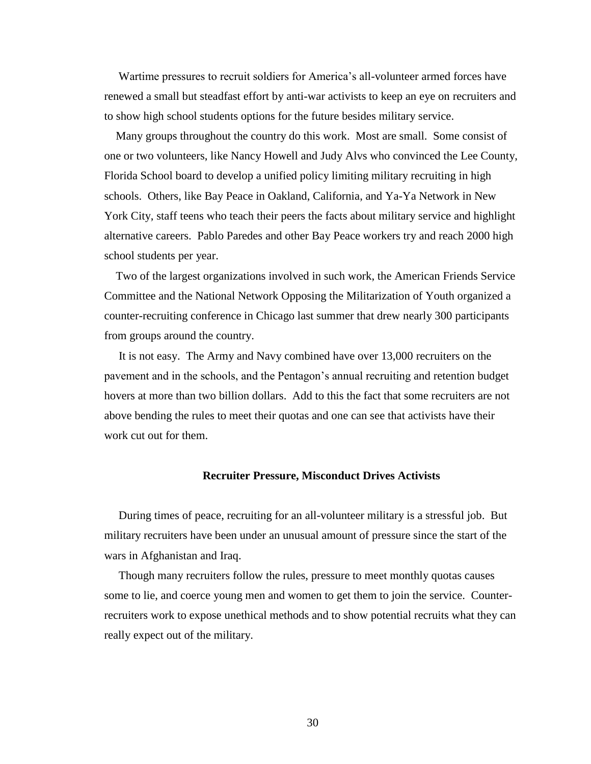Wartime pressures to recruit soldiers for America's all-volunteer armed forces have renewed a small but steadfast effort by anti-war activists to keep an eye on recruiters and to show high school students options for the future besides military service.

Many groups throughout the country do this work. Most are small. Some consist of one or two volunteers, like Nancy Howell and Judy Alvs who convinced the Lee County, Florida School board to develop a unified policy limiting military recruiting in high schools. Others, like Bay Peace in Oakland, California, and Ya-Ya Network in New York City, staff teens who teach their peers the facts about military service and highlight alternative careers. Pablo Paredes and other Bay Peace workers try and reach 2000 high school students per year.

Two of the largest organizations involved in such work, the American Friends Service Committee and the National Network Opposing the Militarization of Youth organized a counter-recruiting conference in Chicago last summer that drew nearly 300 participants from groups around the country.

It is not easy. The Army and Navy combined have over 13,000 recruiters on the pavement and in the schools, and the Pentagon's annual recruiting and retention budget hovers at more than two billion dollars. Add to this the fact that some recruiters are not above bending the rules to meet their quotas and one can see that activists have their work cut out for them.

### Recruiter Pressure, Misconduct Drives Activists

During times of peace, recruiting for an all-volunteer military is a stressful job. But military recruiters have been under an unusual amount of pressure since the start of the wars in Afghanistan and Iraq.

Though many recruiters follow the rules, pressure to meet monthly quotas causes some to lie, and coerce young men and women to get them to join the service. Counter-recruiters work to expose unethical methods and to show potential recruits what they can really expect out of the military.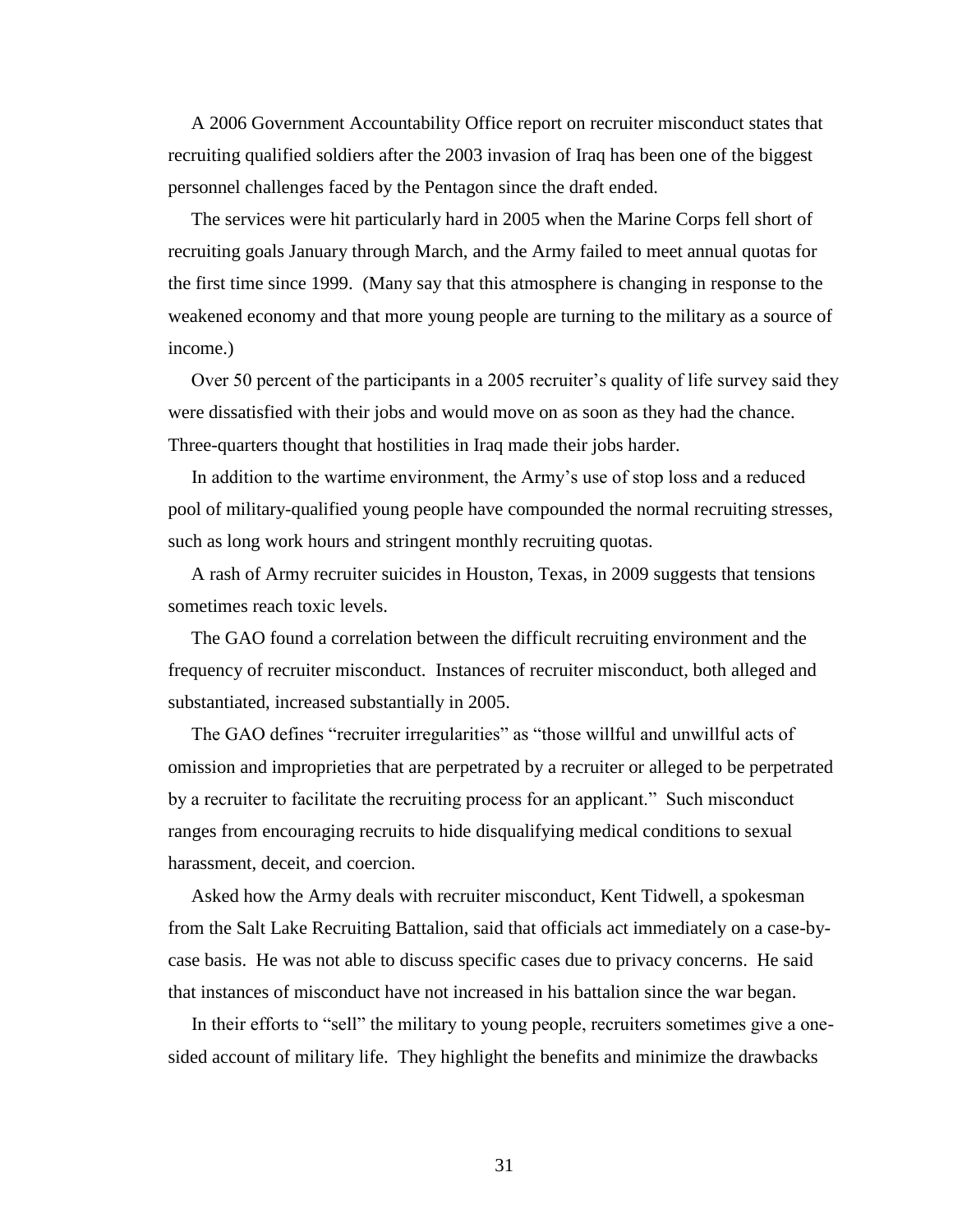A 2006 Government Accountability Office report on recruiter misconduct states that recruiting qualified soldiers after the 2003 invasion of Iraq has been one of the biggest personnel challenges faced by the Pentagon since the draft ended.

The services were hit particularly hard in 2005 when the Marine Corps fell short of recruiting goals January through March, and the Army failed to meet annual quotas for the first time since 1999. (Many say that this atmosphere is changing in response to the weakened economy and that more young people are turning to the military as a source of income.)

Over 50 percent of the participants in a 2005 recruiter's quality of life survey said they were dissatisfied with their jobs and would move on as soon as they had the chance. Three-quarters thought that hostilities in Iraq made their jobs harder.

In addition to the wartime environment, the Army's use of stop loss and a reduced pool of military-qualified young people have compounded the normal recruiting stresses, such as long work hours and stringent monthly recruiting quotas.

A rash of Army recruiter suicides in Houston, Texas, in 2009 suggests that tensions sometimes reach toxic levels.

The GAO found a correlation between the difficult recruiting environment and the frequency of recruiter misconduct. Instances of recruiter misconduct, both alleged and substantiated, increased substantially in 2005.

The GAO defines "recruiter irregularities" as "those willful and unwillful acts of omission and improprieties that are perpetrated by a recruiter or alleged to be perpetrated by a recruiter to facilitate the recruiting process for an applicant." Such misconduct ranges from encouraging recruits to hide disqualifying medical conditions to sexual harassment, deceit, and coercion.

Asked how the Army deals with recruiter misconduct, Kent Tidwell, a spokesman from the Salt Lake Recruiting Battalion, said that officials act immediately on a case-by-case basis. He was not able to discuss specific cases due to privacy concerns. He said that instances of misconduct have not increased in his battalion since the war began.

In their efforts to "sell" the military to young people, recruiters sometimes give a one-sided account of military life. They highlight the benefits and minimize the drawbacks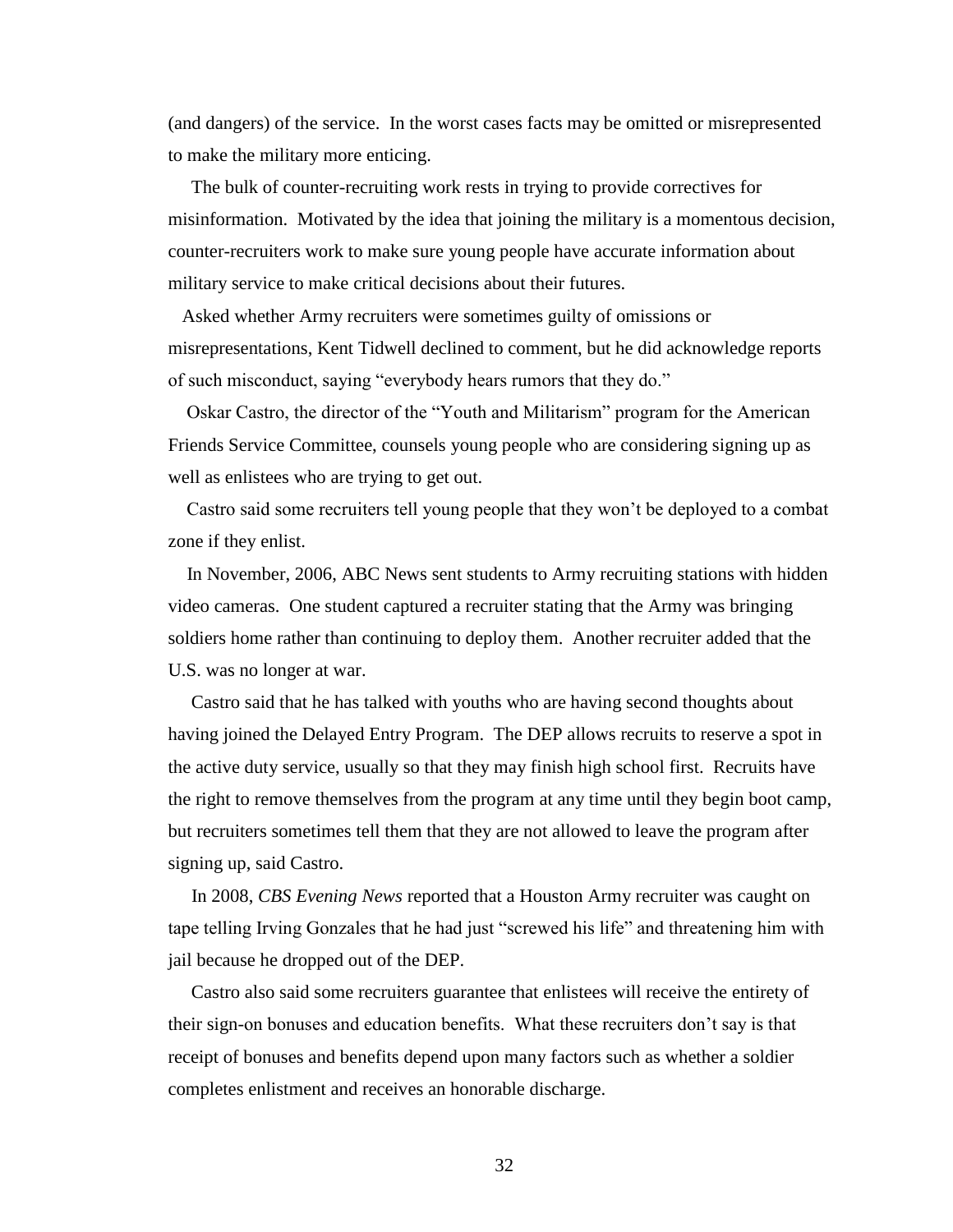(and dangers) of the service. In the worst cases facts may be omitted or misrepresented to make the military more enticing.

The bulk of counter-recruiting work rests in trying to provide correctives for misinformation. Motivated by the idea that joining the military is a momentous decision, counter-recruiters work to make sure young people have accurate information about military service to make critical decisions about their futures.

Asked whether Army recruiters were sometimes guilty of omissions or misrepresentations, Kent Tidwell declined to comment, but he did acknowledge reports of such misconduct, saying "everybody hears rumors that they do."

Oskar Castro, the director of the "Youth and Militarism" program for the American Friends Service Committee, counsels young people who are considering signing up as well as enlistees who are trying to get out.

Castro said some recruiters tell young people that they won't be deployed to a combat zone if they enlist.

In November, 2006, ABC News sent students to Army recruiting stations with hidden video cameras. One student captured a recruiter stating that the Army was bringing soldiers home rather than continuing to deploy them. Another recruiter added that the U.S. was no longer at war.

Castro said that he has talked with youths who are having second thoughts about having joined the Delayed Entry Program. The DEP allows recruits to reserve a spot in the active duty service, usually so that they may finish high school first. Recruits have the right to remove themselves from the program at any time until they begin boot camp, but recruiters sometimes tell them that they are not allowed to leave the program after signing up, said Castro.

In 2008, *CBS Evening News* reported that a Houston Army recruiter was caught on tape telling Irving Gonzales that he had just "screwed his life" and threatening him with jail because he dropped out of the DEP.

Castro also said some recruiters guarantee that enlistees will receive the entirety of their sign-on bonuses and education benefits. What these recruiters don't say is that receipt of bonuses and benefits depend upon many factors such as whether a soldier completes enlistment and receives an honorable discharge.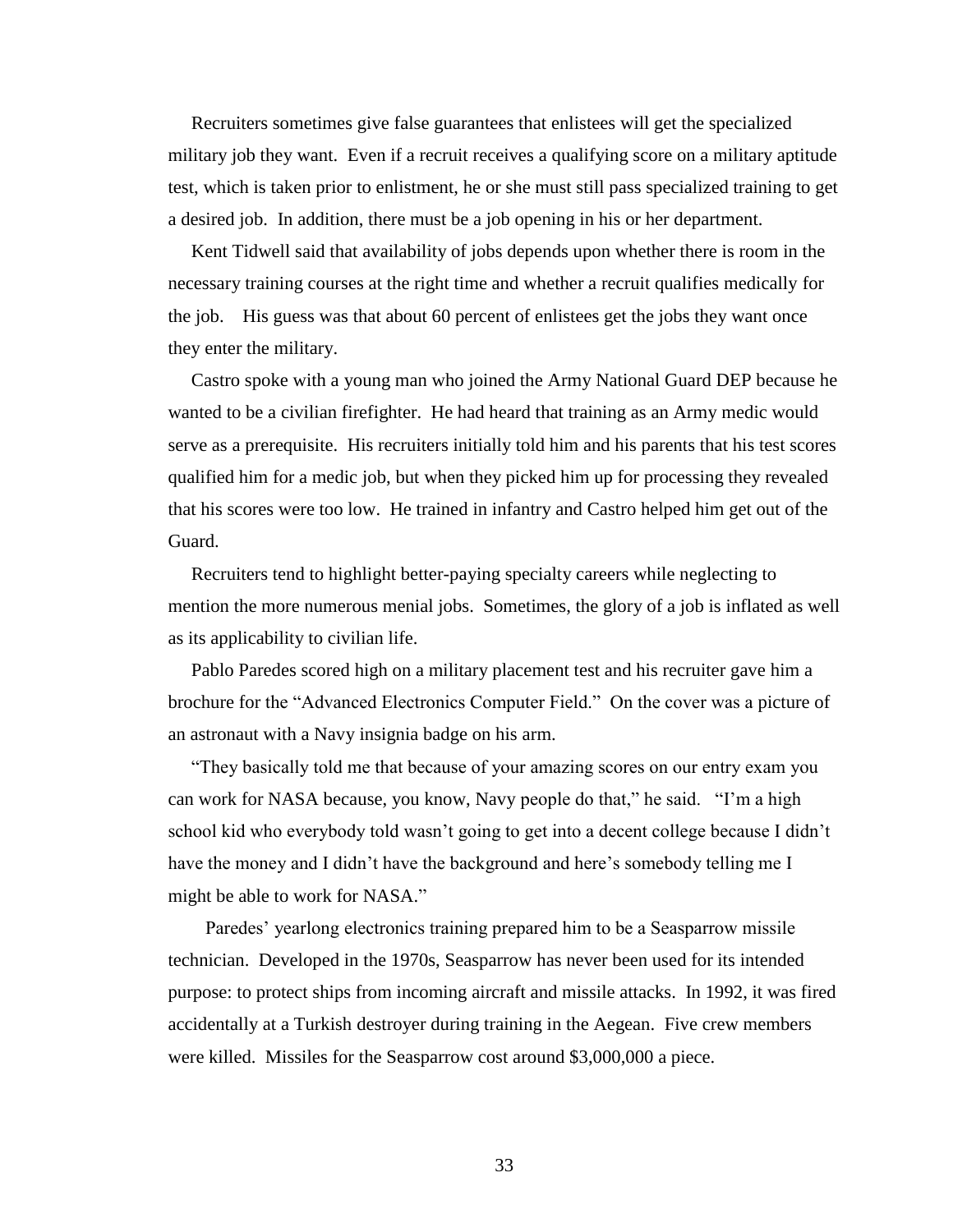Recruiters sometimes give false guarantees that enlistees will get the specialized military job they want. Even if a recruit receives a qualifying score on a military aptitude test, which is taken prior to enlistment, he or she must still pass specialized training to get a desired job. In addition, there must be a job opening in his or her department.

Kent Tidwell said that availability of jobs depends upon whether there is room in the necessary training courses at the right time and whether a recruit qualifies medically for the job. His guess was that about 60 percent of enlistees get the jobs they want once they enter the military.

Castro spoke with a young man who joined the Army National Guard DEP because he wanted to be a civilian firefighter. He had heard that training as an Army medic would serve as a prerequisite. His recruiters initially told him and his parents that his test scores qualified him for a medic job, but when they picked him up for processing they revealed that his scores were too low. He trained in infantry and Castro helped him get out of the Guard.

Recruiters tend to highlight better-paying specialty careers while neglecting to mention the more numerous menial jobs. Sometimes, the glory of a job is inflated as well as its applicability to civilian life.

Pablo Paredes scored high on a military placement test and his recruiter gave him a brochure for the "Advanced Electronics Computer Field." On the cover was a picture of an astronaut with a Navy insignia badge on his arm.

"They basically told me that because of your amazing scores on our entry exam you can work for NASA because, you know, Navy people do that," he said. "I'm a high school kid who everybody told wasn't going to get into a decent college because I didn't have the money and I didn't have the background and here's somebody telling me I might be able to work for NASA."

Paredes' yearlong electronics training prepared him to be a Seasparrow missile technician. Developed in the 1970s, Seasparrow has never been used for its intended purpose: to protect ships from incoming aircraft and missile attacks. In 1992, it was fired accidentally at a Turkish destroyer during training in the Aegean. Five crew members were killed. Missiles for the Seasparrow cost around $3,000,000 a piece.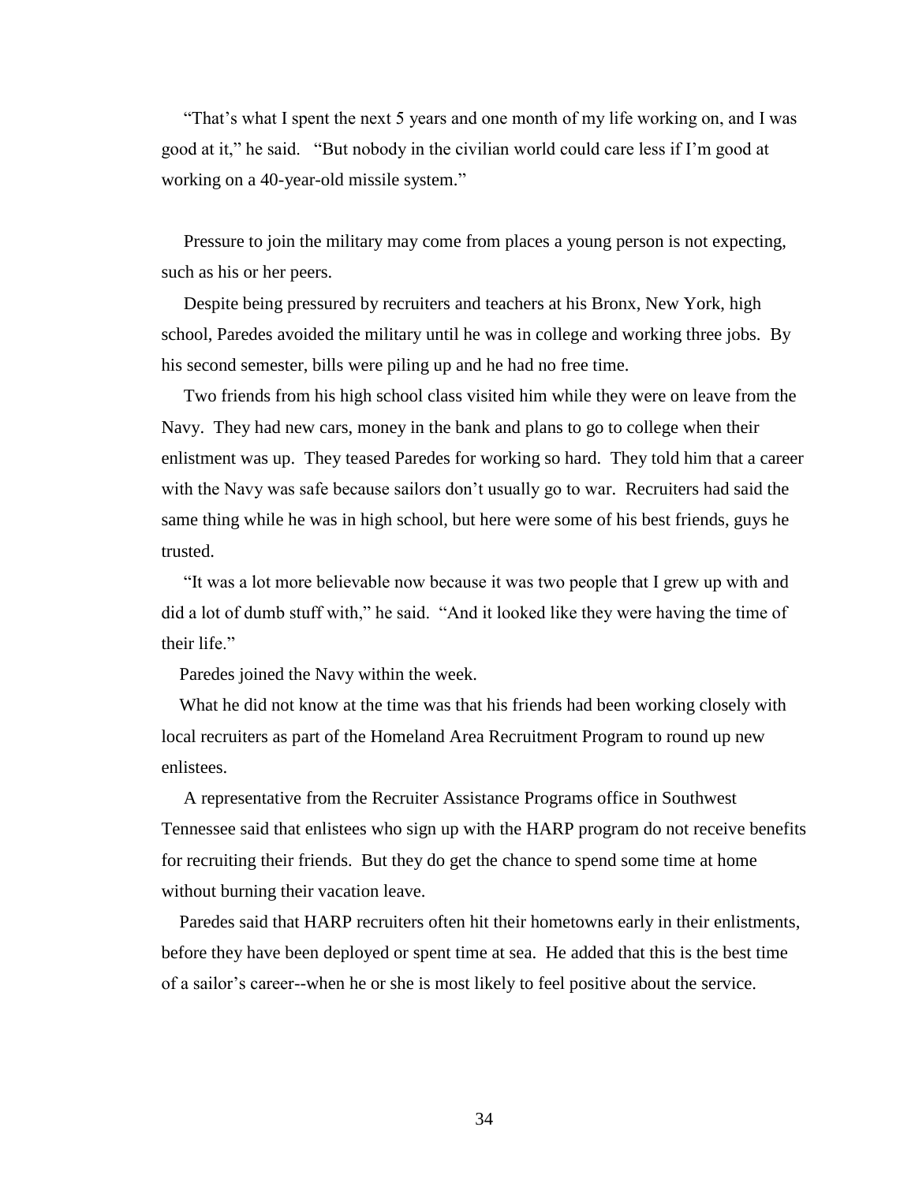"That's what I spent the next 5 years and one month of my life working on, and I was good at it," he said. "But nobody in the civilian world could care less if I'm good at working on a 40-year-old missile system."

Pressure to join the military may come from places a young person is not expecting, such as his or her peers.

Despite being pressured by recruiters and teachers at his Bronx, New York, high school, Paredes avoided the military until he was in college and working three jobs. By his second semester, bills were piling up and he had no free time.

Two friends from his high school class visited him while they were on leave from the Navy. They had new cars, money in the bank and plans to go to college when their enlistment was up. They teased Paredes for working so hard. They told him that a career with the Navy was safe because sailors don't usually go to war. Recruiters had said the same thing while he was in high school, but here were some of his best friends, guys he trusted.

"It was a lot more believable now because it was two people that I grew up with and did a lot of dumb stuff with," he said. "And it looked like they were having the time of their life."

Paredes joined the Navy within the week.

What he did not know at the time was that his friends had been working closely with local recruiters as part of the Homeland Area Recruitment Program to round up new enlistees.

A representative from the Recruiter Assistance Programs office in Southwest Tennessee said that enlistees who sign up with the HARP program do not receive benefits for recruiting their friends. But they do get the chance to spend some time at home without burning their vacation leave.

Paredes said that HARP recruiters often hit their hometowns early in their enlistments, before they have been deployed or spent time at sea. He added that this is the best time of a sailor's career--when he or she is most likely to feel positive about the service.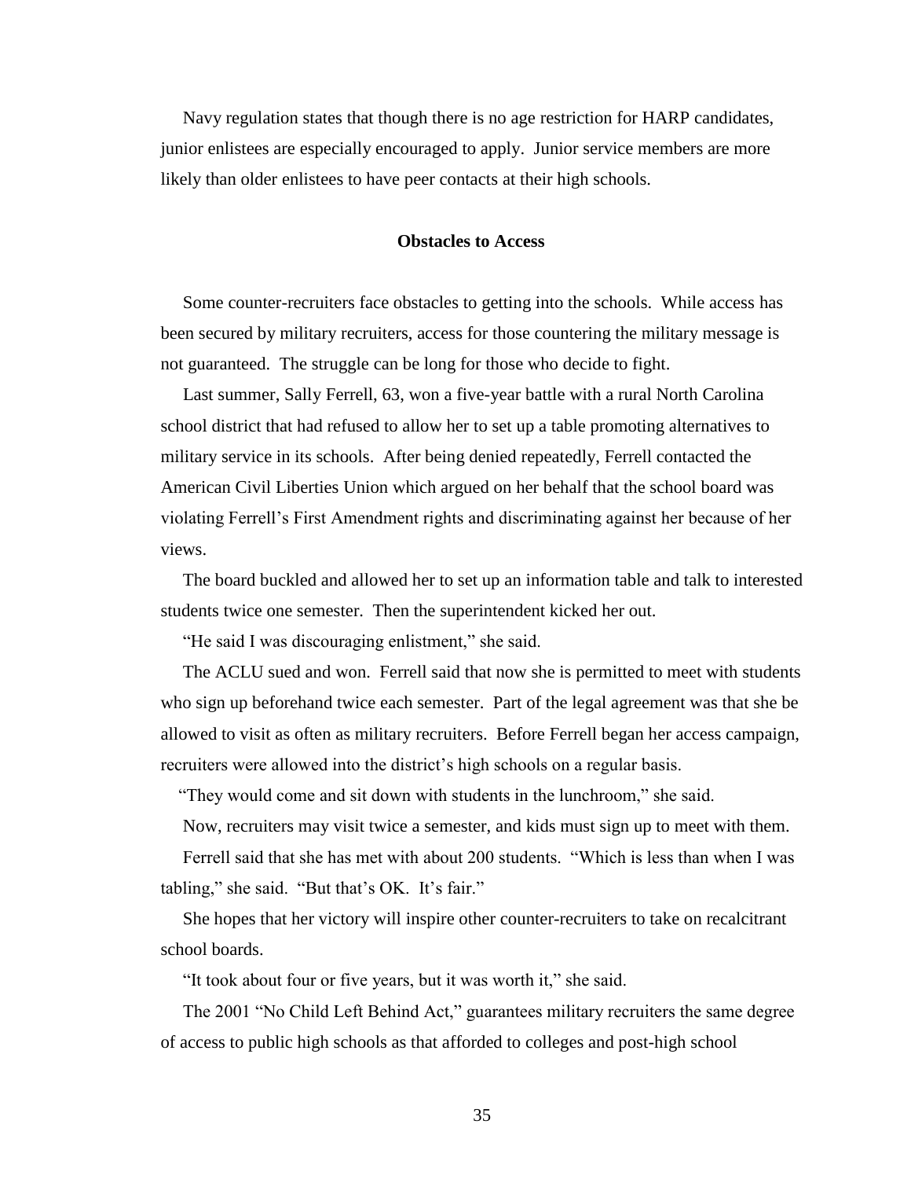Navy regulation states that though there is no age restriction for HARP candidates, junior enlistees are especially encouraged to apply. Junior service members are more likely than older enlistees to have peer contacts at their high schools.

## Obstacles to Access

Some counter-recruiters face obstacles to getting into the schools. While access has been secured by military recruiters, access for those countering the military message is not guaranteed. The struggle can be long for those who decide to fight.

Last summer, Sally Ferrell, 63, won a five-year battle with a rural North Carolina school district that had refused to allow her to set up a table promoting alternatives to military service in its schools. After being denied repeatedly, Ferrell contacted the American Civil Liberties Union which argued on her behalf that the school board was violating Ferrell's First Amendment rights and discriminating against her because of her views.

The board buckled and allowed her to set up an information table and talk to interested students twice one semester. Then the superintendent kicked her out.

"He said I was discouraging enlistment," she said.

The ACLU sued and won. Ferrell said that now she is permitted to meet with students who sign up beforehand twice each semester. Part of the legal agreement was that she be allowed to visit as often as military recruiters. Before Ferrell began her access campaign, recruiters were allowed into the district's high schools on a regular basis.

"They would come and sit down with students in the lunchroom," she said.

Now, recruiters may visit twice a semester, and kids must sign up to meet with them.

Ferrell said that she has met with about 200 students. "Which is less than when I was tabling," she said. "But that's OK. It's fair."

She hopes that her victory will inspire other counter-recruiters to take on recalcitrant school boards.

"It took about four or five years, but it was worth it," she said.

The 2001 "No Child Left Behind Act," guarantees military recruiters the same degree of access to public high schools as that afforded to colleges and post-high school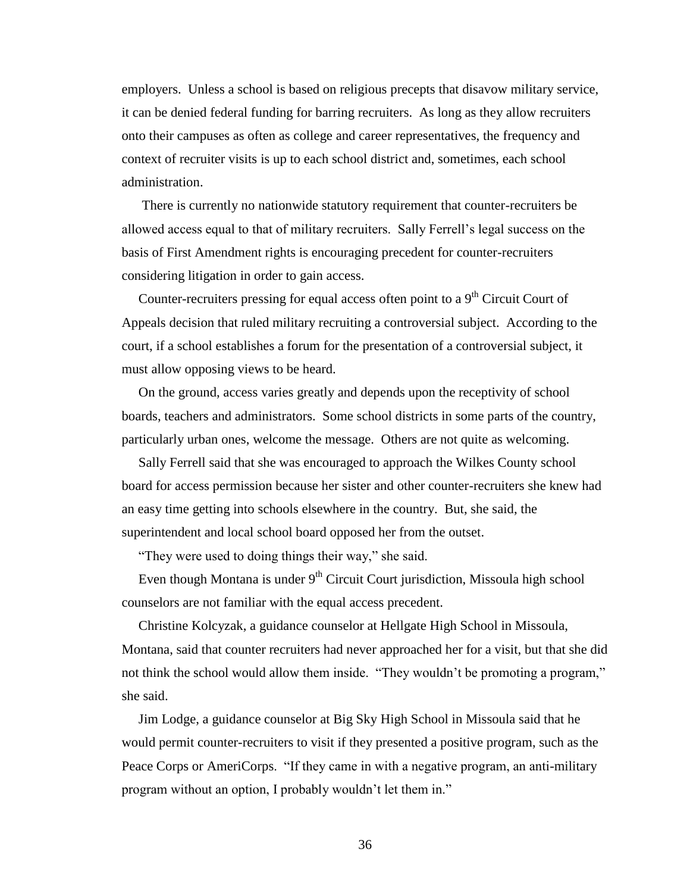employers. Unless a school is based on religious precepts that disavow military service, it can be denied federal funding for barring recruiters. As long as they allow recruiters onto their campuses as often as college and career representatives, the frequency and context of recruiter visits is up to each school district and, sometimes, each school administration.

There is currently no nationwide statutory requirement that counter-recruiters be allowed access equal to that of military recruiters. Sally Ferrell's legal success on the basis of First Amendment rights is encouraging precedent for counter-recruiters considering litigation in order to gain access.

Counter-recruiters pressing for equal access often point to a 9th Circuit Court of Appeals decision that ruled military recruiting a controversial subject. According to the court, if a school establishes a forum for the presentation of a controversial subject, it must allow opposing views to be heard.

On the ground, access varies greatly and depends upon the receptivity of school boards, teachers and administrators. Some school districts in some parts of the country, particularly urban ones, welcome the message. Others are not quite as welcoming.

Sally Ferrell said that she was encouraged to approach the Wilkes County school board for access permission because her sister and other counter-recruiters she knew had an easy time getting into schools elsewhere in the country. But, she said, the superintendent and local school board opposed her from the outset.

"They were used to doing things their way," she said.

Even though Montana is under 9th Circuit Court jurisdiction, Missoula high school counselors are not familiar with the equal access precedent.

Christine Kolcyzak, a guidance counselor at Hellgate High School in Missoula, Montana, said that counter recruiters had never approached her for a visit, but that she did not think the school would allow them inside. "They wouldn't be promoting a program," she said.

Jim Lodge, a guidance counselor at Big Sky High School in Missoula said that he would permit counter-recruiters to visit if they presented a positive program, such as the Peace Corps or AmeriCorps. "If they came in with a negative program, an anti-military program without an option, I probably wouldn't let them in."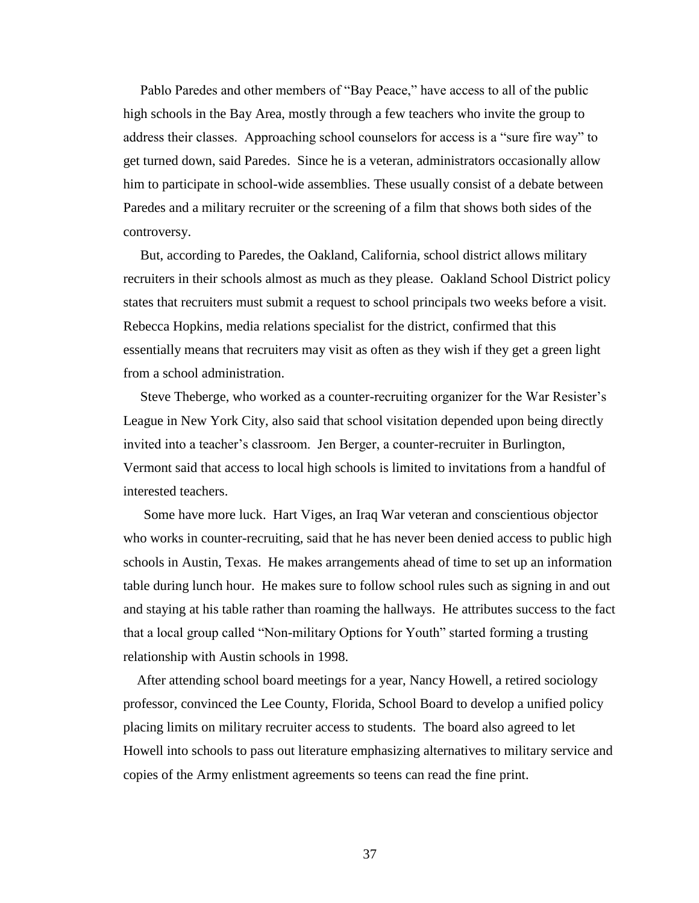Pablo Paredes and other members of "Bay Peace," have access to all of the public high schools in the Bay Area, mostly through a few teachers who invite the group to address their classes. Approaching school counselors for access is a "sure fire way" to get turned down, said Paredes. Since he is a veteran, administrators occasionally allow him to participate in school-wide assemblies. These usually consist of a debate between Paredes and a military recruiter or the screening of a film that shows both sides of the controversy.

But, according to Paredes, the Oakland, California, school district allows military recruiters in their schools almost as much as they please. Oakland School District policy states that recruiters must submit a request to school principals two weeks before a visit. Rebecca Hopkins, media relations specialist for the district, confirmed that this essentially means that recruiters may visit as often as they wish if they get a green light from a school administration.

Steve Theberge, who worked as a counter-recruiting organizer for the War Resister's League in New York City, also said that school visitation depended upon being directly invited into a teacher's classroom. Jen Berger, a counter-recruiter in Burlington, Vermont said that access to local high schools is limited to invitations from a handful of interested teachers.

Some have more luck. Hart Viges, an Iraq War veteran and conscientious objector who works in counter-recruiting, said that he has never been denied access to public high schools in Austin, Texas. He makes arrangements ahead of time to set up an information table during lunch hour. He makes sure to follow school rules such as signing in and out and staying at his table rather than roaming the hallways. He attributes success to the fact that a local group called "Non-military Options for Youth" started forming a trusting relationship with Austin schools in 1998.

After attending school board meetings for a year, Nancy Howell, a retired sociology professor, convinced the Lee County, Florida, School Board to develop a unified policy placing limits on military recruiter access to students. The board also agreed to let Howell into schools to pass out literature emphasizing alternatives to military service and copies of the Army enlistment agreements so teens can read the fine print.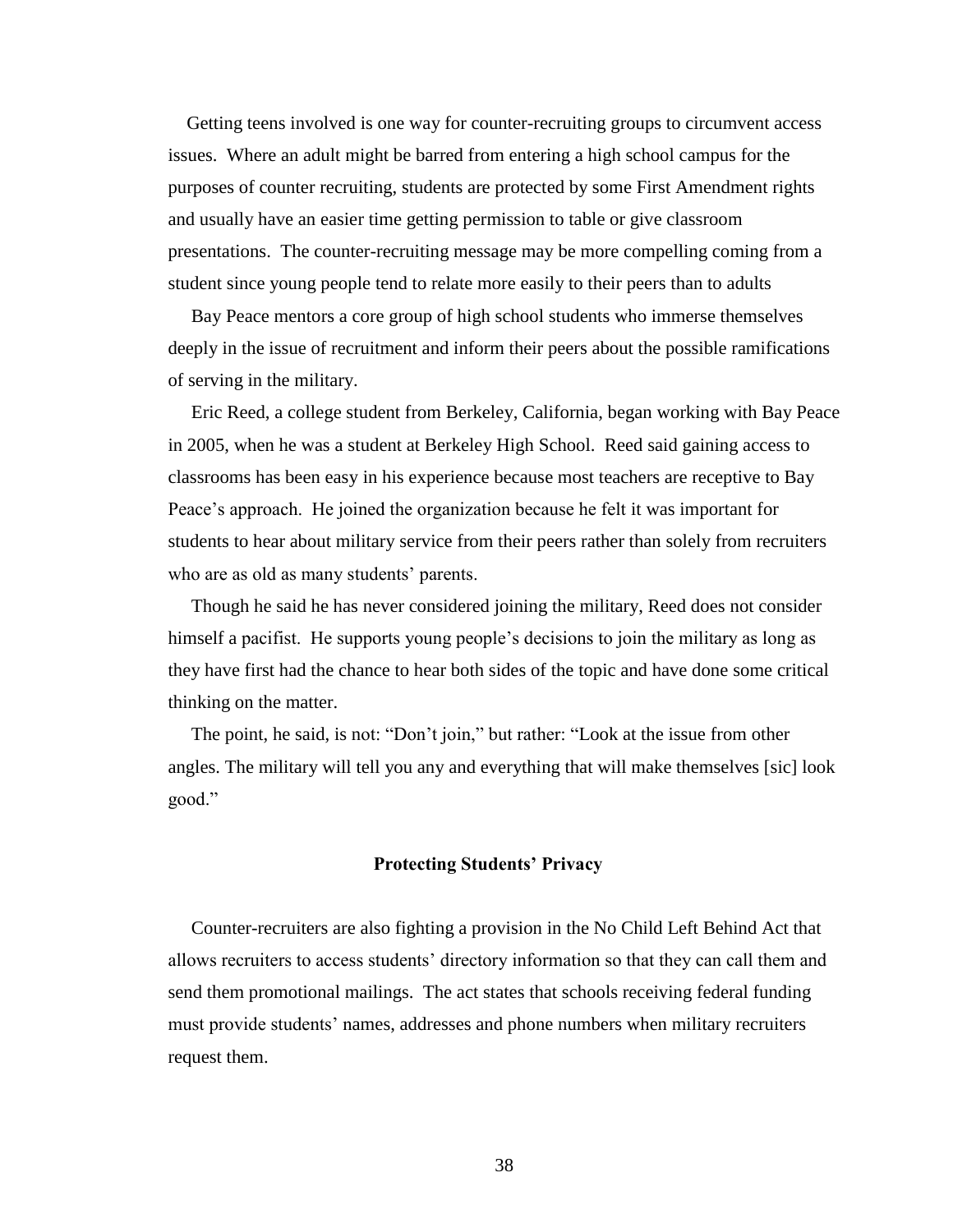Getting teens involved is one way for counter-recruiting groups to circumvent access issues. Where an adult might be barred from entering a high school campus for the purposes of counter recruiting, students are protected by some First Amendment rights and usually have an easier time getting permission to table or give classroom presentations. The counter-recruiting message may be more compelling coming from a student since young people tend to relate more easily to their peers than to adults

Bay Peace mentors a core group of high school students who immerse themselves deeply in the issue of recruitment and inform their peers about the possible ramifications of serving in the military.

Eric Reed, a college student from Berkeley, California, began working with Bay Peace in 2005, when he was a student at Berkeley High School. Reed said gaining access to classrooms has been easy in his experience because most teachers are receptive to Bay Peace's approach. He joined the organization because he felt it was important for students to hear about military service from their peers rather than solely from recruiters who are as old as many students' parents.

Though he said he has never considered joining the military, Reed does not consider himself a pacifist. He supports young people's decisions to join the military as long as they have first had the chance to hear both sides of the topic and have done some critical thinking on the matter.

The point, he said, is not: "Don't join," but rather: "Look at the issue from other angles. The military will tell you any and everything that will make themselves [sic] look good."

## Protecting Students' Privacy

Counter-recruiters are also fighting a provision in the No Child Left Behind Act that allows recruiters to access students' directory information so that they can call them and send them promotional mailings. The act states that schools receiving federal funding must provide students' names, addresses and phone numbers when military recruiters request them.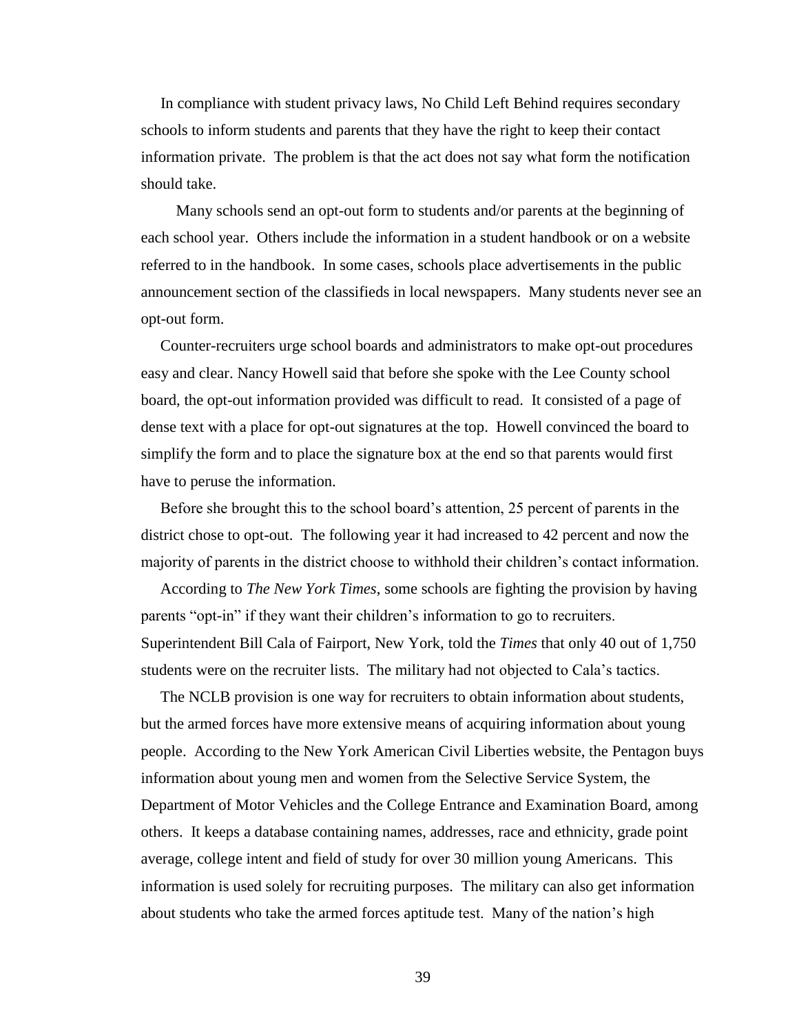In compliance with student privacy laws, No Child Left Behind requires secondary schools to inform students and parents that they have the right to keep their contact information private. The problem is that the act does not say what form the notification should take.

Many schools send an opt-out form to students and/or parents at the beginning of each school year. Others include the information in a student handbook or on a website referred to in the handbook. In some cases, schools place advertisements in the public announcement section of the classifieds in local newspapers. Many students never see an opt-out form.

Counter-recruiters urge school boards and administrators to make opt-out procedures easy and clear. Nancy Howell said that before she spoke with the Lee County school board, the opt-out information provided was difficult to read. It consisted of a page of dense text with a place for opt-out signatures at the top. Howell convinced the board to simplify the form and to place the signature box at the end so that parents would first have to peruse the information.

Before she brought this to the school board's attention, 25 percent of parents in the district chose to opt-out. The following year it had increased to 42 percent and now the majority of parents in the district choose to withhold their children's contact information.

According to *The New York Times*, some schools are fighting the provision by having parents "opt-in" if they want their children's information to go to recruiters. Superintendent Bill Cala of Fairport, New York, told the *Times* that only 40 out of 1,750 students were on the recruiter lists. The military had not objected to Cala's tactics.

The NCLB provision is one way for recruiters to obtain information about students, but the armed forces have more extensive means of acquiring information about young people. According to the New York American Civil Liberties website, the Pentagon buys information about young men and women from the Selective Service System, the Department of Motor Vehicles and the College Entrance and Examination Board, among others. It keeps a database containing names, addresses, race and ethnicity, grade point average, college intent and field of study for over 30 million young Americans. This information is used solely for recruiting purposes. The military can also get information about students who take the armed forces aptitude test. Many of the nation's high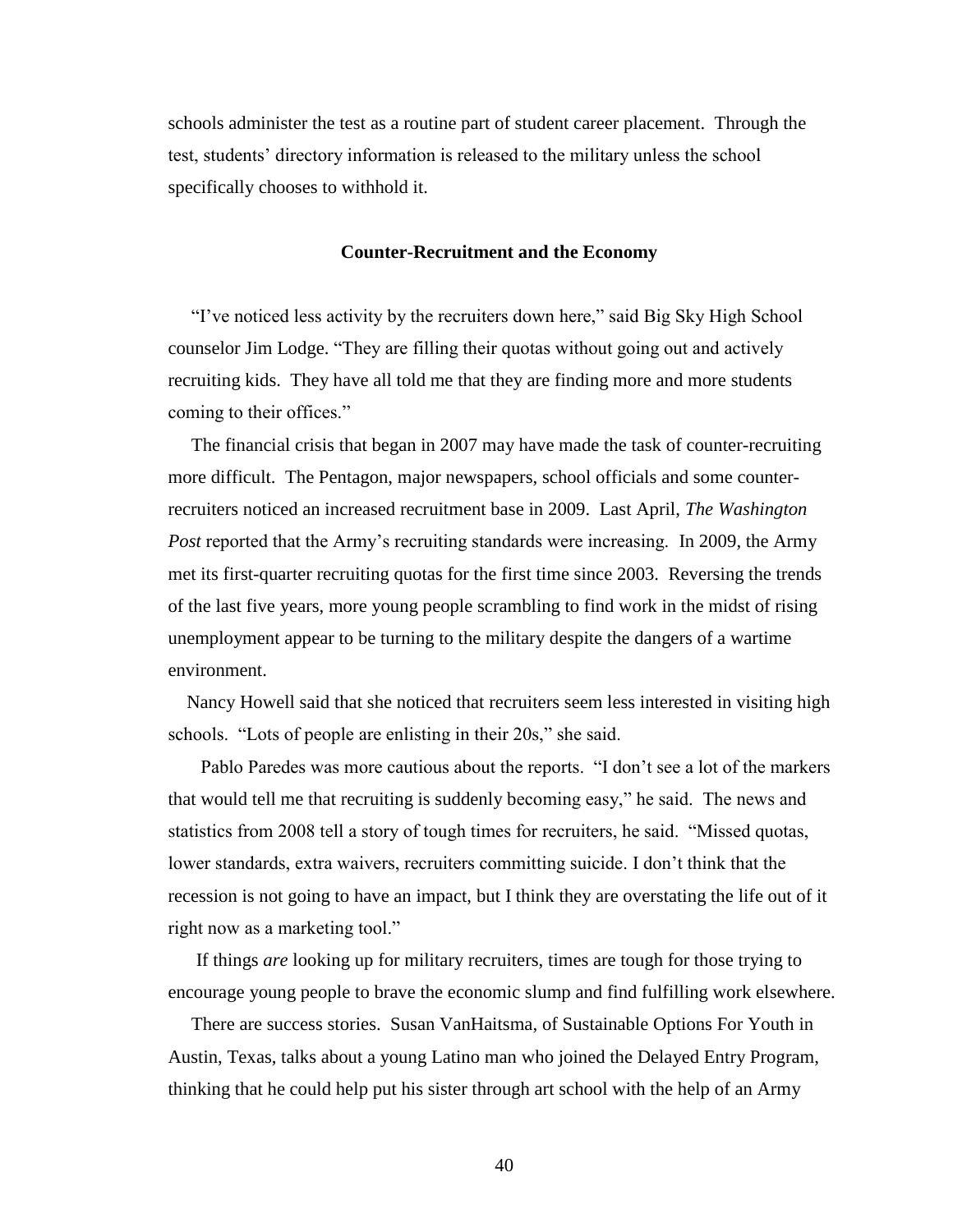schools administer the test as a routine part of student career placement. Through the test, students' directory information is released to the military unless the school specifically chooses to withhold it.

## Counter-Recruitment and the Economy

"I've noticed less activity by the recruiters down here," said Big Sky High School counselor Jim Lodge. "They are filling their quotas without going out and actively recruiting kids. They have all told me that they are finding more and more students coming to their offices."

The financial crisis that began in 2007 may have made the task of counter-recruiting more difficult. The Pentagon, major newspapers, school officials and some counter-recruiters noticed an increased recruitment base in 2009. Last April, *The Washington Post* reported that the Army's recruiting standards were increasing. In 2009, the Army met its first-quarter recruiting quotas for the first time since 2003. Reversing the trends of the last five years, more young people scrambling to find work in the midst of rising unemployment appear to be turning to the military despite the dangers of a wartime environment.

Nancy Howell said that she noticed that recruiters seem less interested in visiting high schools. "Lots of people are enlisting in their 20s," she said.

Pablo Paredes was more cautious about the reports. "I don't see a lot of the markers that would tell me that recruiting is suddenly becoming easy," he said. The news and statistics from 2008 tell a story of tough times for recruiters, he said. "Missed quotas, lower standards, extra waivers, recruiters committing suicide. I don't think that the recession is not going to have an impact, but I think they are overstating the life out of it right now as a marketing tool."

If things *are* looking up for military recruiters, times are tough for those trying to encourage young people to brave the economic slump and find fulfilling work elsewhere.

There are success stories. Susan VanHaitsma, of Sustainable Options For Youth in Austin, Texas, talks about a young Latino man who joined the Delayed Entry Program, thinking that he could help put his sister through art school with the help of an Army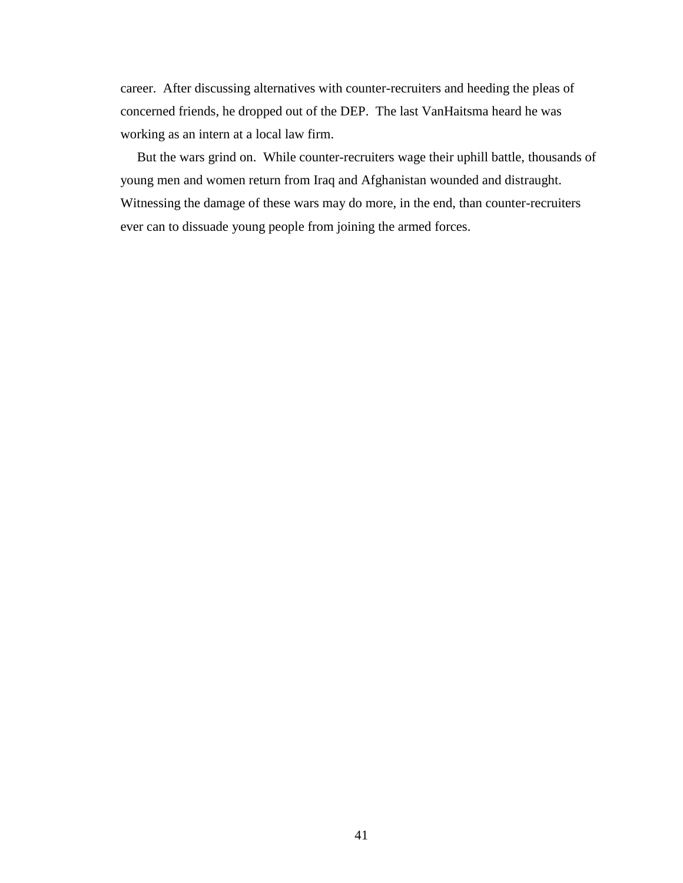career.  After discussing alternatives with counter-recruiters and heeding the pleas of concerned friends, he dropped out of the DEP.  The last VanHaitsma heard he was working as an intern at a local law firm.

But the wars grind on.  While counter-recruiters wage their uphill battle, thousands of young men and women return from Iraq and Afghanistan wounded and distraught. Witnessing the damage of these wars may do more, in the end, than counter-recruiters ever can to dissuade young people from joining the armed forces.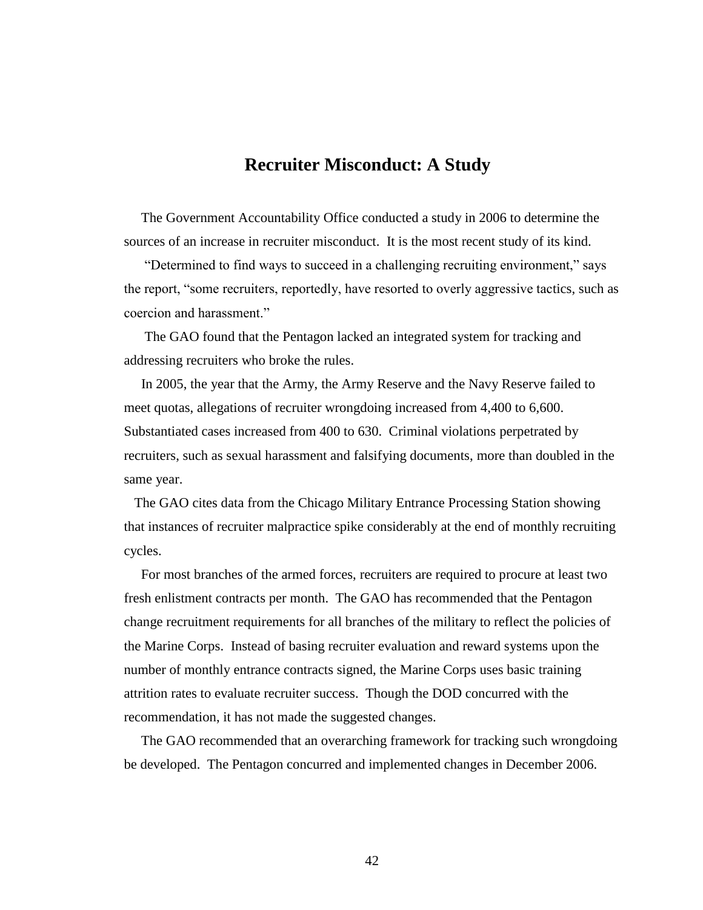# Recruiter Misconduct: A Study

The Government Accountability Office conducted a study in 2006 to determine the sources of an increase in recruiter misconduct. It is the most recent study of its kind.

"Determined to find ways to succeed in a challenging recruiting environment," says the report, "some recruiters, reportedly, have resorted to overly aggressive tactics, such as coercion and harassment."

The GAO found that the Pentagon lacked an integrated system for tracking and addressing recruiters who broke the rules.

In 2005, the year that the Army, the Army Reserve and the Navy Reserve failed to meet quotas, allegations of recruiter wrongdoing increased from 4,400 to 6,600. Substantiated cases increased from 400 to 630. Criminal violations perpetrated by recruiters, such as sexual harassment and falsifying documents, more than doubled in the same year.

The GAO cites data from the Chicago Military Entrance Processing Station showing that instances of recruiter malpractice spike considerably at the end of monthly recruiting cycles.

For most branches of the armed forces, recruiters are required to procure at least two fresh enlistment contracts per month. The GAO has recommended that the Pentagon change recruitment requirements for all branches of the military to reflect the policies of the Marine Corps. Instead of basing recruiter evaluation and reward systems upon the number of monthly entrance contracts signed, the Marine Corps uses basic training attrition rates to evaluate recruiter success. Though the DOD concurred with the recommendation, it has not made the suggested changes.

The GAO recommended that an overarching framework for tracking such wrongdoing be developed. The Pentagon concurred and implemented changes in December 2006.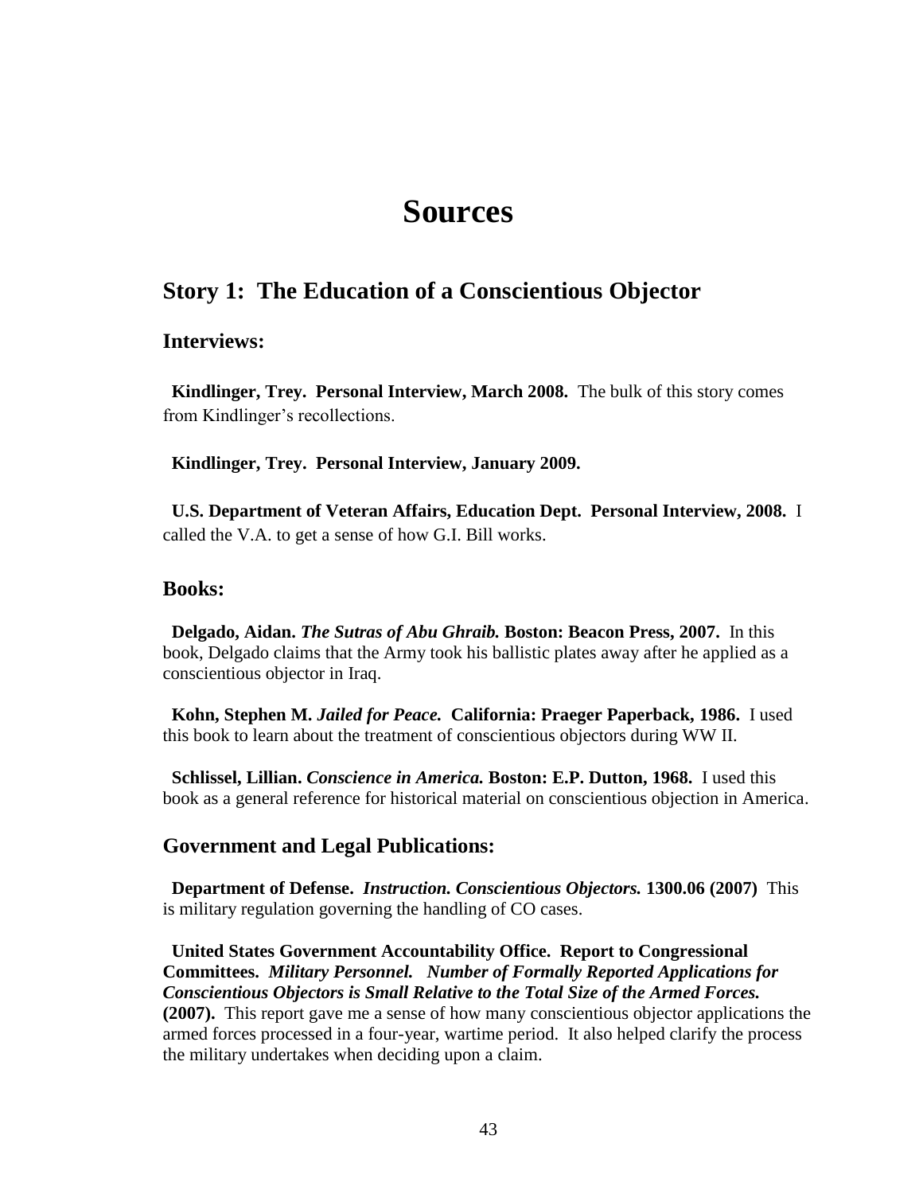# Sources

## Story 1: The Education of a Conscientious Objector

### Interviews:

**Kindlinger, Trey. Personal Interview, March 2008.** The bulk of this story comes from Kindlinger's recollections.

**Kindlinger, Trey. Personal Interview, January 2009.**

**U.S. Department of Veteran Affairs, Education Dept. Personal Interview, 2008.** I called the V.A. to get a sense of how G.I. Bill works.

### Books:

**Delgado, Aidan. *The Sutras of Abu Ghraib.* Boston: Beacon Press, 2007.** In this book, Delgado claims that the Army took his ballistic plates away after he applied as a conscientious objector in Iraq.

**Kohn, Stephen M. *Jailed for Peace.* California: Praeger Paperback, 1986.** I used this book to learn about the treatment of conscientious objectors during WW II.

**Schlissel, Lillian. *Conscience in America.* Boston: E.P. Dutton, 1968.** I used this book as a general reference for historical material on conscientious objection in America.

### Government and Legal Publications:

**Department of Defense. *Instruction. Conscientious Objectors.* 1300.06 (2007)** This is military regulation governing the handling of CO cases.

**United States Government Accountability Office. Report to Congressional Committees. *Military Personnel. Number of Formally Reported Applications for Conscientious Objectors is Small Relative to the Total Size of the Armed Forces.* (2007).** This report gave me a sense of how many conscientious objector applications the armed forces processed in a four-year, wartime period. It also helped clarify the process the military undertakes when deciding upon a claim.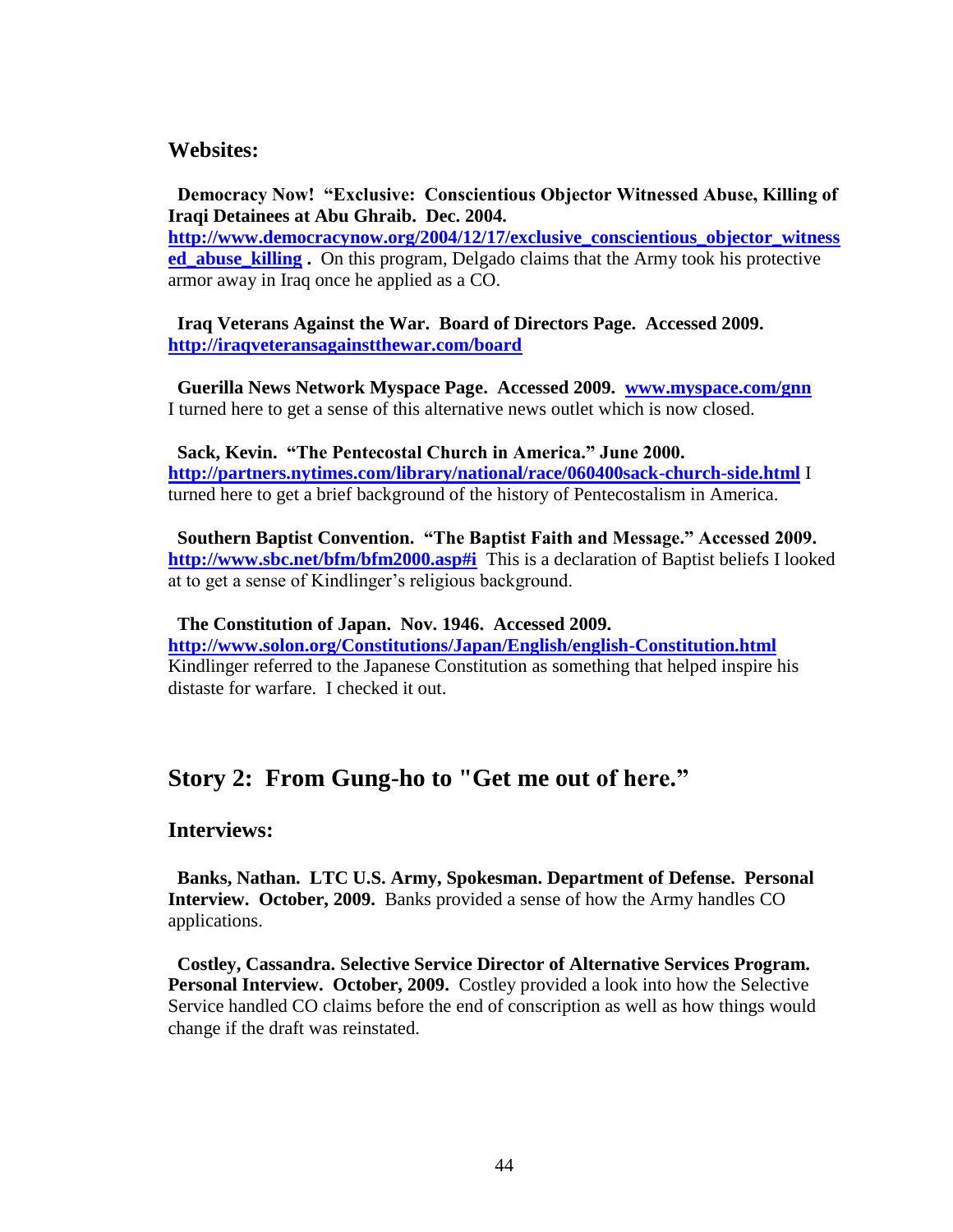## Websites:

**Democracy Now! "Exclusive: Conscientious Objector Witnessed Abuse, Killing of Iraqi Detainees at Abu Ghraib. Dec. 2004.** **http://www.democracynow.org/2004/12/17/exclusive_conscientious_objector_witnessed_abuse_killing .** On this program, Delgado claims that the Army took his protective armor away in Iraq once he applied as a CO.

**Iraq Veterans Against the War. Board of Directors Page. Accessed 2009.** **http://iraqveteransagainstthewar.com/board**

**Guerilla News Network Myspace Page. Accessed 2009. www.myspace.com/gnn** I turned here to get a sense of this alternative news outlet which is now closed.

**Sack, Kevin. "The Pentecostal Church in America." June 2000.** **http://partners.nytimes.com/library/national/race/060400sack-church-side.html** I turned here to get a brief background of the history of Pentecostalism in America.

**Southern Baptist Convention. "The Baptist Faith and Message." Accessed 2009.** **http://www.sbc.net/bfm/bfm2000.asp#i** This is a declaration of Baptist beliefs I looked at to get a sense of Kindlinger's religious background.

**The Constitution of Japan. Nov. 1946. Accessed 2009.** **http://www.solon.org/Constitutions/Japan/English/english-Constitution.html** Kindlinger referred to the Japanese Constitution as something that helped inspire his distaste for warfare. I checked it out.

# Story 2: From Gung-ho to "Get me out of here."

## Interviews:

**Banks, Nathan. LTC U.S. Army, Spokesman. Department of Defense. Personal Interview. October, 2009.** Banks provided a sense of how the Army handles CO applications.

**Costley, Cassandra. Selective Service Director of Alternative Services Program. Personal Interview. October, 2009.** Costley provided a look into how the Selective Service handled CO claims before the end of conscription as well as how things would change if the draft was reinstated.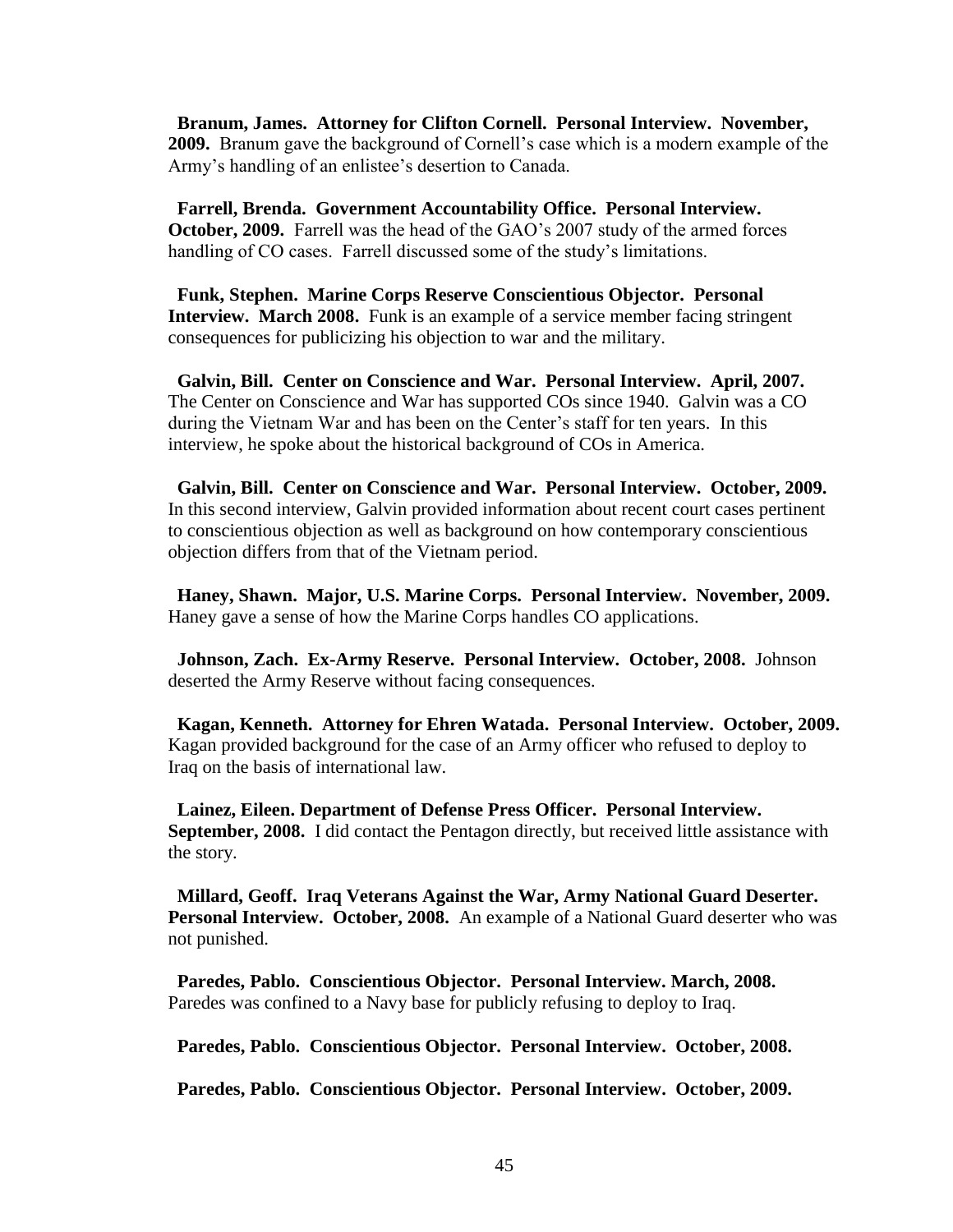**Branum, James. Attorney for Clifton Cornell. Personal Interview. November, 2009.** Branum gave the background of Cornell's case which is a modern example of the Army's handling of an enlistee's desertion to Canada.

**Farrell, Brenda. Government Accountability Office. Personal Interview. October, 2009.** Farrell was the head of the GAO's 2007 study of the armed forces handling of CO cases. Farrell discussed some of the study's limitations.

**Funk, Stephen. Marine Corps Reserve Conscientious Objector. Personal Interview. March 2008.** Funk is an example of a service member facing stringent consequences for publicizing his objection to war and the military.

**Galvin, Bill. Center on Conscience and War. Personal Interview. April, 2007.** The Center on Conscience and War has supported COs since 1940. Galvin was a CO during the Vietnam War and has been on the Center's staff for ten years. In this interview, he spoke about the historical background of COs in America.

**Galvin, Bill. Center on Conscience and War. Personal Interview. October, 2009.** In this second interview, Galvin provided information about recent court cases pertinent to conscientious objection as well as background on how contemporary conscientious objection differs from that of the Vietnam period.

**Haney, Shawn. Major, U.S. Marine Corps. Personal Interview. November, 2009.** Haney gave a sense of how the Marine Corps handles CO applications.

**Johnson, Zach. Ex-Army Reserve. Personal Interview. October, 2008.** Johnson deserted the Army Reserve without facing consequences.

**Kagan, Kenneth. Attorney for Ehren Watada. Personal Interview. October, 2009.** Kagan provided background for the case of an Army officer who refused to deploy to Iraq on the basis of international law.

**Lainez, Eileen. Department of Defense Press Officer. Personal Interview. September, 2008.** I did contact the Pentagon directly, but received little assistance with the story.

**Millard, Geoff. Iraq Veterans Against the War, Army National Guard Deserter. Personal Interview. October, 2008.** An example of a National Guard deserter who was not punished.

**Paredes, Pablo. Conscientious Objector. Personal Interview. March, 2008.** Paredes was confined to a Navy base for publicly refusing to deploy to Iraq.

**Paredes, Pablo. Conscientious Objector. Personal Interview. October, 2008.**

**Paredes, Pablo. Conscientious Objector. Personal Interview. October, 2009.**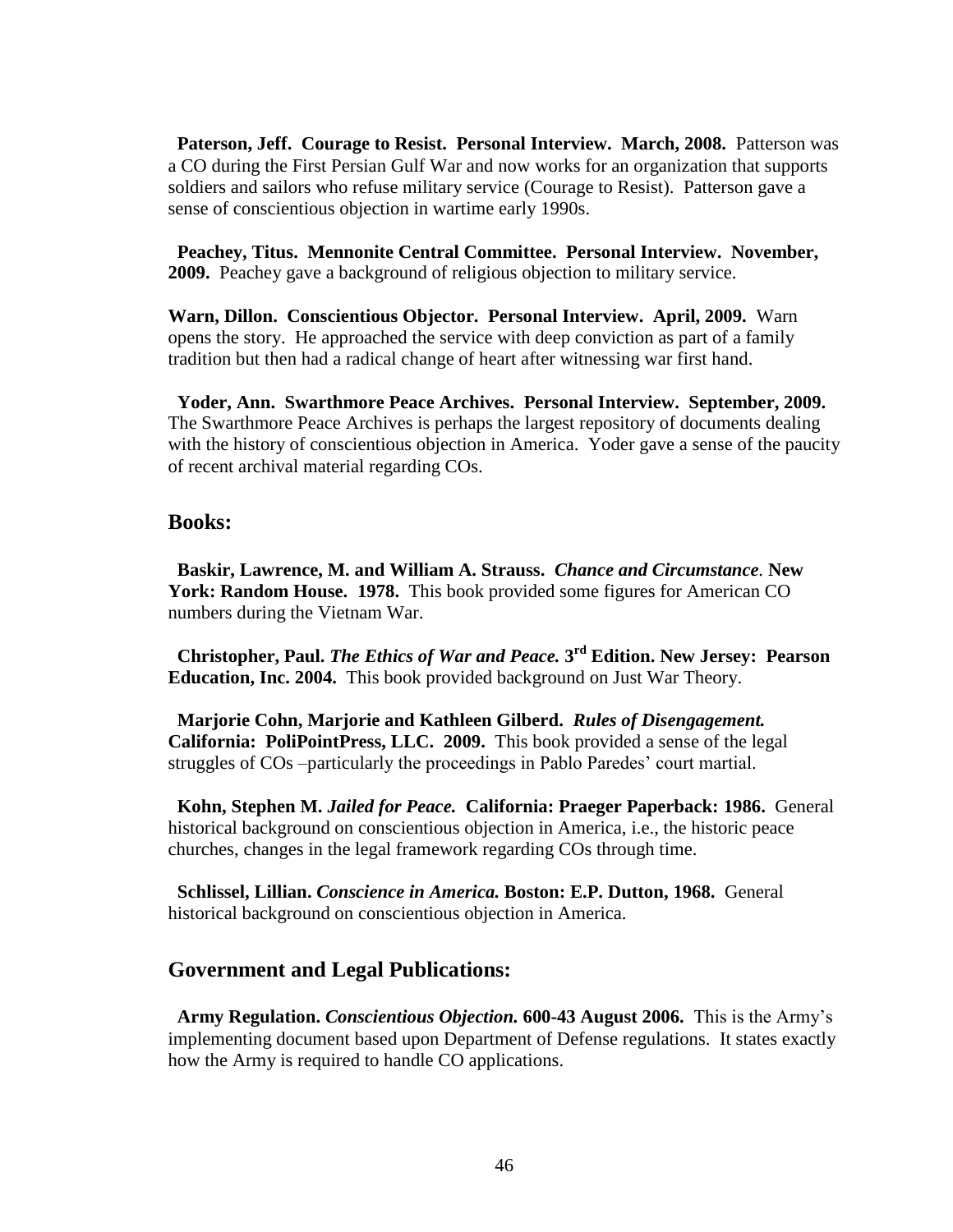**Paterson, Jeff. Courage to Resist. Personal Interview. March, 2008.** Patterson was a CO during the First Persian Gulf War and now works for an organization that supports soldiers and sailors who refuse military service (Courage to Resist). Patterson gave a sense of conscientious objection in wartime early 1990s.

**Peachey, Titus. Mennonite Central Committee. Personal Interview. November, 2009.** Peachey gave a background of religious objection to military service.

**Warn, Dillon. Conscientious Objector. Personal Interview. April, 2009.** Warn opens the story. He approached the service with deep conviction as part of a family tradition but then had a radical change of heart after witnessing war first hand.

**Yoder, Ann. Swarthmore Peace Archives. Personal Interview. September, 2009.** The Swarthmore Peace Archives is perhaps the largest repository of documents dealing with the history of conscientious objection in America. Yoder gave a sense of the paucity of recent archival material regarding COs.

## Books:

**Baskir, Lawrence, M. and William A. Strauss.** ***Chance and Circumstance*. New York: Random House. 1978.** This book provided some figures for American CO numbers during the Vietnam War.

**Christopher, Paul.** ***The Ethics of War and Peace.*** **3rd Edition. New Jersey: Pearson Education, Inc. 2004.** This book provided background on Just War Theory.

**Marjorie Cohn, Marjorie and Kathleen Gilberd.** ***Rules of Disengagement.*** **California: PoliPointPress, LLC. 2009.** This book provided a sense of the legal struggles of COs –particularly the proceedings in Pablo Paredes' court martial.

**Kohn, Stephen M.** ***Jailed for Peace.*** **California: Praeger Paperback: 1986.** General historical background on conscientious objection in America, i.e., the historic peace churches, changes in the legal framework regarding COs through time.

**Schlissel, Lillian.** ***Conscience in America.*** **Boston: E.P. Dutton, 1968.** General historical background on conscientious objection in America.

## Government and Legal Publications:

**Army Regulation.** ***Conscientious Objection.*** **600-43 August 2006.** This is the Army's implementing document based upon Department of Defense regulations. It states exactly how the Army is required to handle CO applications.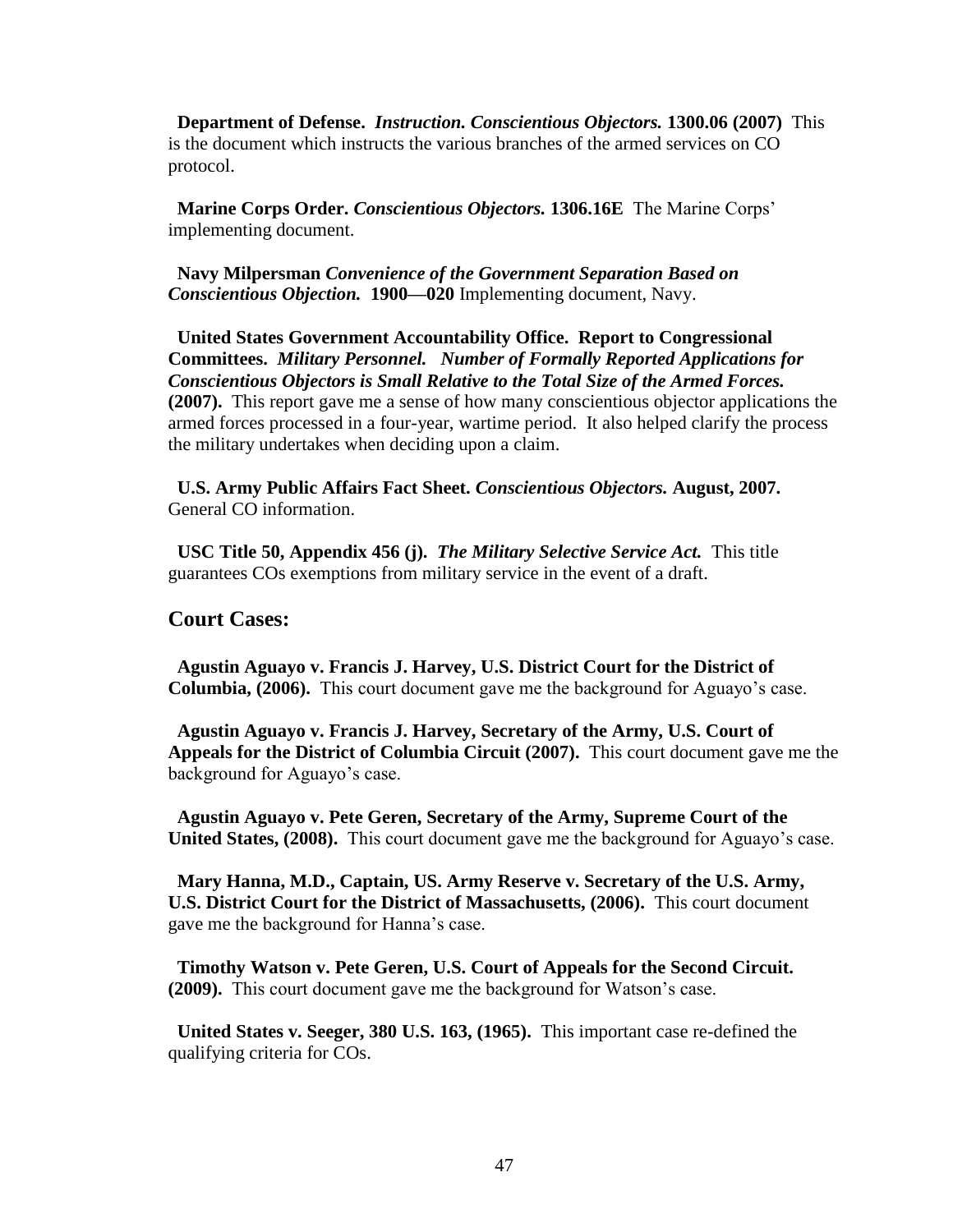**Department of Defense.** ***Instruction. Conscientious Objectors.*** **1300.06 (2007)** This is the document which instructs the various branches of the armed services on CO protocol.

**Marine Corps Order.** ***Conscientious Objectors.*** **1306.16E** The Marine Corps' implementing document.

**Navy Milpersman** ***Convenience of the Government Separation Based on Conscientious Objection.*** **1900—020** Implementing document, Navy.

**United States Government Accountability Office. Report to Congressional Committees.** ***Military Personnel. Number of Formally Reported Applications for Conscientious Objectors is Small Relative to the Total Size of the Armed Forces.*** **(2007).** This report gave me a sense of how many conscientious objector applications the armed forces processed in a four-year, wartime period. It also helped clarify the process the military undertakes when deciding upon a claim.

**U.S. Army Public Affairs Fact Sheet.** ***Conscientious Objectors.*** **August, 2007.** General CO information.

**USC Title 50, Appendix 456 (j).** ***The Military Selective Service Act.*** This title guarantees COs exemptions from military service in the event of a draft.

## Court Cases:

**Agustin Aguayo v. Francis J. Harvey, U.S. District Court for the District of Columbia, (2006).** This court document gave me the background for Aguayo's case.

**Agustin Aguayo v. Francis J. Harvey, Secretary of the Army, U.S. Court of Appeals for the District of Columbia Circuit (2007).** This court document gave me the background for Aguayo's case.

**Agustin Aguayo v. Pete Geren, Secretary of the Army, Supreme Court of the United States, (2008).** This court document gave me the background for Aguayo's case.

**Mary Hanna, M.D., Captain, US Army Reserve v. Secretary of the U.S. Army, U.S. District Court for the District of Massachusetts, (2006).** This court document gave me the background for Hanna's case.

**Timothy Watson v. Pete Geren, U.S. Court of Appeals for the Second Circuit. (2009).** This court document gave me the background for Watson's case.

**United States v. Seeger, 380 U.S. 163, (1965).** This important case re-defined the qualifying criteria for COs.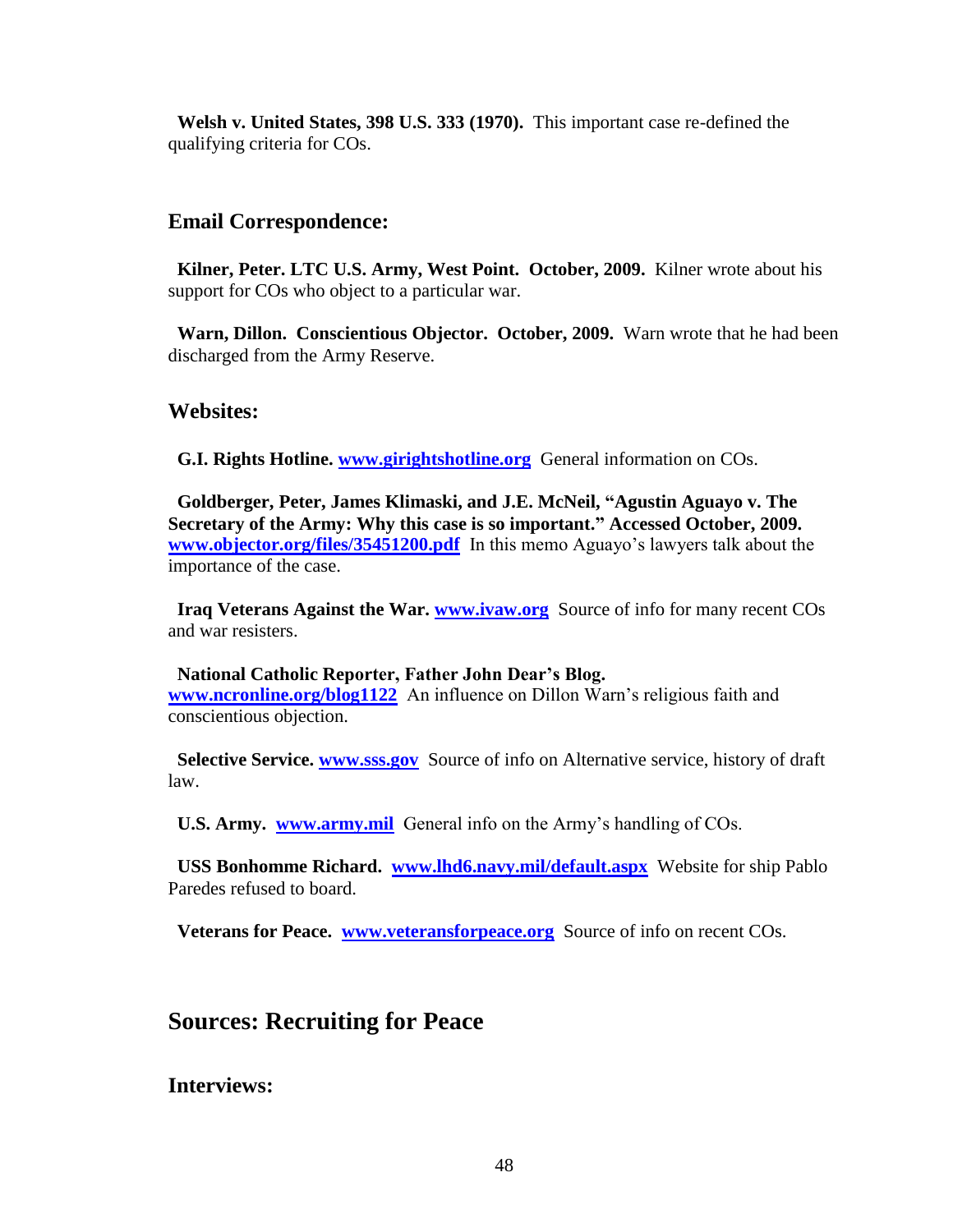**Welsh v. United States, 398 U.S. 333 (1970).** This important case re-defined the qualifying criteria for COs.

### Email Correspondence:

**Kilner, Peter. LTC U.S. Army, West Point. October, 2009.** Kilner wrote about his support for COs who object to a particular war.

**Warn, Dillon. Conscientious Objector. October, 2009.** Warn wrote that he had been discharged from the Army Reserve.

### Websites:

**G.I. Rights Hotline. www.girightshotline.org** General information on COs.

**Goldberger, Peter, James Klimaski, and J.E. McNeil, "Agustin Aguayo v. The Secretary of the Army: Why this case is so important." Accessed October, 2009. www.objector.org/files/35451200.pdf** In this memo Aguayo's lawyers talk about the importance of the case.

**Iraq Veterans Against the War. www.ivaw.org** Source of info for many recent COs and war resisters.

**National Catholic Reporter, Father John Dear's Blog. www.ncronline.org/blog1122** An influence on Dillon Warn's religious faith and conscientious objection.

**Selective Service. www.sss.gov** Source of info on Alternative service, history of draft law.

**U.S. Army. www.army.mil** General info on the Army's handling of COs.

**USS Bonhomme Richard. www.lhd6.navy.mil/default.aspx** Website for ship Pablo Paredes refused to board.

**Veterans for Peace. www.veteransforpeace.org** Source of info on recent COs.

## Sources: Recruiting for Peace

### Interviews: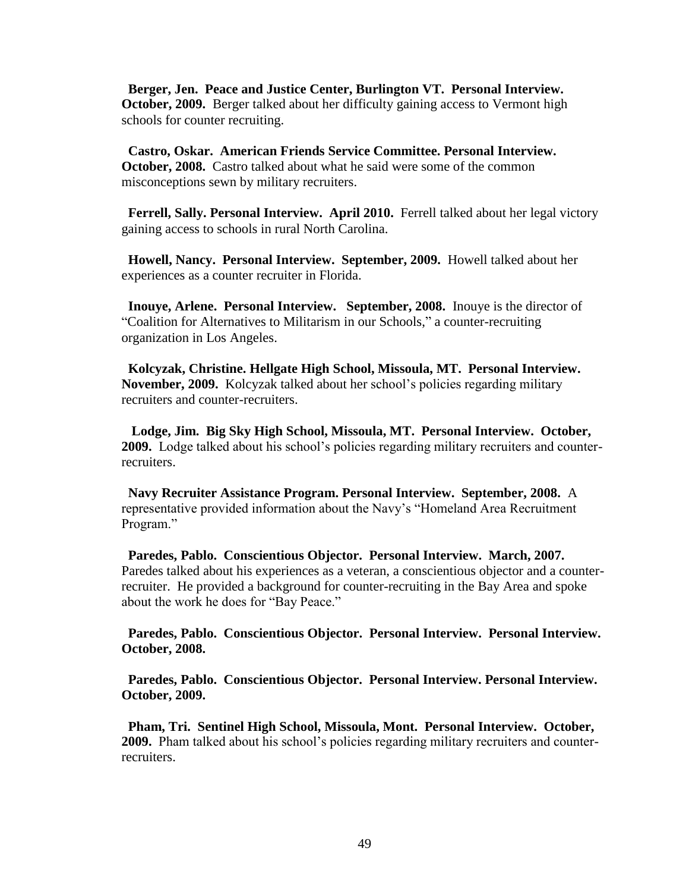**Berger, Jen. Peace and Justice Center, Burlington VT. Personal Interview. October, 2009.** Berger talked about her difficulty gaining access to Vermont high schools for counter recruiting.

**Castro, Oskar. American Friends Service Committee. Personal Interview. October, 2008.** Castro talked about what he said were some of the common misconceptions sewn by military recruiters.

**Ferrell, Sally. Personal Interview. April 2010.** Ferrell talked about her legal victory gaining access to schools in rural North Carolina.

**Howell, Nancy. Personal Interview. September, 2009.** Howell talked about her experiences as a counter recruiter in Florida.

**Inouye, Arlene. Personal Interview. September, 2008.** Inouye is the director of "Coalition for Alternatives to Militarism in our Schools," a counter-recruiting organization in Los Angeles.

**Kolcyzak, Christine. Hellgate High School, Missoula, MT. Personal Interview. November, 2009.** Kolcyzak talked about her school's policies regarding military recruiters and counter-recruiters.

**Lodge, Jim. Big Sky High School, Missoula, MT. Personal Interview. October, 2009.** Lodge talked about his school's policies regarding military recruiters and counter-recruiters.

**Navy Recruiter Assistance Program. Personal Interview. September, 2008.** A representative provided information about the Navy's "Homeland Area Recruitment Program."

**Paredes, Pablo. Conscientious Objector. Personal Interview. March, 2007.** Paredes talked about his experiences as a veteran, a conscientious objector and a counter-recruiter. He provided a background for counter-recruiting in the Bay Area and spoke about the work he does for "Bay Peace."

**Paredes, Pablo. Conscientious Objector. Personal Interview. Personal Interview. October, 2008.**

**Paredes, Pablo. Conscientious Objector. Personal Interview. Personal Interview. October, 2009.**

**Pham, Tri. Sentinel High School, Missoula, Mont. Personal Interview. October, 2009.** Pham talked about his school's policies regarding military recruiters and counter-recruiters.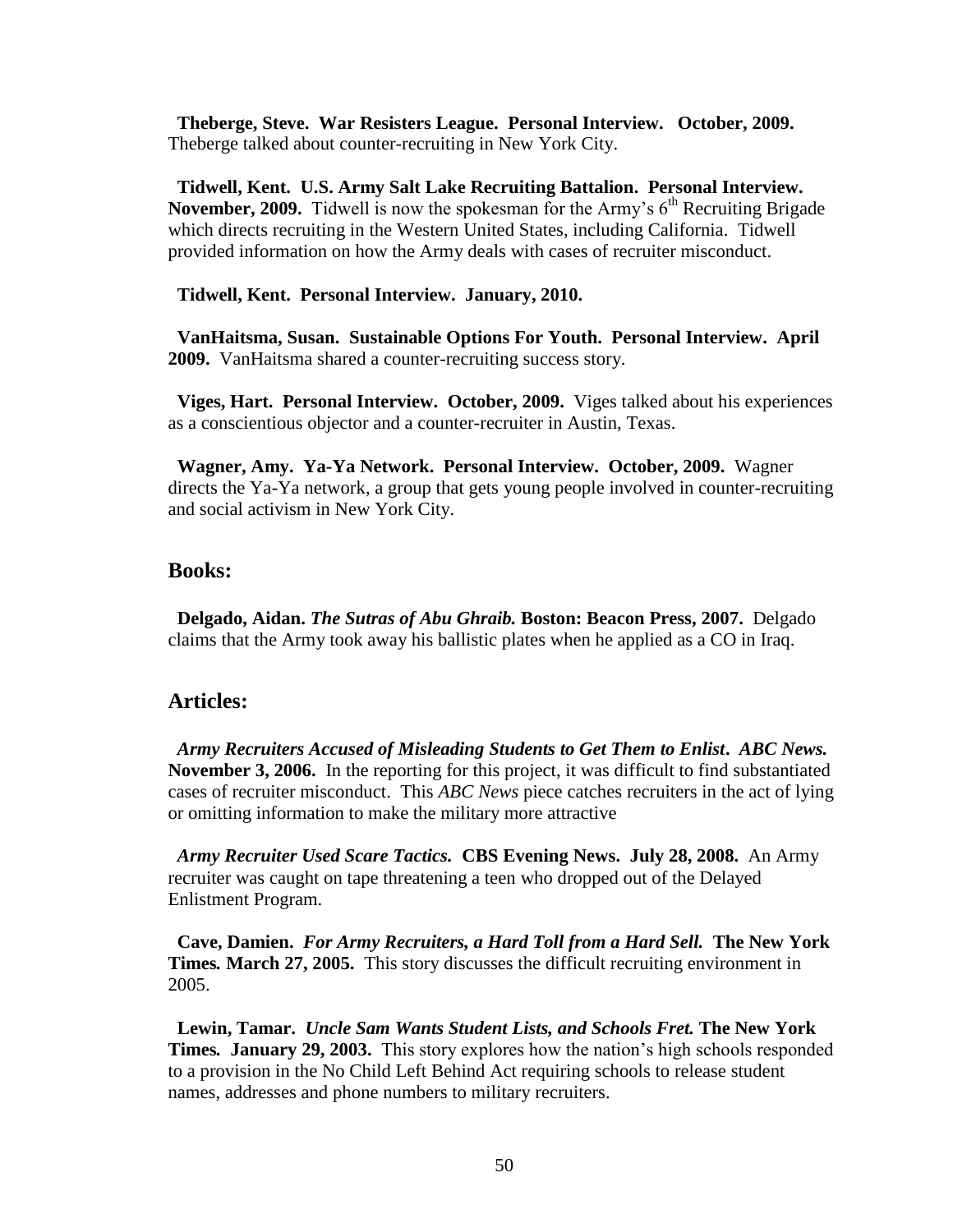**Theberge, Steve. War Resisters League. Personal Interview. October, 2009.** Theberge talked about counter-recruiting in New York City.

**Tidwell, Kent. U.S. Army Salt Lake Recruiting Battalion. Personal Interview. November, 2009.** Tidwell is now the spokesman for the Army's 6th Recruiting Brigade which directs recruiting in the Western United States, including California. Tidwell provided information on how the Army deals with cases of recruiter misconduct.

**Tidwell, Kent. Personal Interview. January, 2010.**

**VanHaitsma, Susan. Sustainable Options For Youth. Personal Interview. April 2009.** VanHaitsma shared a counter-recruiting success story.

**Viges, Hart. Personal Interview. October, 2009.** Viges talked about his experiences as a conscientious objector and a counter-recruiter in Austin, Texas.

**Wagner, Amy. Ya-Ya Network. Personal Interview. October, 2009.** Wagner directs the Ya-Ya network, a group that gets young people involved in counter-recruiting and social activism in New York City.

## Books:

**Delgado, Aidan.** ***The Sutras of Abu Ghraib.*** **Boston: Beacon Press, 2007.** Delgado claims that the Army took away his ballistic plates when he applied as a CO in Iraq.

## Articles:

***Army Recruiters Accused of Misleading Students to Get Them to Enlist. ABC News.*** **November 3, 2006.** In the reporting for this project, it was difficult to find substantiated cases of recruiter misconduct. This *ABC News* piece catches recruiters in the act of lying or omitting information to make the military more attractive

***Army Recruiter Used Scare Tactics.*** **CBS Evening News. July 28, 2008.** An Army recruiter was caught on tape threatening a teen who dropped out of the Delayed Enlistment Program.

**Cave, Damien.** ***For Army Recruiters, a Hard Toll from a Hard Sell.*** **The New York Times. March 27, 2005.** This story discusses the difficult recruiting environment in 2005.

**Lewin, Tamar.** ***Uncle Sam Wants Student Lists, and Schools Fret.*** **The New York Times. January 29, 2003.** This story explores how the nation's high schools responded to a provision in the No Child Left Behind Act requiring schools to release student names, addresses and phone numbers to military recruiters.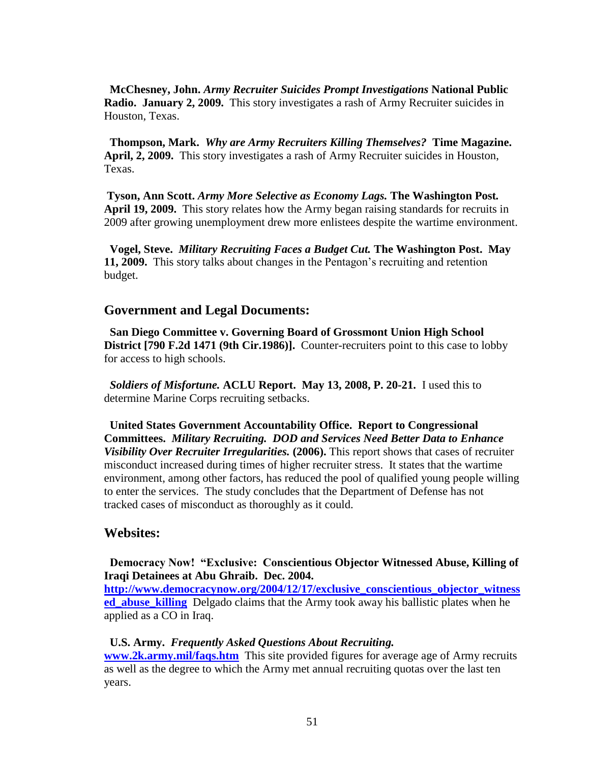**McChesney, John.** ***Army Recruiter Suicides Prompt Investigations*** **National Public Radio. January 2, 2009.** This story investigates a rash of Army Recruiter suicides in Houston, Texas.

**Thompson, Mark.** ***Why are Army Recruiters Killing Themselves?*** **Time Magazine. April, 2, 2009.** This story investigates a rash of Army Recruiter suicides in Houston, Texas.

**Tyson, Ann Scott.** ***Army More Selective as Economy Lags.*** **The Washington Post. April 19, 2009.** This story relates how the Army began raising standards for recruits in 2009 after growing unemployment drew more enlistees despite the wartime environment.

**Vogel, Steve.** ***Military Recruiting Faces a Budget Cut.*** **The Washington Post. May 11, 2009.** This story talks about changes in the Pentagon's recruiting and retention budget.

## Government and Legal Documents:

**San Diego Committee v. Governing Board of Grossmont Union High School District [790 F.2d 1471 (9th Cir.1986)].** Counter-recruiters point to this case to lobby for access to high schools.

***Soldiers of Misfortune.*** **ACLU Report. May 13, 2008, P. 20-21.** I used this to determine Marine Corps recruiting setbacks.

**United States Government Accountability Office. Report to Congressional Committees.** ***Military Recruiting. DOD and Services Need Better Data to Enhance Visibility Over Recruiter Irregularities.*** **(2006).** This report shows that cases of recruiter misconduct increased during times of higher recruiter stress. It states that the wartime environment, among other factors, has reduced the pool of qualified young people willing to enter the services. The study concludes that the Department of Defense has not tracked cases of misconduct as thoroughly as it could.

## Websites:

**Democracy Now! "Exclusive: Conscientious Objector Witnessed Abuse, Killing of Iraqi Detainees at Abu Ghraib. Dec. 2004.** **[http://www.democracynow.org/2004/12/17/exclusive_conscientious_objector_witnessed_abuse_killing](http://www.democracynow.org/2004/12/17/exclusive_conscientious_objector_witnessed_abuse_killing)** Delgado claims that the Army took away his ballistic plates when he applied as a CO in Iraq.

**U.S. Army.** ***Frequently Asked Questions About Recruiting.*** **[www.2k.army.mil/faqs.htm](www.2k.army.mil/faqs.htm)** This site provided figures for average age of Army recruits as well as the degree to which the Army met annual recruiting quotas over the last ten years.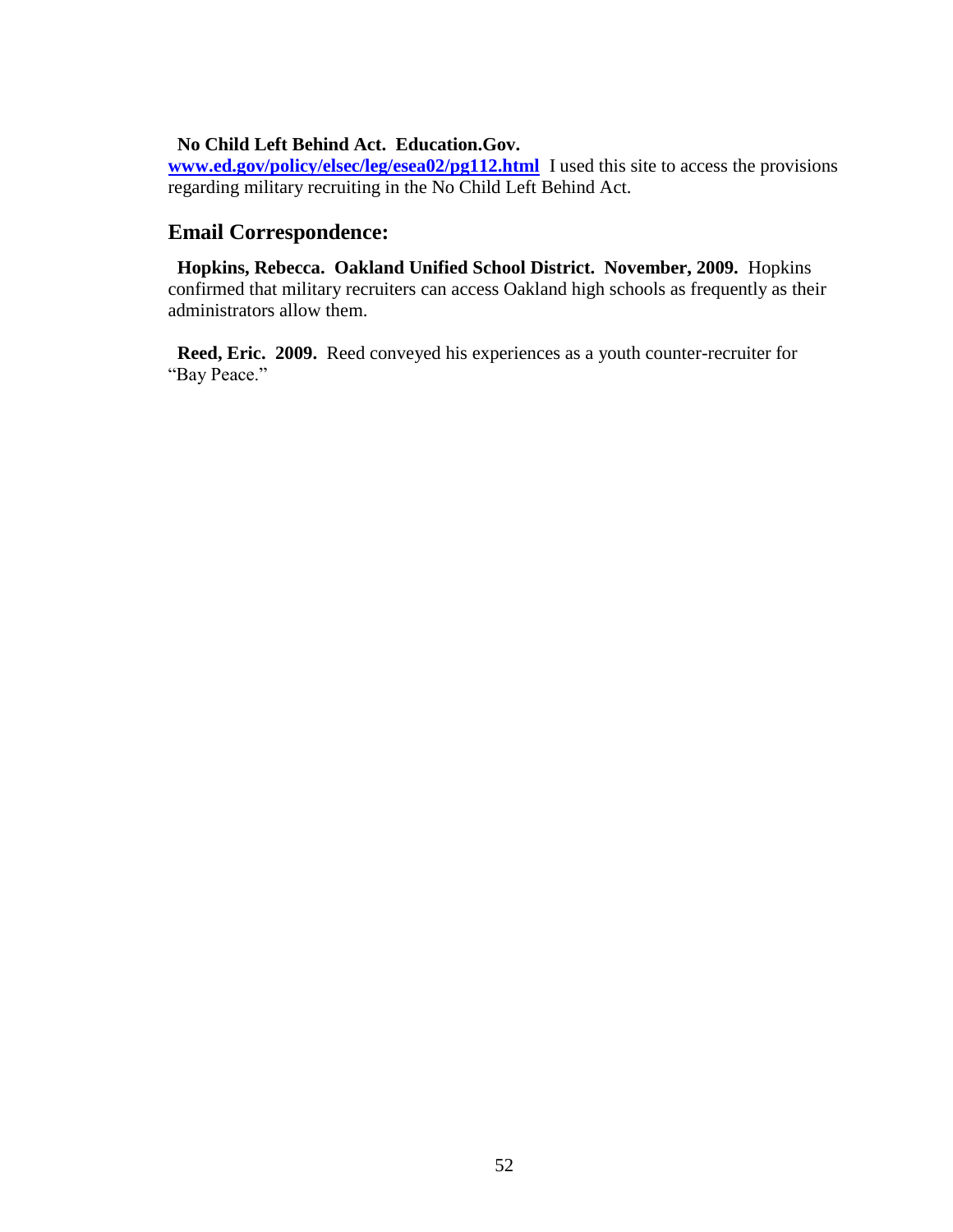**No Child Left Behind Act. Education.Gov.** [www.ed.gov/policy/elsec/leg/esea02/pg112.html](www.ed.gov/policy/elsec/leg/esea02/pg112.html) I used this site to access the provisions regarding military recruiting in the No Child Left Behind Act.

## Email Correspondence:

**Hopkins, Rebecca. Oakland Unified School District. November, 2009.** Hopkins confirmed that military recruiters can access Oakland high schools as frequently as their administrators allow them.

**Reed, Eric. 2009.** Reed conveyed his experiences as a youth counter-recruiter for "Bay Peace."